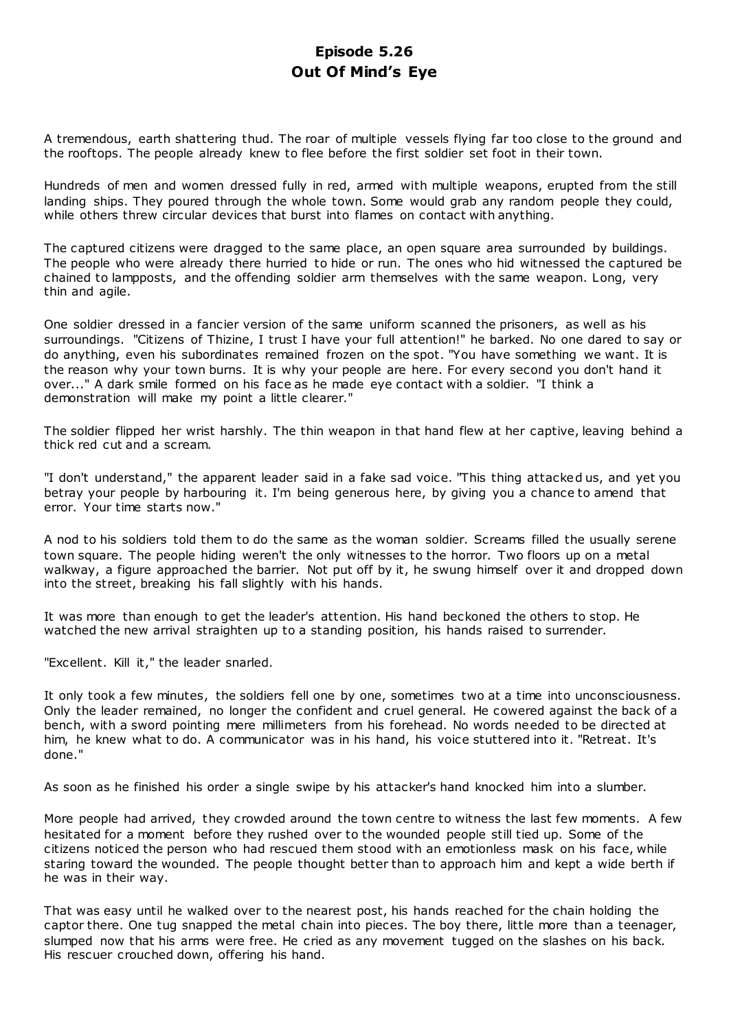# Episode 5.26
# Out Of Mind's Eye

A tremendous, earth shattering thud. The roar of multiple vessels flying far too close to the ground and the rooftops. The people already knew to flee before the first soldier set foot in their town.

Hundreds of men and women dressed fully in red, armed with multiple weapons, erupted from the still landing ships. They poured through the whole town. Some would grab any random people they could, while others threw circular devices that burst into flames on contact with anything.

The captured citizens were dragged to the same place, an open square area surrounded by buildings. The people who were already there hurried to hide or run. The ones who hid witnessed the captured be chained to lampposts, and the offending soldier arm themselves with the same weapon. Long, very thin and agile.

One soldier dressed in a fancier version of the same uniform scanned the prisoners, as well as his surroundings. "Citizens of Thizine, I trust I have your full attention!" he barked. No one dared to say or do anything, even his subordinates remained frozen on the spot. "You have something we want. It is the reason why your town burns. It is why your people are here. For every second you don't hand it over..." A dark smile formed on his face as he made eye contact with a soldier. "I think a demonstration will make my point a little clearer."

The soldier flipped her wrist harshly. The thin weapon in that hand flew at her captive, leaving behind a thick red cut and a scream.

"I don't understand," the apparent leader said in a fake sad voice. "This thing attacked us, and yet you betray your people by harbouring it. I'm being generous here, by giving you a chance to amend that error. Your time starts now."

A nod to his soldiers told them to do the same as the woman soldier. Screams filled the usually serene town square. The people hiding weren't the only witnesses to the horror. Two floors up on a metal walkway, a figure approached the barrier. Not put off by it, he swung himself over it and dropped down into the street, breaking his fall slightly with his hands.

It was more than enough to get the leader's attention. His hand beckoned the others to stop. He watched the new arrival straighten up to a standing position, his hands raised to surrender.

"Excellent. Kill it," the leader snarled.

It only took a few minutes, the soldiers fell one by one, sometimes two at a time into unconsciousness. Only the leader remained, no longer the confident and cruel general. He cowered against the back of a bench, with a sword pointing mere millimeters from his forehead. No words needed to be directed at him, he knew what to do. A communicator was in his hand, his voice stuttered into it. "Retreat. It's done."

As soon as he finished his order a single swipe by his attacker's hand knocked him into a slumber.

More people had arrived, they crowded around the town centre to witness the last few moments. A few hesitated for a moment before they rushed over to the wounded people still tied up. Some of the citizens noticed the person who had rescued them stood with an emotionless mask on his face, while staring toward the wounded. The people thought better than to approach him and kept a wide berth if he was in their way.

That was easy until he walked over to the nearest post, his hands reached for the chain holding the captor there. One tug snapped the metal chain into pieces. The boy there, little more than a teenager, slumped now that his arms were free. He cried as any movement tugged on the slashes on his back. His rescuer crouched down, offering his hand.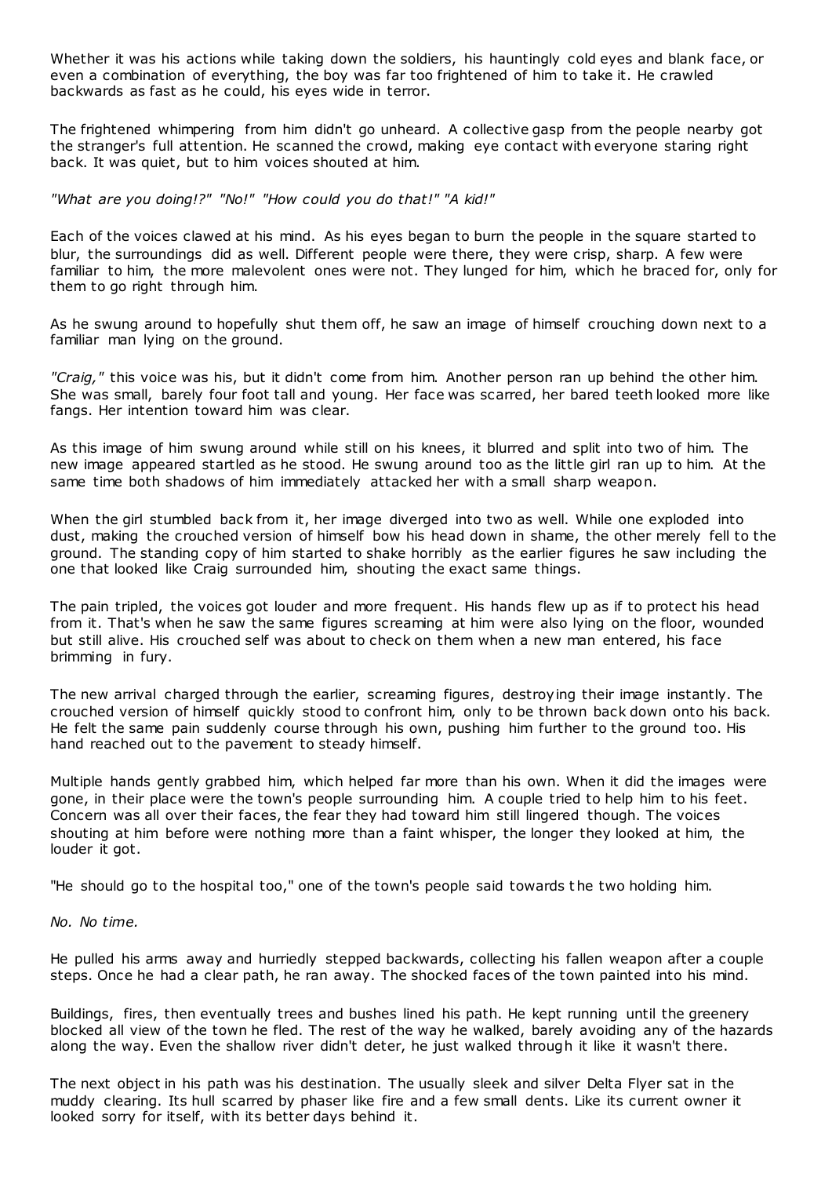Whether it was his actions while taking down the soldiers, his hauntingly cold eyes and blank face, or even a combination of everything, the boy was far too frightened of him to take it. He crawled backwards as fast as he could, his eyes wide in terror.

The frightened whimpering from him didn't go unheard. A collective gasp from the people nearby got the stranger's full attention. He scanned the crowd, making eye contact with everyone staring right back. It was quiet, but to him voices shouted at him.

*"What are you doing!?" "No!" "How could you do that!" "A kid!"*

Each of the voices clawed at his mind. As his eyes began to burn the people in the square started to blur, the surroundings did as well. Different people were there, they were crisp, sharp. A few were familiar to him, the more malevolent ones were not. They lunged for him, which he braced for, only for them to go right through him.

As he swung around to hopefully shut them off, he saw an image of himself crouching down next to a familiar man lying on the ground.

*"Craig,"* this voice was his, but it didn't come from him. Another person ran up behind the other him. She was small, barely four foot tall and young. Her face was scarred, her bared teeth looked more like fangs. Her intention toward him was clear.

As this image of him swung around while still on his knees, it blurred and split into two of him. The new image appeared startled as he stood. He swung around too as the little girl ran up to him. At the same time both shadows of him immediately attacked her with a small sharp weapon.

When the girl stumbled back from it, her image diverged into two as well. While one exploded into dust, making the crouched version of himself bow his head down in shame, the other merely fell to the ground. The standing copy of him started to shake horribly as the earlier figures he saw including the one that looked like Craig surrounded him, shouting the exact same things.

The pain tripled, the voices got louder and more frequent. His hands flew up as if to protect his head from it. That's when he saw the same figures screaming at him were also lying on the floor, wounded but still alive. His crouched self was about to check on them when a new man entered, his face brimming in fury.

The new arrival charged through the earlier, screaming figures, destroying their image instantly. The crouched version of himself quickly stood to confront him, only to be thrown back down onto his back. He felt the same pain suddenly course through his own, pushing him further to the ground too. His hand reached out to the pavement to steady himself.

Multiple hands gently grabbed him, which helped far more than his own. When it did the images were gone, in their place were the town's people surrounding him. A couple tried to help him to his feet. Concern was all over their faces, the fear they had toward him still lingered though. The voices shouting at him before were nothing more than a faint whisper, the longer they looked at him, the louder it got.

"He should go to the hospital too," one of the town's people said towards the two holding him.

*No. No time.*

He pulled his arms away and hurriedly stepped backwards, collecting his fallen weapon after a couple steps. Once he had a clear path, he ran away. The shocked faces of the town painted into his mind.

Buildings, fires, then eventually trees and bushes lined his path. He kept running until the greenery blocked all view of the town he fled. The rest of the way he walked, barely avoiding any of the hazards along the way. Even the shallow river didn't deter, he just walked through it like it wasn't there.

The next object in his path was his destination. The usually sleek and silver Delta Flyer sat in the muddy clearing. Its hull scarred by phaser like fire and a few small dents. Like its current owner it looked sorry for itself, with its better days behind it.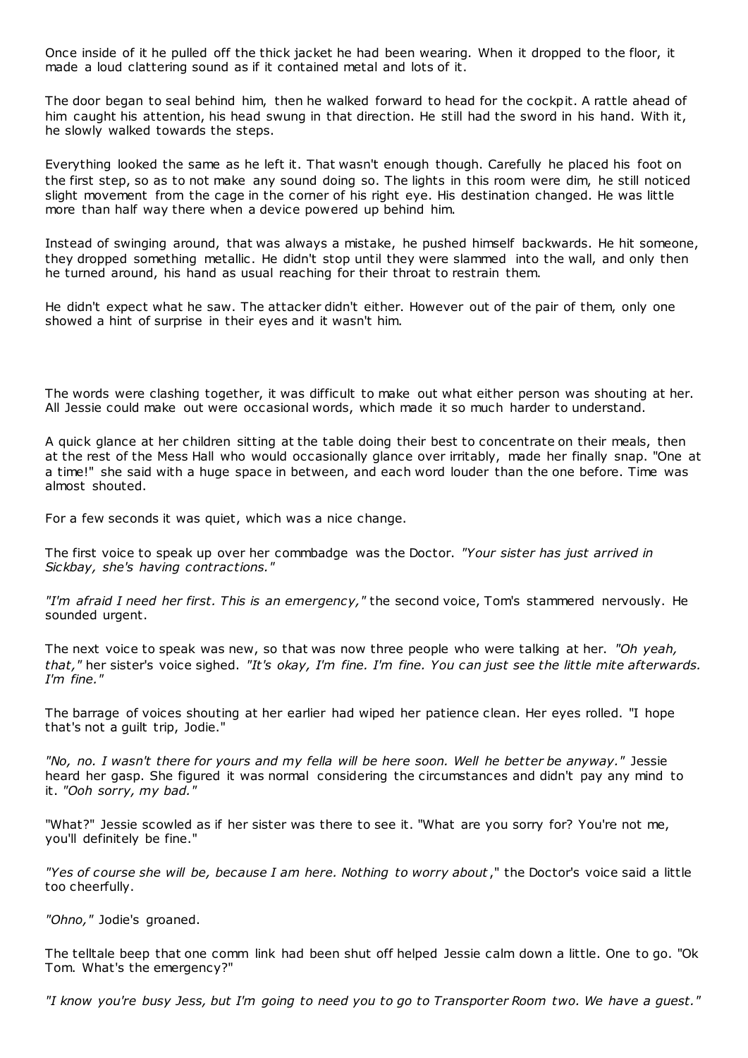Once inside of it he pulled off the thick jacket he had been wearing. When it dropped to the floor, it made a loud clattering sound as if it contained metal and lots of it.

The door began to seal behind him, then he walked forward to head for the cockpit. A rattle ahead of him caught his attention, his head swung in that direction. He still had the sword in his hand. With it, he slowly walked towards the steps.

Everything looked the same as he left it. That wasn't enough though. Carefully he placed his foot on the first step, so as to not make any sound doing so. The lights in this room were dim, he still noticed slight movement from the cage in the corner of his right eye. His destination changed. He was little more than half way there when a device powered up behind him.

Instead of swinging around, that was always a mistake, he pushed himself backwards. He hit someone, they dropped something metallic. He didn't stop until they were slammed into the wall, and only then he turned around, his hand as usual reaching for their throat to restrain them.

He didn't expect what he saw. The attacker didn't either. However out of the pair of them, only one showed a hint of surprise in their eyes and it wasn't him.

The words were clashing together, it was difficult to make out what either person was shouting at her. All Jessie could make out were occasional words, which made it so much harder to understand.

A quick glance at her children sitting at the table doing their best to concentrate on their meals, then at the rest of the Mess Hall who would occasionally glance over irritably, made her finally snap. "One at a time!" she said with a huge space in between, and each word louder than the one before. Time was almost shouted.

For a few seconds it was quiet, which was a nice change.

The first voice to speak up over her commbadge was the Doctor. *"Your sister has just arrived in Sickbay, she's having contractions."*

*"I'm afraid I need her first. This is an emergency,"* the second voice, Tom's stammered nervously. He sounded urgent.

The next voice to speak was new, so that was now three people who were talking at her. *"Oh yeah, that,"* her sister's voice sighed. *"It's okay, I'm fine. I'm fine. You can just see the little mite afterwards. I'm fine."*

The barrage of voices shouting at her earlier had wiped her patience clean. Her eyes rolled. "I hope that's not a guilt trip, Jodie."

*"No, no. I wasn't there for yours and my fella will be here soon. Well he better be anyway."* Jessie heard her gasp. She figured it was normal considering the circumstances and didn't pay any mind to it. *"Ooh sorry, my bad."*

"What?" Jessie scowled as if her sister was there to see it. "What are you sorry for? You're not me, you'll definitely be fine."

*"Yes of course she will be, because I am here. Nothing to worry about,"* the Doctor's voice said a little too cheerfully.

*"Ohno,"* Jodie's groaned.

The telltale beep that one comm link had been shut off helped Jessie calm down a little. One to go. "Ok Tom. What's the emergency?"

*"I know you're busy Jess, but I'm going to need you to go to Transporter Room two. We have a guest."*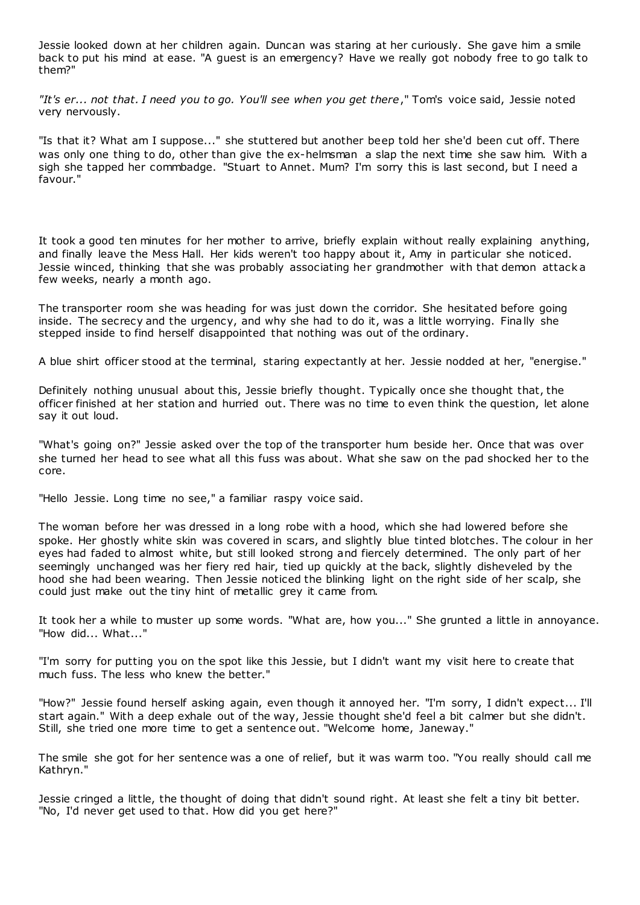Jessie looked down at her children again. Duncan was staring at her curiously. She gave him a smile back to put his mind at ease. "A guest is an emergency? Have we really got nobody free to go talk to them?"

*"It's er... not that. I need you to go. You'll see when you get there*," Tom's voice said, Jessie noted very nervously.

"Is that it? What am I suppose..." she stuttered but another beep told her she'd been cut off. There was only one thing to do, other than give the ex-helmsman a slap the next time she saw him. With a sigh she tapped her commbadge. "Stuart to Annet. Mum? I'm sorry this is last second, but I need a favour."

It took a good ten minutes for her mother to arrive, briefly explain without really explaining anything, and finally leave the Mess Hall. Her kids weren't too happy about it, Amy in particular she noticed. Jessie winced, thinking that she was probably associating her grandmother with that demon attack a few weeks, nearly a month ago.

The transporter room she was heading for was just down the corridor. She hesitated before going inside. The secrecy and the urgency, and why she had to do it, was a little worrying. Finally she stepped inside to find herself disappointed that nothing was out of the ordinary.

A blue shirt officer stood at the terminal, staring expectantly at her. Jessie nodded at her, "energise."

Definitely nothing unusual about this, Jessie briefly thought. Typically once she thought that, the officer finished at her station and hurried out. There was no time to even think the question, let alone say it out loud.

"What's going on?" Jessie asked over the top of the transporter hum beside her. Once that was over she turned her head to see what all this fuss was about. What she saw on the pad shocked her to the core.

"Hello Jessie. Long time no see," a familiar raspy voice said.

The woman before her was dressed in a long robe with a hood, which she had lowered before she spoke. Her ghostly white skin was covered in scars, and slightly blue tinted blotches. The colour in her eyes had faded to almost white, but still looked strong and fiercely determined. The only part of her seemingly unchanged was her fiery red hair, tied up quickly at the back, slightly disheveled by the hood she had been wearing. Then Jessie noticed the blinking light on the right side of her scalp, she could just make out the tiny hint of metallic grey it came from.

It took her a while to muster up some words. "What are, how you..." She grunted a little in annoyance. "How did... What..."

"I'm sorry for putting you on the spot like this Jessie, but I didn't want my visit here to create that much fuss. The less who knew the better."

"How?" Jessie found herself asking again, even though it annoyed her. "I'm sorry, I didn't expect... I'll start again." With a deep exhale out of the way, Jessie thought she'd feel a bit calmer but she didn't. Still, she tried one more time to get a sentence out. "Welcome home, Janeway."

The smile she got for her sentence was a one of relief, but it was warm too. "You really should call me Kathryn."

Jessie cringed a little, the thought of doing that didn't sound right. At least she felt a tiny bit better. "No, I'd never get used to that. How did you get here?"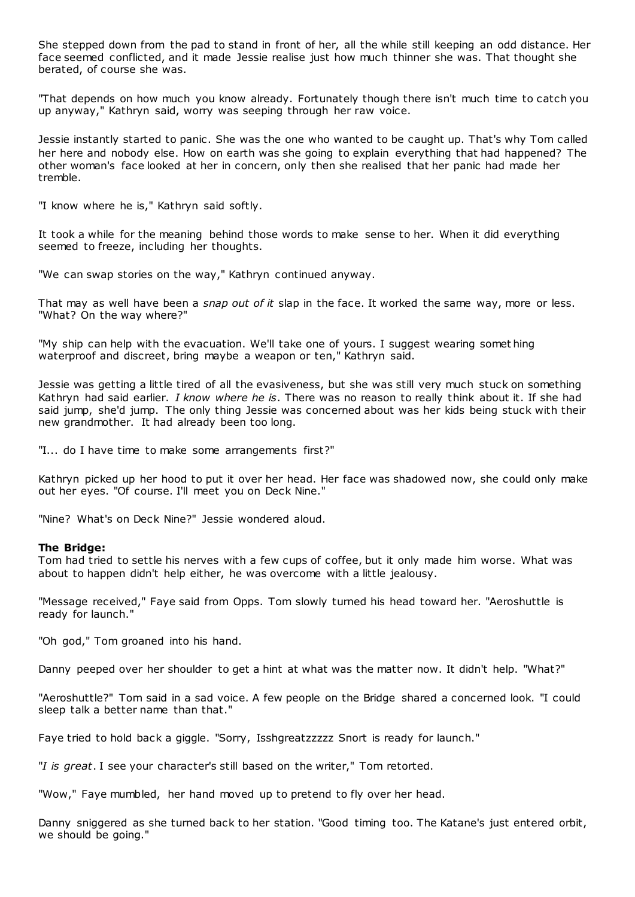She stepped down from the pad to stand in front of her, all the while still keeping an odd distance. Her face seemed conflicted, and it made Jessie realise just how much thinner she was. That thought she berated, of course she was.

"That depends on how much you know already. Fortunately though there isn't much time to catch you up anyway," Kathryn said, worry was seeping through her raw voice.

Jessie instantly started to panic. She was the one who wanted to be caught up. That's why Tom called her here and nobody else. How on earth was she going to explain everything that had happened? The other woman's face looked at her in concern, only then she realised that her panic had made her tremble.

"I know where he is," Kathryn said softly.

It took a while for the meaning behind those words to make sense to her. When it did everything seemed to freeze, including her thoughts.

"We can swap stories on the way," Kathryn continued anyway.

That may as well have been a *snap out of it* slap in the face. It worked the same way, more or less. "What? On the way where?"

"My ship can help with the evacuation. We'll take one of yours. I suggest wearing something waterproof and discreet, bring maybe a weapon or ten," Kathryn said.

Jessie was getting a little tired of all the evasiveness, but she was still very much stuck on something Kathryn had said earlier. *I know where he is*. There was no reason to really think about it. If she had said jump, she'd jump. The only thing Jessie was concerned about was her kids being stuck with their new grandmother. It had already been too long.

"I... do I have time to make some arrangements first?"

Kathryn picked up her hood to put it over her head. Her face was shadowed now, she could only make out her eyes. "Of course. I'll meet you on Deck Nine."

"Nine? What's on Deck Nine?" Jessie wondered aloud.

**The Bridge:**
Tom had tried to settle his nerves with a few cups of coffee, but it only made him worse. What was about to happen didn't help either, he was overcome with a little jealousy.

"Message received," Faye said from Opps. Tom slowly turned his head toward her. "Aeroshuttle is ready for launch."

"Oh god," Tom groaned into his hand.

Danny peeped over her shoulder to get a hint at what was the matter now. It didn't help. "What?"

"Aeroshuttle?" Tom said in a sad voice. A few people on the Bridge shared a concerned look. "I could sleep talk a better name than that."

Faye tried to hold back a giggle. "Sorry, Isshgreatzzzzz Snort is ready for launch."

"*I is great*. I see your character's still based on the writer," Tom retorted.

"Wow," Faye mumbled, her hand moved up to pretend to fly over her head.

Danny sniggered as she turned back to her station. "Good timing too. The Katane's just entered orbit, we should be going."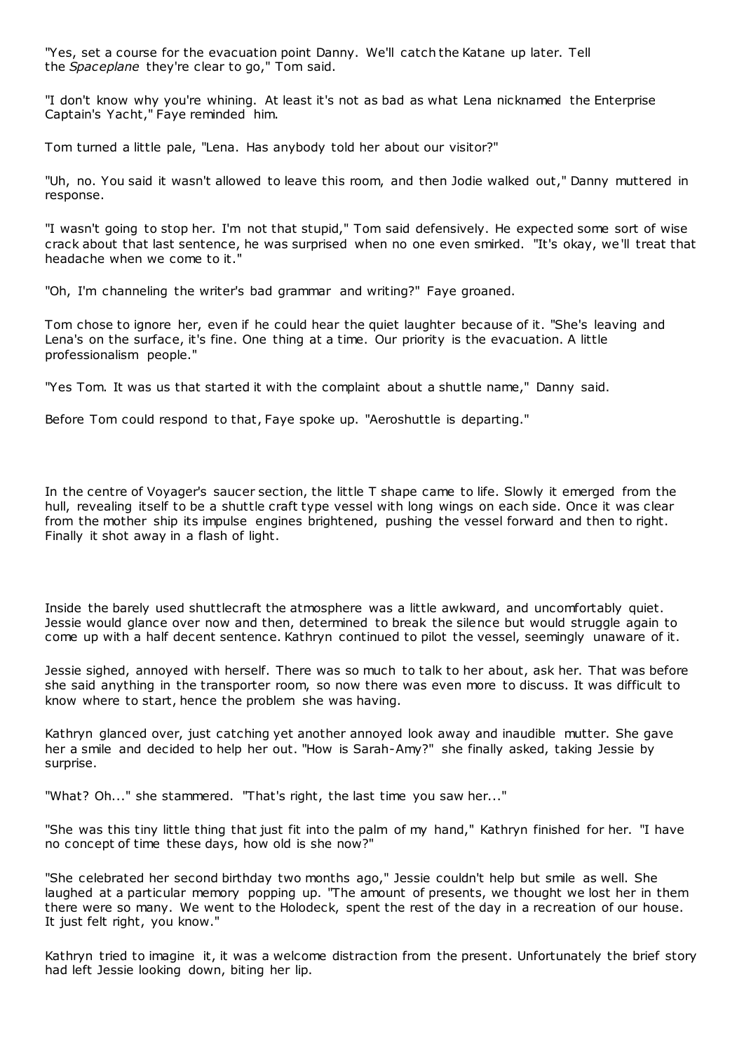"Yes, set a course for the evacuation point Danny. We'll catch the Katane up later. Tell the *Spaceplane* they're clear to go," Tom said.

"I don't know why you're whining. At least it's not as bad as what Lena nicknamed the Enterprise Captain's Yacht," Faye reminded him.

Tom turned a little pale, "Lena. Has anybody told her about our visitor?"

"Uh, no. You said it wasn't allowed to leave this room, and then Jodie walked out," Danny muttered in response.

"I wasn't going to stop her. I'm not that stupid," Tom said defensively. He expected some sort of wise crack about that last sentence, he was surprised when no one even smirked. "It's okay, we'll treat that headache when we come to it."

"Oh, I'm channeling the writer's bad grammar and writing?" Faye groaned.

Tom chose to ignore her, even if he could hear the quiet laughter because of it. "She's leaving and Lena's on the surface, it's fine. One thing at a time. Our priority is the evacuation. A little professionalism people."

"Yes Tom. It was us that started it with the complaint about a shuttle name," Danny said.

Before Tom could respond to that, Faye spoke up. "Aeroshuttle is departing."

In the centre of Voyager's saucer section, the little T shape came to life. Slowly it emerged from the hull, revealing itself to be a shuttle craft type vessel with long wings on each side. Once it was clear from the mother ship its impulse engines brightened, pushing the vessel forward and then to right. Finally it shot away in a flash of light.

Inside the barely used shuttlecraft the atmosphere was a little awkward, and uncomfortably quiet. Jessie would glance over now and then, determined to break the silence but would struggle again to come up with a half decent sentence. Kathryn continued to pilot the vessel, seemingly unaware of it.

Jessie sighed, annoyed with herself. There was so much to talk to her about, ask her. That was before she said anything in the transporter room, so now there was even more to discuss. It was difficult to know where to start, hence the problem she was having.

Kathryn glanced over, just catching yet another annoyed look away and inaudible mutter. She gave her a smile and decided to help her out. "How is Sarah-Amy?" she finally asked, taking Jessie by surprise.

"What? Oh..." she stammered. "That's right, the last time you saw her..."

"She was this tiny little thing that just fit into the palm of my hand," Kathryn finished for her. "I have no concept of time these days, how old is she now?"

"She celebrated her second birthday two months ago," Jessie couldn't help but smile as well. She laughed at a particular memory popping up. "The amount of presents, we thought we lost her in them there were so many. We went to the Holodeck, spent the rest of the day in a recreation of our house. It just felt right, you know."

Kathryn tried to imagine it, it was a welcome distraction from the present. Unfortunately the brief story had left Jessie looking down, biting her lip.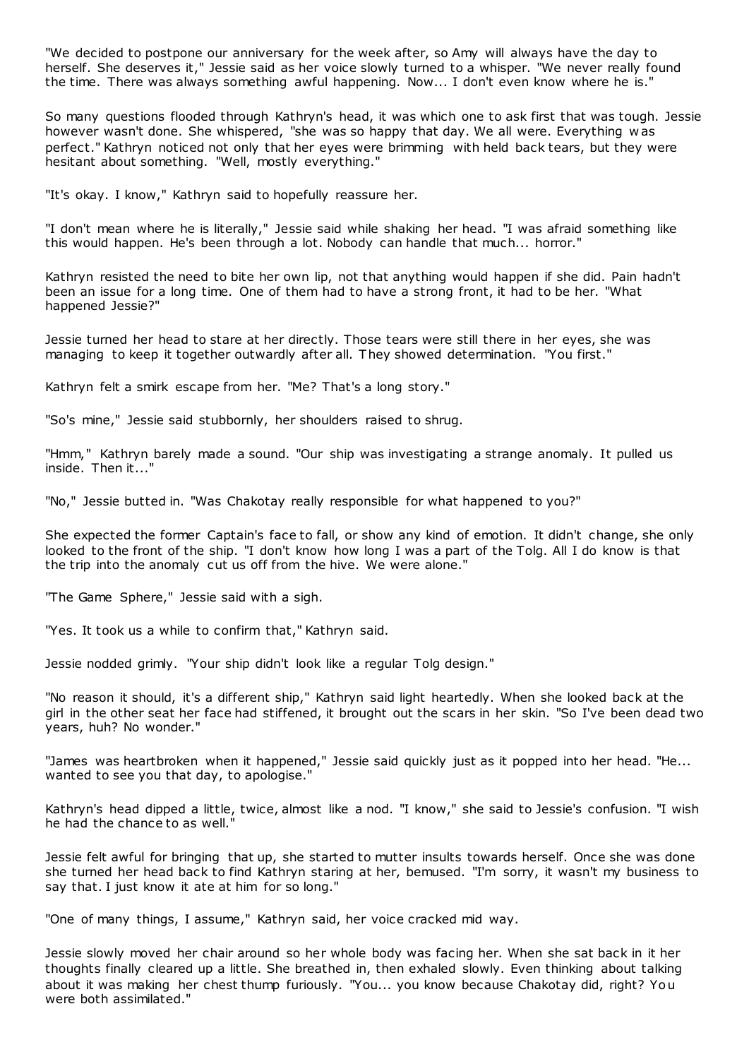"We decided to postpone our anniversary for the week after, so Amy will always have the day to herself. She deserves it," Jessie said as her voice slowly turned to a whisper. "We never really found the time. There was always something awful happening. Now... I don't even know where he is."

So many questions flooded through Kathryn's head, it was which one to ask first that was tough. Jessie however wasn't done. She whispered, "she was so happy that day. We all were. Everything was perfect." Kathryn noticed not only that her eyes were brimming with held back tears, but they were hesitant about something. "Well, mostly everything."

"It's okay. I know," Kathryn said to hopefully reassure her.

"I don't mean where he is literally," Jessie said while shaking her head. "I was afraid something like this would happen. He's been through a lot. Nobody can handle that much... horror."

Kathryn resisted the need to bite her own lip, not that anything would happen if she did. Pain hadn't been an issue for a long time. One of them had to have a strong front, it had to be her. "What happened Jessie?"

Jessie turned her head to stare at her directly. Those tears were still there in her eyes, she was managing to keep it together outwardly after all. They showed determination. "You first."

Kathryn felt a smirk escape from her. "Me? That's a long story."

"So's mine," Jessie said stubbornly, her shoulders raised to shrug.

"Hmm," Kathryn barely made a sound. "Our ship was investigating a strange anomaly. It pulled us inside. Then it..."

"No," Jessie butted in. "Was Chakotay really responsible for what happened to you?"

She expected the former Captain's face to fall, or show any kind of emotion. It didn't change, she only looked to the front of the ship. "I don't know how long I was a part of the Tolg. All I do know is that the trip into the anomaly cut us off from the hive. We were alone."

"The Game Sphere," Jessie said with a sigh.

"Yes. It took us a while to confirm that," Kathryn said.

Jessie nodded grimly. "Your ship didn't look like a regular Tolg design."

"No reason it should, it's a different ship," Kathryn said light heartedly. When she looked back at the girl in the other seat her face had stiffened, it brought out the scars in her skin. "So I've been dead two years, huh? No wonder."

"James was heartbroken when it happened," Jessie said quickly just as it popped into her head. "He... wanted to see you that day, to apologise."

Kathryn's head dipped a little, twice, almost like a nod. "I know," she said to Jessie's confusion. "I wish he had the chance to as well."

Jessie felt awful for bringing that up, she started to mutter insults towards herself. Once she was done she turned her head back to find Kathryn staring at her, bemused. "I'm sorry, it wasn't my business to say that. I just know it ate at him for so long."

"One of many things, I assume," Kathryn said, her voice cracked mid way.

Jessie slowly moved her chair around so her whole body was facing her. When she sat back in it her thoughts finally cleared up a little. She breathed in, then exhaled slowly. Even thinking about talking about it was making her chest thump furiously. "You... you know because Chakotay did, right? You were both assimilated."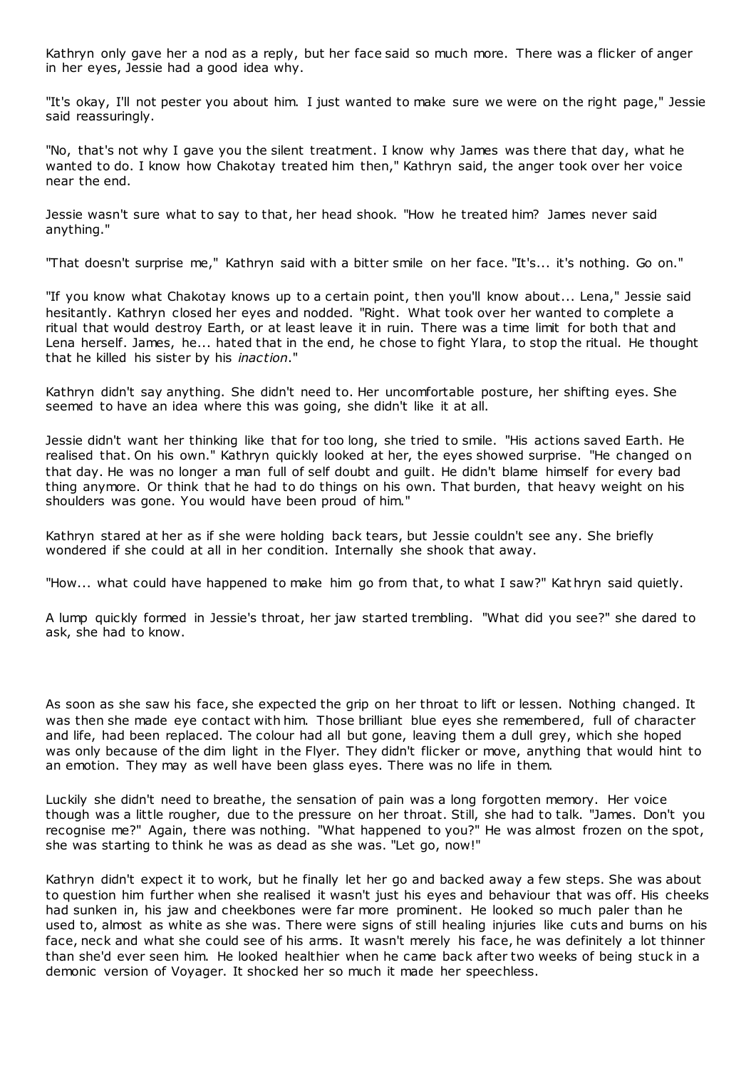Kathryn only gave her a nod as a reply, but her face said so much more. There was a flicker of anger in her eyes, Jessie had a good idea why.

"It's okay, I'll not pester you about him. I just wanted to make sure we were on the right page," Jessie said reassuringly.

"No, that's not why I gave you the silent treatment. I know why James was there that day, what he wanted to do. I know how Chakotay treated him then," Kathryn said, the anger took over her voice near the end.

Jessie wasn't sure what to say to that, her head shook. "How he treated him? James never said anything."

"That doesn't surprise me," Kathryn said with a bitter smile on her face. "It's... it's nothing. Go on."

"If you know what Chakotay knows up to a certain point, then you'll know about... Lena," Jessie said hesitantly. Kathryn closed her eyes and nodded. "Right. What took over her wanted to complete a ritual that would destroy Earth, or at least leave it in ruin. There was a time limit for both that and Lena herself. James, he... hated that in the end, he chose to fight Ylara, to stop the ritual. He thought that he killed his sister by his *inaction*."

Kathryn didn't say anything. She didn't need to. Her uncomfortable posture, her shifting eyes. She seemed to have an idea where this was going, she didn't like it at all.

Jessie didn't want her thinking like that for too long, she tried to smile. "His actions saved Earth. He realised that. On his own." Kathryn quickly looked at her, the eyes showed surprise. "He changed on that day. He was no longer a man full of self doubt and guilt. He didn't blame himself for every bad thing anymore. Or think that he had to do things on his own. That burden, that heavy weight on his shoulders was gone. You would have been proud of him."

Kathryn stared at her as if she were holding back tears, but Jessie couldn't see any. She briefly wondered if she could at all in her condition. Internally she shook that away.

"How... what could have happened to make him go from that, to what I saw?" Kathryn said quietly.

A lump quickly formed in Jessie's throat, her jaw started trembling. "What did you see?" she dared to ask, she had to know.

As soon as she saw his face, she expected the grip on her throat to lift or lessen. Nothing changed. It was then she made eye contact with him. Those brilliant blue eyes she remembered, full of character and life, had been replaced. The colour had all but gone, leaving them a dull grey, which she hoped was only because of the dim light in the Flyer. They didn't flicker or move, anything that would hint to an emotion. They may as well have been glass eyes. There was no life in them.

Luckily she didn't need to breathe, the sensation of pain was a long forgotten memory. Her voice though was a little rougher, due to the pressure on her throat. Still, she had to talk. "James. Don't you recognise me?" Again, there was nothing. "What happened to you?" He was almost frozen on the spot, she was starting to think he was as dead as she was. "Let go, now!"

Kathryn didn't expect it to work, but he finally let her go and backed away a few steps. She was about to question him further when she realised it wasn't just his eyes and behaviour that was off. His cheeks had sunken in, his jaw and cheekbones were far more prominent. He looked so much paler than he used to, almost as white as she was. There were signs of still healing injuries like cuts and burns on his face, neck and what she could see of his arms. It wasn't merely his face, he was definitely a lot thinner than she'd ever seen him. He looked healthier when he came back after two weeks of being stuck in a demonic version of Voyager. It shocked her so much it made her speechless.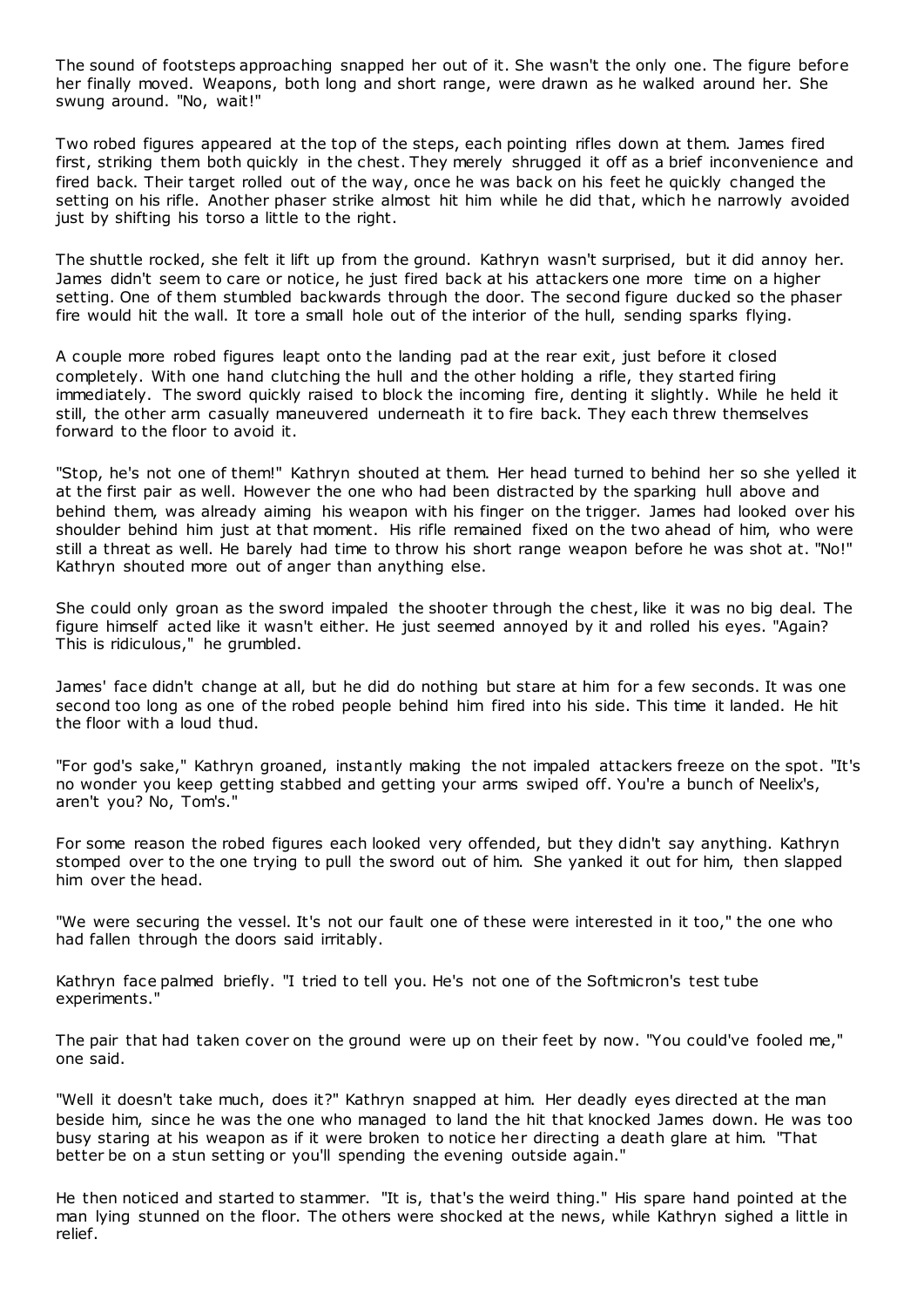The sound of footsteps approaching snapped her out of it. She wasn't the only one. The figure before her finally moved. Weapons, both long and short range, were drawn as he walked around her. She swung around. "No, wait!"

Two robed figures appeared at the top of the steps, each pointing rifles down at them. James fired first, striking them both quickly in the chest. They merely shrugged it off as a brief inconvenience and fired back. Their target rolled out of the way, once he was back on his feet he quickly changed the setting on his rifle. Another phaser strike almost hit him while he did that, which he narrowly avoided just by shifting his torso a little to the right.

The shuttle rocked, she felt it lift up from the ground. Kathryn wasn't surprised, but it did annoy her. James didn't seem to care or notice, he just fired back at his attackers one more time on a higher setting. One of them stumbled backwards through the door. The second figure ducked so the phaser fire would hit the wall. It tore a small hole out of the interior of the hull, sending sparks flying.

A couple more robed figures leapt onto the landing pad at the rear exit, just before it closed completely. With one hand clutching the hull and the other holding a rifle, they started firing immediately. The sword quickly raised to block the incoming fire, denting it slightly. While he held it still, the other arm casually maneuvered underneath it to fire back. They each threw themselves forward to the floor to avoid it.

"Stop, he's not one of them!" Kathryn shouted at them. Her head turned to behind her so she yelled it at the first pair as well. However the one who had been distracted by the sparking hull above and behind them, was already aiming his weapon with his finger on the trigger. James had looked over his shoulder behind him just at that moment. His rifle remained fixed on the two ahead of him, who were still a threat as well. He barely had time to throw his short range weapon before he was shot at. "No!" Kathryn shouted more out of anger than anything else.

She could only groan as the sword impaled the shooter through the chest, like it was no big deal. The figure himself acted like it wasn't either. He just seemed annoyed by it and rolled his eyes. "Again? This is ridiculous," he grumbled.

James' face didn't change at all, but he did do nothing but stare at him for a few seconds. It was one second too long as one of the robed people behind him fired into his side. This time it landed. He hit the floor with a loud thud.

"For god's sake," Kathryn groaned, instantly making the not impaled attackers freeze on the spot. "It's no wonder you keep getting stabbed and getting your arms swiped off. You're a bunch of Neelix's, aren't you? No, Tom's."

For some reason the robed figures each looked very offended, but they didn't say anything. Kathryn stomped over to the one trying to pull the sword out of him. She yanked it out for him, then slapped him over the head.

"We were securing the vessel. It's not our fault one of these were interested in it too," the one who had fallen through the doors said irritably.

Kathryn face palmed briefly. "I tried to tell you. He's not one of the Softmicron's test tube experiments."

The pair that had taken cover on the ground were up on their feet by now. "You could've fooled me," one said.

"Well it doesn't take much, does it?" Kathryn snapped at him. Her deadly eyes directed at the man beside him, since he was the one who managed to land the hit that knocked James down. He was too busy staring at his weapon as if it were broken to notice her directing a death glare at him. "That better be on a stun setting or you'll spending the evening outside again."

He then noticed and started to stammer. "It is, that's the weird thing." His spare hand pointed at the man lying stunned on the floor. The others were shocked at the news, while Kathryn sighed a little in relief.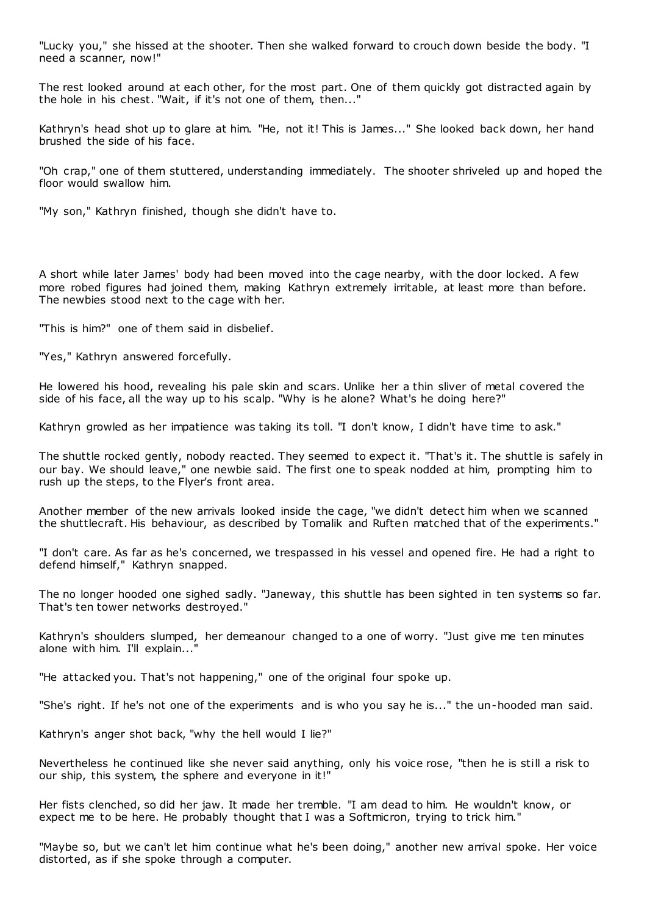"Lucky you," she hissed at the shooter. Then she walked forward to crouch down beside the body. "I need a scanner, now!"

The rest looked around at each other, for the most part. One of them quickly got distracted again by the hole in his chest. "Wait, if it's not one of them, then..."

Kathryn's head shot up to glare at him. "He, not it! This is James..." She looked back down, her hand brushed the side of his face.

"Oh crap," one of them stuttered, understanding immediately. The shooter shriveled up and hoped the floor would swallow him.

"My son," Kathryn finished, though she didn't have to.

A short while later James' body had been moved into the cage nearby, with the door locked. A few more robed figures had joined them, making Kathryn extremely irritable, at least more than before. The newbies stood next to the cage with her.

"This is him?" one of them said in disbelief.

"Yes," Kathryn answered forcefully.

He lowered his hood, revealing his pale skin and scars. Unlike her a thin sliver of metal covered the side of his face, all the way up to his scalp. "Why is he alone? What's he doing here?"

Kathryn growled as her impatience was taking its toll. "I don't know, I didn't have time to ask."

The shuttle rocked gently, nobody reacted. They seemed to expect it. "That's it. The shuttle is safely in our bay. We should leave," one newbie said. The first one to speak nodded at him, prompting him to rush up the steps, to the Flyer's front area.

Another member of the new arrivals looked inside the cage, "we didn't detect him when we scanned the shuttlecraft. His behaviour, as described by Tomalik and Ruften matched that of the experiments."

"I don't care. As far as he's concerned, we trespassed in his vessel and opened fire. He had a right to defend himself," Kathryn snapped.

The no longer hooded one sighed sadly. "Janeway, this shuttle has been sighted in ten systems so far. That's ten tower networks destroyed."

Kathryn's shoulders slumped, her demeanour changed to a one of worry. "Just give me ten minutes alone with him. I'll explain..."

"He attacked you. That's not happening," one of the original four spoke up.

"She's right. If he's not one of the experiments and is who you say he is..." the un-hooded man said.

Kathryn's anger shot back, "why the hell would I lie?"

Nevertheless he continued like she never said anything, only his voice rose, "then he is still a risk to our ship, this system, the sphere and everyone in it!"

Her fists clenched, so did her jaw. It made her tremble. "I am dead to him. He wouldn't know, or expect me to be here. He probably thought that I was a Softmicron, trying to trick him."

"Maybe so, but we can't let him continue what he's been doing," another new arrival spoke. Her voice distorted, as if she spoke through a computer.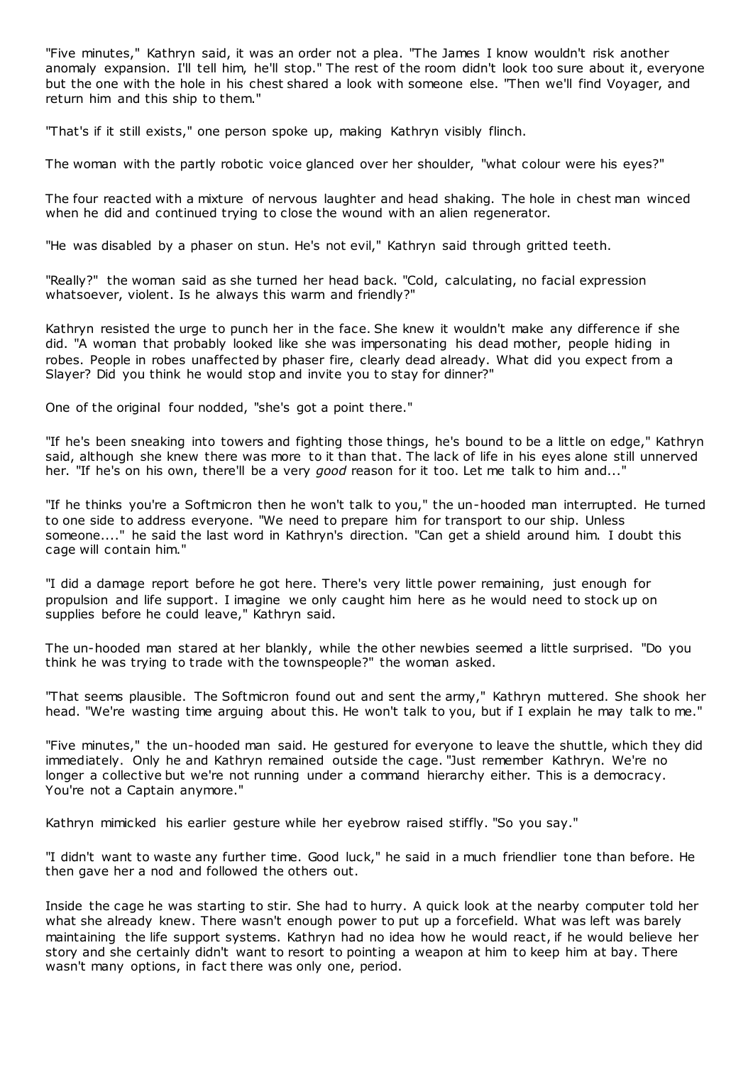"Five minutes," Kathryn said, it was an order not a plea. "The James I know wouldn't risk another anomaly expansion. I'll tell him, he'll stop." The rest of the room didn't look too sure about it, everyone but the one with the hole in his chest shared a look with someone else. "Then we'll find Voyager, and return him and this ship to them."

"That's if it still exists," one person spoke up, making Kathryn visibly flinch.

The woman with the partly robotic voice glanced over her shoulder, "what colour were his eyes?"

The four reacted with a mixture of nervous laughter and head shaking. The hole in chest man winced when he did and continued trying to close the wound with an alien regenerator.

"He was disabled by a phaser on stun. He's not evil," Kathryn said through gritted teeth.

"Really?" the woman said as she turned her head back. "Cold, calculating, no facial expression whatsoever, violent. Is he always this warm and friendly?"

Kathryn resisted the urge to punch her in the face. She knew it wouldn't make any difference if she did. "A woman that probably looked like she was impersonating his dead mother, people hiding in robes. People in robes unaffected by phaser fire, clearly dead already. What did you expect from a Slayer? Did you think he would stop and invite you to stay for dinner?"

One of the original four nodded, "she's got a point there."

"If he's been sneaking into towers and fighting those things, he's bound to be a little on edge," Kathryn said, although she knew there was more to it than that. The lack of life in his eyes alone still unnerved her. "If he's on his own, there'll be a very *good* reason for it too. Let me talk to him and..."

"If he thinks you're a Softmicron then he won't talk to you," the un-hooded man interrupted. He turned to one side to address everyone. "We need to prepare him for transport to our ship. Unless someone...." he said the last word in Kathryn's direction. "Can get a shield around him. I doubt this cage will contain him."

"I did a damage report before he got here. There's very little power remaining, just enough for propulsion and life support. I imagine we only caught him here as he would need to stock up on supplies before he could leave," Kathryn said.

The un-hooded man stared at her blankly, while the other newbies seemed a little surprised. "Do you think he was trying to trade with the townspeople?" the woman asked.

"That seems plausible. The Softmicron found out and sent the army," Kathryn muttered. She shook her head. "We're wasting time arguing about this. He won't talk to you, but if I explain he may talk to me."

"Five minutes," the un-hooded man said. He gestured for everyone to leave the shuttle, which they did immediately. Only he and Kathryn remained outside the cage. "Just remember Kathryn. We're no longer a collective but we're not running under a command hierarchy either. This is a democracy. You're not a Captain anymore."

Kathryn mimicked his earlier gesture while her eyebrow raised stiffly. "So you say."

"I didn't want to waste any further time. Good luck," he said in a much friendlier tone than before. He then gave her a nod and followed the others out.

Inside the cage he was starting to stir. She had to hurry. A quick look at the nearby computer told her what she already knew. There wasn't enough power to put up a forcefield. What was left was barely maintaining the life support systems. Kathryn had no idea how he would react, if he would believe her story and she certainly didn't want to resort to pointing a weapon at him to keep him at bay. There wasn't many options, in fact there was only one, period.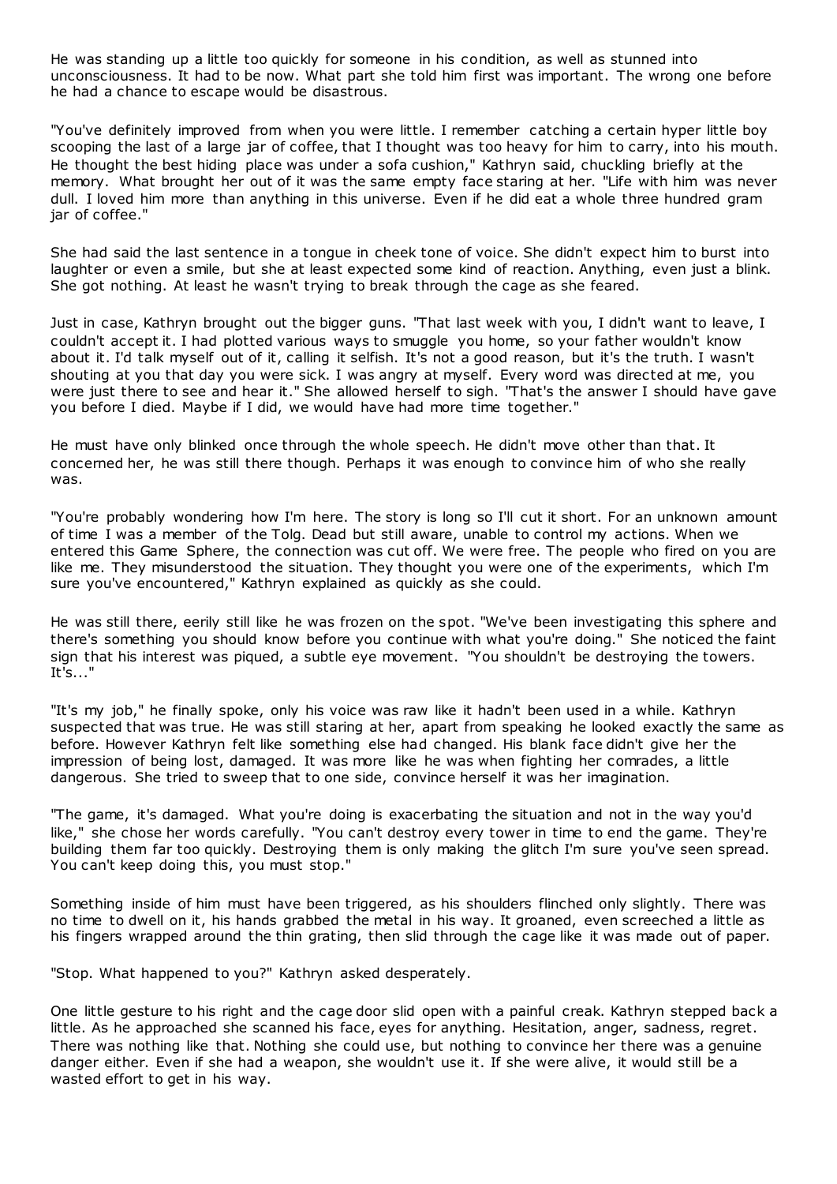He was standing up a little too quickly for someone in his condition, as well as stunned into unconsciousness. It had to be now. What part she told him first was important. The wrong one before he had a chance to escape would be disastrous.

"You've definitely improved from when you were little. I remember catching a certain hyper little boy scooping the last of a large jar of coffee, that I thought was too heavy for him to carry, into his mouth. He thought the best hiding place was under a sofa cushion," Kathryn said, chuckling briefly at the memory. What brought her out of it was the same empty face staring at her. "Life with him was never dull. I loved him more than anything in this universe. Even if he did eat a whole three hundred gram jar of coffee."

She had said the last sentence in a tongue in cheek tone of voice. She didn't expect him to burst into laughter or even a smile, but she at least expected some kind of reaction. Anything, even just a blink. She got nothing. At least he wasn't trying to break through the cage as she feared.

Just in case, Kathryn brought out the bigger guns. "That last week with you, I didn't want to leave, I couldn't accept it. I had plotted various ways to smuggle you home, so your father wouldn't know about it. I'd talk myself out of it, calling it selfish. It's not a good reason, but it's the truth. I wasn't shouting at you that day you were sick. I was angry at myself. Every word was directed at me, you were just there to see and hear it." She allowed herself to sigh. "That's the answer I should have gave you before I died. Maybe if I did, we would have had more time together."

He must have only blinked once through the whole speech. He didn't move other than that. It concerned her, he was still there though. Perhaps it was enough to convince him of who she really was.

"You're probably wondering how I'm here. The story is long so I'll cut it short. For an unknown amount of time I was a member of the Tolg. Dead but still aware, unable to control my actions. When we entered this Game Sphere, the connection was cut off. We were free. The people who fired on you are like me. They misunderstood the situation. They thought you were one of the experiments, which I'm sure you've encountered," Kathryn explained as quickly as she could.

He was still there, eerily still like he was frozen on the spot. "We've been investigating this sphere and there's something you should know before you continue with what you're doing." She noticed the faint sign that his interest was piqued, a subtle eye movement. "You shouldn't be destroying the towers. It's..."

"It's my job," he finally spoke, only his voice was raw like it hadn't been used in a while. Kathryn suspected that was true. He was still staring at her, apart from speaking he looked exactly the same as before. However Kathryn felt like something else had changed. His blank face didn't give her the impression of being lost, damaged. It was more like he was when fighting her comrades, a little dangerous. She tried to sweep that to one side, convince herself it was her imagination.

"The game, it's damaged. What you're doing is exacerbating the situation and not in the way you'd like," she chose her words carefully. "You can't destroy every tower in time to end the game. They're building them far too quickly. Destroying them is only making the glitch I'm sure you've seen spread. You can't keep doing this, you must stop."

Something inside of him must have been triggered, as his shoulders flinched only slightly. There was no time to dwell on it, his hands grabbed the metal in his way. It groaned, even screeched a little as his fingers wrapped around the thin grating, then slid through the cage like it was made out of paper.

"Stop. What happened to you?" Kathryn asked desperately.

One little gesture to his right and the cage door slid open with a painful creak. Kathryn stepped back a little. As he approached she scanned his face, eyes for anything. Hesitation, anger, sadness, regret. There was nothing like that. Nothing she could use, but nothing to convince her there was a genuine danger either. Even if she had a weapon, she wouldn't use it. If she were alive, it would still be a wasted effort to get in his way.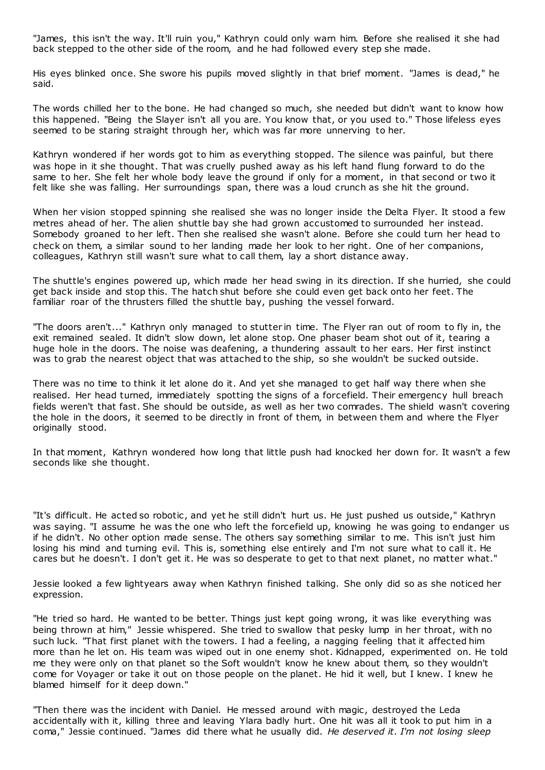"James, this isn't the way. It'll ruin you," Kathryn could only warn him. Before she realised it she had back stepped to the other side of the room, and he had followed every step she made.

His eyes blinked once. She swore his pupils moved slightly in that brief moment. "James is dead," he said.

The words chilled her to the bone. He had changed so much, she needed but didn't want to know how this happened. "Being the Slayer isn't all you are. You know that, or you used to." Those lifeless eyes seemed to be staring straight through her, which was far more unnerving to her.

Kathryn wondered if her words got to him as everything stopped. The silence was painful, but there was hope in it she thought. That was cruelly pushed away as his left hand flung forward to do the same to her. She felt her whole body leave the ground if only for a moment, in that second or two it felt like she was falling. Her surroundings span, there was a loud crunch as she hit the ground.

When her vision stopped spinning she realised she was no longer inside the Delta Flyer. It stood a few metres ahead of her. The alien shuttle bay she had grown accustomed to surrounded her instead. Somebody groaned to her left. Then she realised she wasn't alone. Before she could turn her head to check on them, a similar sound to her landing made her look to her right. One of her companions, colleagues, Kathryn still wasn't sure what to call them, lay a short distance away.

The shuttle's engines powered up, which made her head swing in its direction. If she hurried, she could get back inside and stop this. The hatch shut before she could even get back onto her feet. The familiar roar of the thrusters filled the shuttle bay, pushing the vessel forward.

"The doors aren't..." Kathryn only managed to stutter in time. The Flyer ran out of room to fly in, the exit remained sealed. It didn't slow down, let alone stop. One phaser beam shot out of it, tearing a huge hole in the doors. The noise was deafening, a thundering assault to her ears. Her first instinct was to grab the nearest object that was attached to the ship, so she wouldn't be sucked outside.

There was no time to think it let alone do it. And yet she managed to get half way there when she realised. Her head turned, immediately spotting the signs of a forcefield. Their emergency hull breach fields weren't that fast. She should be outside, as well as her two comrades. The shield wasn't covering the hole in the doors, it seemed to be directly in front of them, in between them and where the Flyer originally stood.

In that moment, Kathryn wondered how long that little push had knocked her down for. It wasn't a few seconds like she thought.

"It's difficult. He acted so robotic, and yet he still didn't hurt us. He just pushed us outside," Kathryn was saying. "I assume he was the one who left the forcefield up, knowing he was going to endanger us if he didn't. No other option made sense. The others say something similar to me. This isn't just him losing his mind and turning evil. This is, something else entirely and I'm not sure what to call it. He cares but he doesn't. I don't get it. He was so desperate to get to that next planet, no matter what."

Jessie looked a few lightyears away when Kathryn finished talking. She only did so as she noticed her expression.

"He tried so hard. He wanted to be better. Things just kept going wrong, it was like everything was being thrown at him," Jessie whispered. She tried to swallow that pesky lump in her throat, with no such luck. "That first planet with the towers. I had a feeling, a nagging feeling that it affected him more than he let on. His team was wiped out in one enemy shot. Kidnapped, experimented on. He told me they were only on that planet so the Soft wouldn't know he knew about them, so they wouldn't come for Voyager or take it out on those people on the planet. He hid it well, but I knew. I knew he blamed himself for it deep down."

"Then there was the incident with Daniel. He messed around with magic, destroyed the Leda accidentally with it, killing three and leaving Ylara badly hurt. One hit was all it took to put him in a coma," Jessie continued. "James did there what he usually did. *He deserved it. I'm not losing sleep*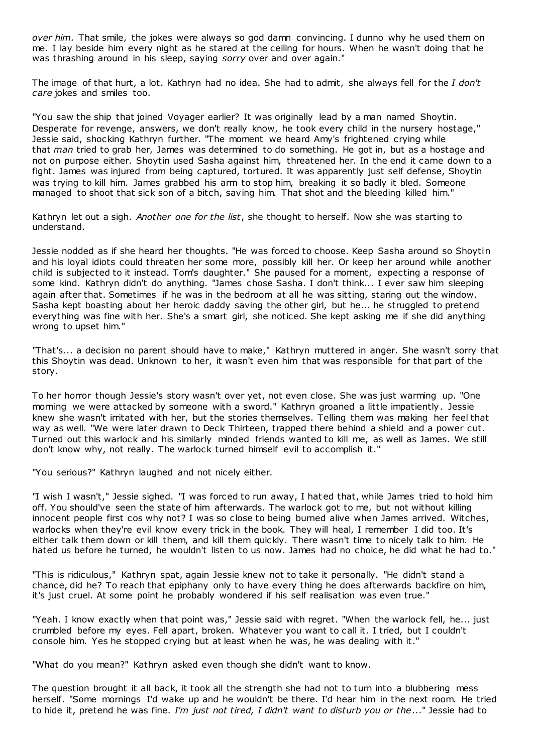*over him.* That smile, the jokes were always so god damn convincing. I dunno why he used them on me. I lay beside him every night as he stared at the ceiling for hours. When he wasn't doing that he was thrashing around in his sleep, saying *sorry* over and over again."

The image of that hurt, a lot. Kathryn had no idea. She had to admit, she always fell for the *I don't care* jokes and smiles too.

"You saw the ship that joined Voyager earlier? It was originally lead by a man named Shoytin. Desperate for revenge, answers, we don't really know, he took every child in the nursery hostage," Jessie said, shocking Kathryn further. "The moment we heard Amy's frightened crying while that *man* tried to grab her, James was determined to do something. He got in, but as a hostage and not on purpose either. Shoytin used Sasha against him, threatened her. In the end it came down to a fight. James was injured from being captured, tortured. It was apparently just self defense, Shoytin was trying to kill him. James grabbed his arm to stop him, breaking it so badly it bled. Someone managed to shoot that sick son of a bitch, saving him. That shot and the bleeding killed him."

Kathryn let out a sigh. *Another one for the list*, she thought to herself. Now she was starting to understand.

Jessie nodded as if she heard her thoughts. "He was forced to choose. Keep Sasha around so Shoytin and his loyal idiots could threaten her some more, possibly kill her. Or keep her around while another child is subjected to it instead. Tom's daughter." She paused for a moment, expecting a response of some kind. Kathryn didn't do anything. "James chose Sasha. I don't think... I ever saw him sleeping again after that. Sometimes if he was in the bedroom at all he was sitting, staring out the window. Sasha kept boasting about her heroic daddy saving the other girl, but he... he struggled to pretend everything was fine with her. She's a smart girl, she noticed. She kept asking me if she did anything wrong to upset him."

"That's... a decision no parent should have to make," Kathryn muttered in anger. She wasn't sorry that this Shoytin was dead. Unknown to her, it wasn't even him that was responsible for that part of the story.

To her horror though Jessie's story wasn't over yet, not even close. She was just warming up. "One morning we were attacked by someone with a sword." Kathryn groaned a little impatiently. Jessie knew she wasn't irritated with her, but the stories themselves. Telling them was making her feel that way as well. "We were later drawn to Deck Thirteen, trapped there behind a shield and a power cut. Turned out this warlock and his similarly minded friends wanted to kill me, as well as James. We still don't know why, not really. The warlock turned himself evil to accomplish it."

"You serious?" Kathryn laughed and not nicely either.

"I wish I wasn't," Jessie sighed. "I was forced to run away, I hated that, while James tried to hold him off. You should've seen the state of him afterwards. The warlock got to me, but not without killing innocent people first cos why not? I was so close to being burned alive when James arrived. Witches, warlocks when they're evil know every trick in the book. They will heal, I remember I did too. It's either talk them down or kill them, and kill them quickly. There wasn't time to nicely talk to him. He hated us before he turned, he wouldn't listen to us now. James had no choice, he did what he had to."

"This is ridiculous," Kathryn spat, again Jessie knew not to take it personally. "He didn't stand a chance, did he? To reach that epiphany only to have every thing he does afterwards backfire on him, it's just cruel. At some point he probably wondered if his self realisation was even true."

"Yeah. I know exactly when that point was," Jessie said with regret. "When the warlock fell, he... just crumbled before my eyes. Fell apart, broken. Whatever you want to call it. I tried, but I couldn't console him. Yes he stopped crying but at least when he was, he was dealing with it."

"What do you mean?" Kathryn asked even though she didn't want to know.

The question brought it all back, it took all the strength she had not to turn into a blubbering mess herself. "Some mornings I'd wake up and he wouldn't be there. I'd hear him in the next room. He tried to hide it, pretend he was fine. *I'm just not tired, I didn't want to disturb you or the...*" Jessie had to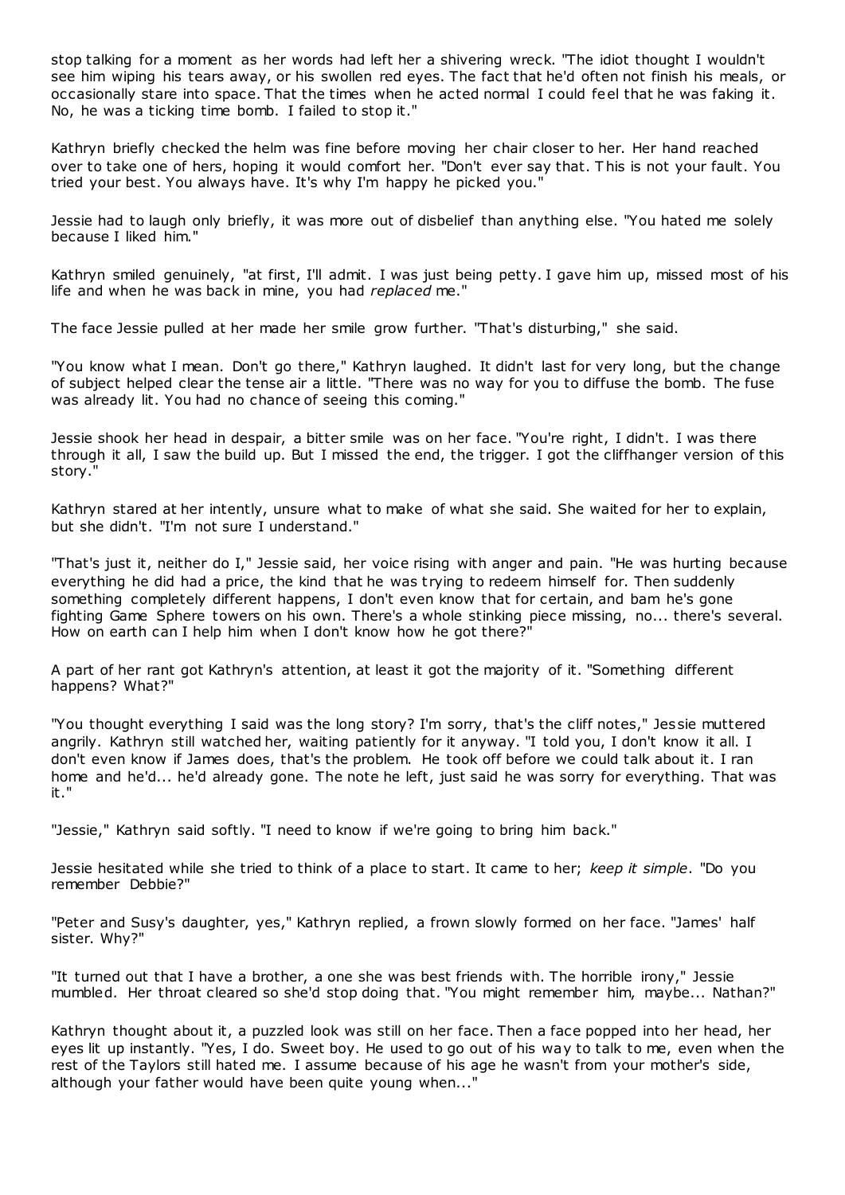stop talking for a moment as her words had left her a shivering wreck. "The idiot thought I wouldn't see him wiping his tears away, or his swollen red eyes. The fact that he'd often not finish his meals, or occasionally stare into space. That the times when he acted normal I could feel that he was faking it. No, he was a ticking time bomb. I failed to stop it."

Kathryn briefly checked the helm was fine before moving her chair closer to her. Her hand reached over to take one of hers, hoping it would comfort her. "Don't ever say that. This is not your fault. You tried your best. You always have. It's why I'm happy he picked you."

Jessie had to laugh only briefly, it was more out of disbelief than anything else. "You hated me solely because I liked him."

Kathryn smiled genuinely, "at first, I'll admit. I was just being petty. I gave him up, missed most of his life and when he was back in mine, you had *replaced* me."

The face Jessie pulled at her made her smile grow further. "That's disturbing," she said.

"You know what I mean. Don't go there," Kathryn laughed. It didn't last for very long, but the change of subject helped clear the tense air a little. "There was no way for you to diffuse the bomb. The fuse was already lit. You had no chance of seeing this coming."

Jessie shook her head in despair, a bitter smile was on her face. "You're right, I didn't. I was there through it all, I saw the build up. But I missed the end, the trigger. I got the cliffhanger version of this story."

Kathryn stared at her intently, unsure what to make of what she said. She waited for her to explain, but she didn't. "I'm not sure I understand."

"That's just it, neither do I," Jessie said, her voice rising with anger and pain. "He was hurting because everything he did had a price, the kind that he was trying to redeem himself for. Then suddenly something completely different happens, I don't even know that for certain, and bam he's gone fighting Game Sphere towers on his own. There's a whole stinking piece missing, no... there's several. How on earth can I help him when I don't know how he got there?"

A part of her rant got Kathryn's attention, at least it got the majority of it. "Something different happens? What?"

"You thought everything I said was the long story? I'm sorry, that's the cliff notes," Jessie muttered angrily. Kathryn still watched her, waiting patiently for it anyway. "I told you, I don't know it all. I don't even know if James does, that's the problem. He took off before we could talk about it. I ran home and he'd... he'd already gone. The note he left, just said he was sorry for everything. That was it."

"Jessie," Kathryn said softly. "I need to know if we're going to bring him back."

Jessie hesitated while she tried to think of a place to start. It came to her; *keep it simple*. "Do you remember Debbie?"

"Peter and Susy's daughter, yes," Kathryn replied, a frown slowly formed on her face. "James' half sister. Why?"

"It turned out that I have a brother, a one she was best friends with. The horrible irony," Jessie mumbled. Her throat cleared so she'd stop doing that. "You might remember him, maybe... Nathan?"

Kathryn thought about it, a puzzled look was still on her face. Then a face popped into her head, her eyes lit up instantly. "Yes, I do. Sweet boy. He used to go out of his way to talk to me, even when the rest of the Taylors still hated me. I assume because of his age he wasn't from your mother's side, although your father would have been quite young when..."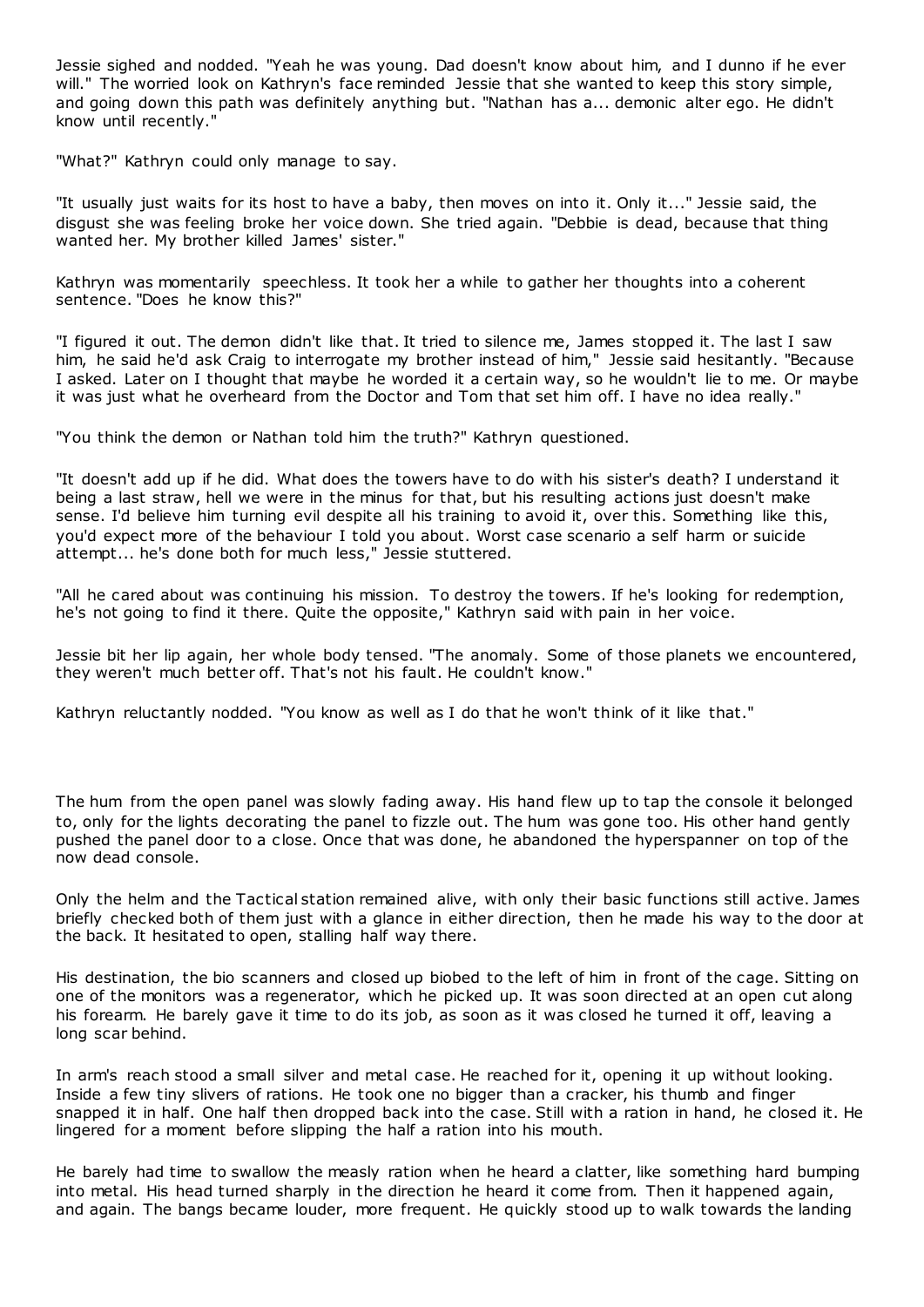Jessie sighed and nodded. "Yeah he was young. Dad doesn't know about him, and I dunno if he ever will." The worried look on Kathryn's face reminded Jessie that she wanted to keep this story simple, and going down this path was definitely anything but. "Nathan has a... demonic alter ego. He didn't know until recently."

"What?" Kathryn could only manage to say.

"It usually just waits for its host to have a baby, then moves on into it. Only it..." Jessie said, the disgust she was feeling broke her voice down. She tried again. "Debbie is dead, because that thing wanted her. My brother killed James' sister."

Kathryn was momentarily speechless. It took her a while to gather her thoughts into a coherent sentence. "Does he know this?"

"I figured it out. The demon didn't like that. It tried to silence me, James stopped it. The last I saw him, he said he'd ask Craig to interrogate my brother instead of him," Jessie said hesitantly. "Because I asked. Later on I thought that maybe he worded it a certain way, so he wouldn't lie to me. Or maybe it was just what he overheard from the Doctor and Tom that set him off. I have no idea really."

"You think the demon or Nathan told him the truth?" Kathryn questioned.

"It doesn't add up if he did. What does the towers have to do with his sister's death? I understand it being a last straw, hell we were in the minus for that, but his resulting actions just doesn't make sense. I'd believe him turning evil despite all his training to avoid it, over this. Something like this, you'd expect more of the behaviour I told you about. Worst case scenario a self harm or suicide attempt... he's done both for much less," Jessie stuttered.

"All he cared about was continuing his mission. To destroy the towers. If he's looking for redemption, he's not going to find it there. Quite the opposite," Kathryn said with pain in her voice.

Jessie bit her lip again, her whole body tensed. "The anomaly. Some of those planets we encountered, they weren't much better off. That's not his fault. He couldn't know."

Kathryn reluctantly nodded. "You know as well as I do that he won't think of it like that."

The hum from the open panel was slowly fading away. His hand flew up to tap the console it belonged to, only for the lights decorating the panel to fizzle out. The hum was gone too. His other hand gently pushed the panel door to a close. Once that was done, he abandoned the hyperspanner on top of the now dead console.

Only the helm and the Tactical station remained alive, with only their basic functions still active. James briefly checked both of them just with a glance in either direction, then he made his way to the door at the back. It hesitated to open, stalling half way there.

His destination, the bio scanners and closed up biobed to the left of him in front of the cage. Sitting on one of the monitors was a regenerator, which he picked up. It was soon directed at an open cut along his forearm. He barely gave it time to do its job, as soon as it was closed he turned it off, leaving a long scar behind.

In arm's reach stood a small silver and metal case. He reached for it, opening it up without looking. Inside a few tiny slivers of rations. He took one no bigger than a cracker, his thumb and finger snapped it in half. One half then dropped back into the case. Still with a ration in hand, he closed it. He lingered for a moment before slipping the half a ration into his mouth.

He barely had time to swallow the measly ration when he heard a clatter, like something hard bumping into metal. His head turned sharply in the direction he heard it come from. Then it happened again, and again. The bangs became louder, more frequent. He quickly stood up to walk towards the landing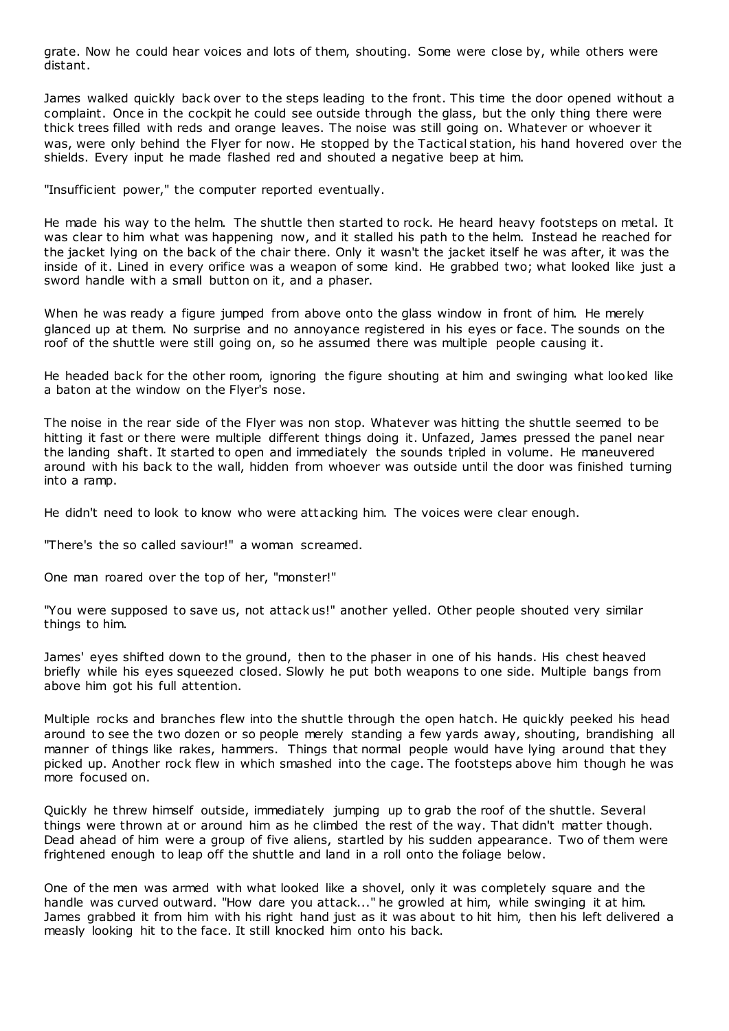grate. Now he could hear voices and lots of them, shouting. Some were close by, while others were distant.

James walked quickly back over to the steps leading to the front. This time the door opened without a complaint. Once in the cockpit he could see outside through the glass, but the only thing there were thick trees filled with reds and orange leaves. The noise was still going on. Whatever or whoever it was, were only behind the Flyer for now. He stopped by the Tactical station, his hand hovered over the shields. Every input he made flashed red and shouted a negative beep at him.

"Insufficient power," the computer reported eventually.

He made his way to the helm. The shuttle then started to rock. He heard heavy footsteps on metal. It was clear to him what was happening now, and it stalled his path to the helm. Instead he reached for the jacket lying on the back of the chair there. Only it wasn't the jacket itself he was after, it was the inside of it. Lined in every orifice was a weapon of some kind. He grabbed two; what looked like just a sword handle with a small button on it, and a phaser.

When he was ready a figure jumped from above onto the glass window in front of him. He merely glanced up at them. No surprise and no annoyance registered in his eyes or face. The sounds on the roof of the shuttle were still going on, so he assumed there was multiple people causing it.

He headed back for the other room, ignoring the figure shouting at him and swinging what looked like a baton at the window on the Flyer's nose.

The noise in the rear side of the Flyer was non stop. Whatever was hitting the shuttle seemed to be hitting it fast or there were multiple different things doing it. Unfazed, James pressed the panel near the landing shaft. It started to open and immediately the sounds tripled in volume. He maneuvered around with his back to the wall, hidden from whoever was outside until the door was finished turning into a ramp.

He didn't need to look to know who were attacking him. The voices were clear enough.

"There's the so called saviour!" a woman screamed.

One man roared over the top of her, "monster!"

"You were supposed to save us, not attack us!" another yelled. Other people shouted very similar things to him.

James' eyes shifted down to the ground, then to the phaser in one of his hands. His chest heaved briefly while his eyes squeezed closed. Slowly he put both weapons to one side. Multiple bangs from above him got his full attention.

Multiple rocks and branches flew into the shuttle through the open hatch. He quickly peeked his head around to see the two dozen or so people merely standing a few yards away, shouting, brandishing all manner of things like rakes, hammers. Things that normal people would have lying around that they picked up. Another rock flew in which smashed into the cage. The footsteps above him though he was more focused on.

Quickly he threw himself outside, immediately jumping up to grab the roof of the shuttle. Several things were thrown at or around him as he climbed the rest of the way. That didn't matter though. Dead ahead of him were a group of five aliens, startled by his sudden appearance. Two of them were frightened enough to leap off the shuttle and land in a roll onto the foliage below.

One of the men was armed with what looked like a shovel, only it was completely square and the handle was curved outward. "How dare you attack..." he growled at him, while swinging it at him. James grabbed it from him with his right hand just as it was about to hit him, then his left delivered a measly looking hit to the face. It still knocked him onto his back.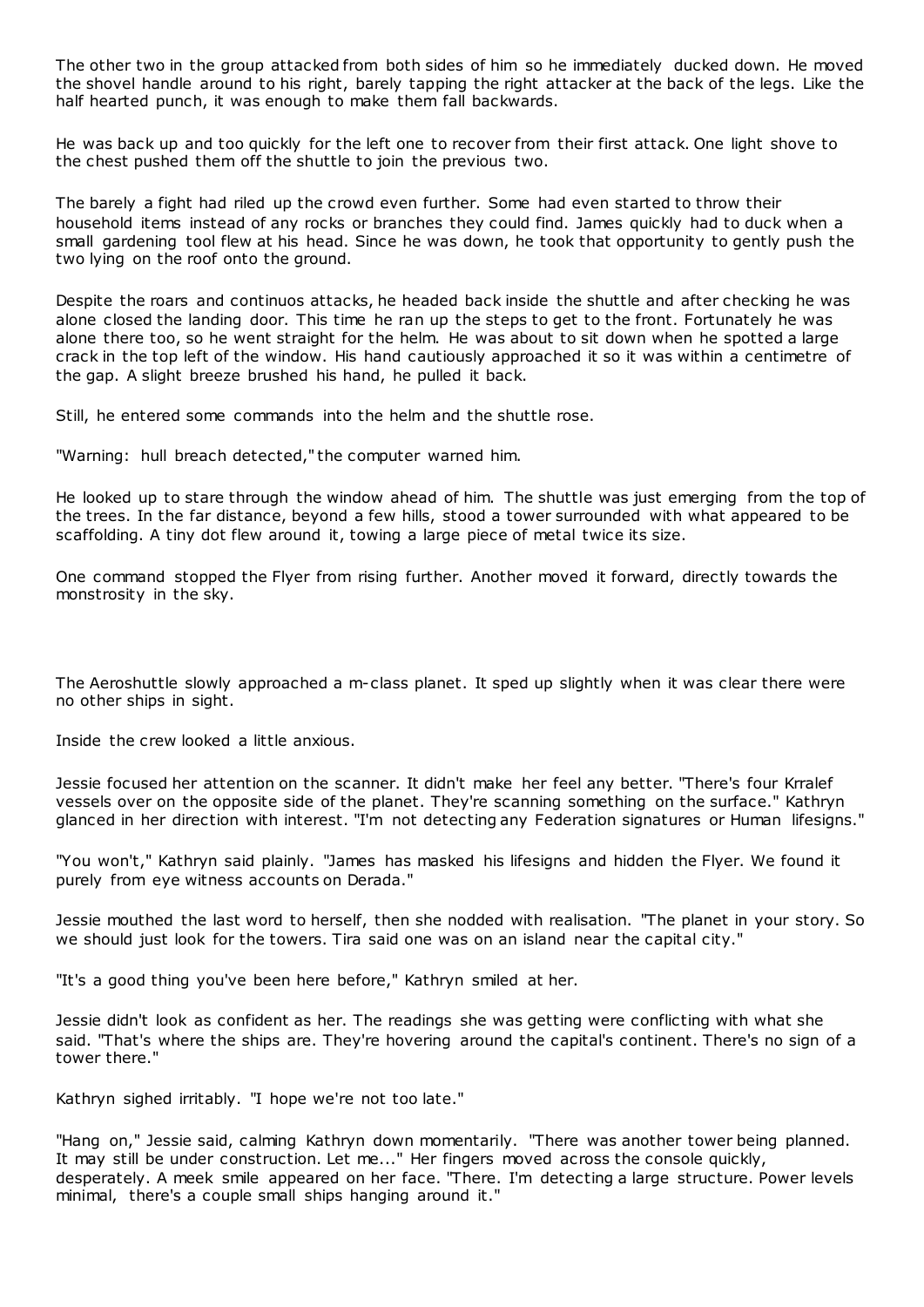The other two in the group attacked from both sides of him so he immediately ducked down. He moved the shovel handle around to his right, barely tapping the right attacker at the back of the legs. Like the half hearted punch, it was enough to make them fall backwards.

He was back up and too quickly for the left one to recover from their first attack. One light shove to the chest pushed them off the shuttle to join the previous two.

The barely a fight had riled up the crowd even further. Some had even started to throw their household items instead of any rocks or branches they could find. James quickly had to duck when a small gardening tool flew at his head. Since he was down, he took that opportunity to gently push the two lying on the roof onto the ground.

Despite the roars and continuos attacks, he headed back inside the shuttle and after checking he was alone closed the landing door. This time he ran up the steps to get to the front. Fortunately he was alone there too, so he went straight for the helm. He was about to sit down when he spotted a large crack in the top left of the window. His hand cautiously approached it so it was within a centimetre of the gap. A slight breeze brushed his hand, he pulled it back.

Still, he entered some commands into the helm and the shuttle rose.

"Warning: hull breach detected," the computer warned him.

He looked up to stare through the window ahead of him. The shuttle was just emerging from the top of the trees. In the far distance, beyond a few hills, stood a tower surrounded with what appeared to be scaffolding. A tiny dot flew around it, towing a large piece of metal twice its size.

One command stopped the Flyer from rising further. Another moved it forward, directly towards the monstrosity in the sky.

The Aeroshuttle slowly approached a m-class planet. It sped up slightly when it was clear there were no other ships in sight.

Inside the crew looked a little anxious.

Jessie focused her attention on the scanner. It didn't make her feel any better. "There's four Krralef vessels over on the opposite side of the planet. They're scanning something on the surface." Kathryn glanced in her direction with interest. "I'm not detecting any Federation signatures or Human lifesigns."

"You won't," Kathryn said plainly. "James has masked his lifesigns and hidden the Flyer. We found it purely from eye witness accounts on Derada."

Jessie mouthed the last word to herself, then she nodded with realisation. "The planet in your story. So we should just look for the towers. Tira said one was on an island near the capital city."

"It's a good thing you've been here before," Kathryn smiled at her.

Jessie didn't look as confident as her. The readings she was getting were conflicting with what she said. "That's where the ships are. They're hovering around the capital's continent. There's no sign of a tower there."

Kathryn sighed irritably. "I hope we're not too late."

"Hang on," Jessie said, calming Kathryn down momentarily. "There was another tower being planned. It may still be under construction. Let me..." Her fingers moved across the console quickly, desperately. A meek smile appeared on her face. "There. I'm detecting a large structure. Power levels minimal, there's a couple small ships hanging around it."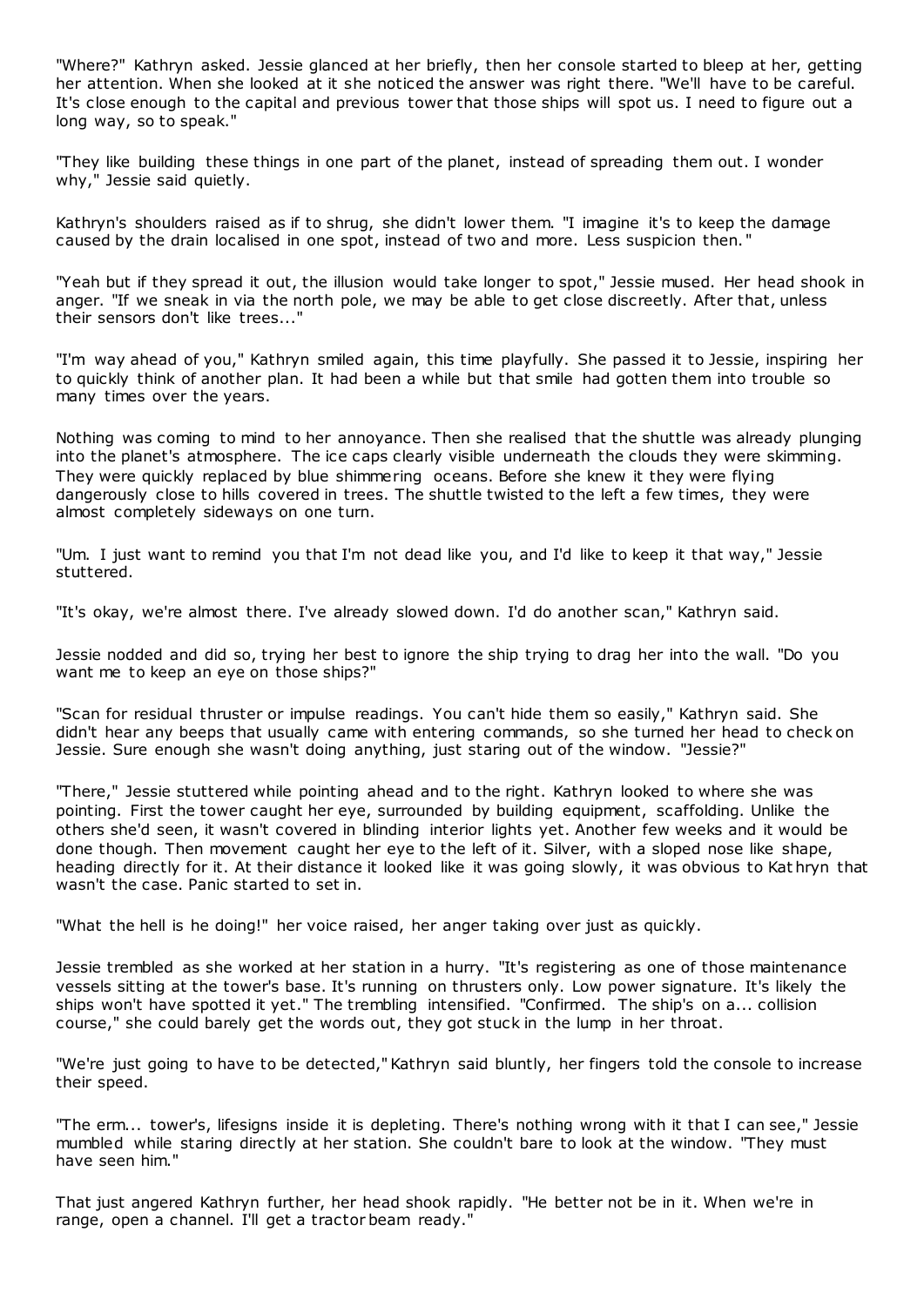"Where?" Kathryn asked. Jessie glanced at her briefly, then her console started to bleep at her, getting her attention. When she looked at it she noticed the answer was right there. "We'll have to be careful. It's close enough to the capital and previous tower that those ships will spot us. I need to figure out a long way, so to speak."

"They like building these things in one part of the planet, instead of spreading them out. I wonder why," Jessie said quietly.

Kathryn's shoulders raised as if to shrug, she didn't lower them. "I imagine it's to keep the damage caused by the drain localised in one spot, instead of two and more. Less suspicion then."

"Yeah but if they spread it out, the illusion would take longer to spot," Jessie mused. Her head shook in anger. "If we sneak in via the north pole, we may be able to get close discreetly. After that, unless their sensors don't like trees..."

"I'm way ahead of you," Kathryn smiled again, this time playfully. She passed it to Jessie, inspiring her to quickly think of another plan. It had been a while but that smile had gotten them into trouble so many times over the years.

Nothing was coming to mind to her annoyance. Then she realised that the shuttle was already plunging into the planet's atmosphere. The ice caps clearly visible underneath the clouds they were skimming. They were quickly replaced by blue shimmering oceans. Before she knew it they were flying dangerously close to hills covered in trees. The shuttle twisted to the left a few times, they were almost completely sideways on one turn.

"Um. I just want to remind you that I'm not dead like you, and I'd like to keep it that way," Jessie stuttered.

"It's okay, we're almost there. I've already slowed down. I'd do another scan," Kathryn said.

Jessie nodded and did so, trying her best to ignore the ship trying to drag her into the wall. "Do you want me to keep an eye on those ships?"

"Scan for residual thruster or impulse readings. You can't hide them so easily," Kathryn said. She didn't hear any beeps that usually came with entering commands, so she turned her head to check on Jessie. Sure enough she wasn't doing anything, just staring out of the window. "Jessie?"

"There," Jessie stuttered while pointing ahead and to the right. Kathryn looked to where she was pointing. First the tower caught her eye, surrounded by building equipment, scaffolding. Unlike the others she'd seen, it wasn't covered in blinding interior lights yet. Another few weeks and it would be done though. Then movement caught her eye to the left of it. Silver, with a sloped nose like shape, heading directly for it. At their distance it looked like it was going slowly, it was obvious to Kathryn that wasn't the case. Panic started to set in.

"What the hell is he doing!" her voice raised, her anger taking over just as quickly.

Jessie trembled as she worked at her station in a hurry. "It's registering as one of those maintenance vessels sitting at the tower's base. It's running on thrusters only. Low power signature. It's likely the ships won't have spotted it yet." The trembling intensified. "Confirmed. The ship's on a... collision course," she could barely get the words out, they got stuck in the lump in her throat.

"We're just going to have to be detected," Kathryn said bluntly, her fingers told the console to increase their speed.

"The erm... tower's, lifesigns inside it is depleting. There's nothing wrong with it that I can see," Jessie mumbled while staring directly at her station. She couldn't bare to look at the window. "They must have seen him."

That just angered Kathryn further, her head shook rapidly. "He better not be in it. When we're in range, open a channel. I'll get a tractor beam ready."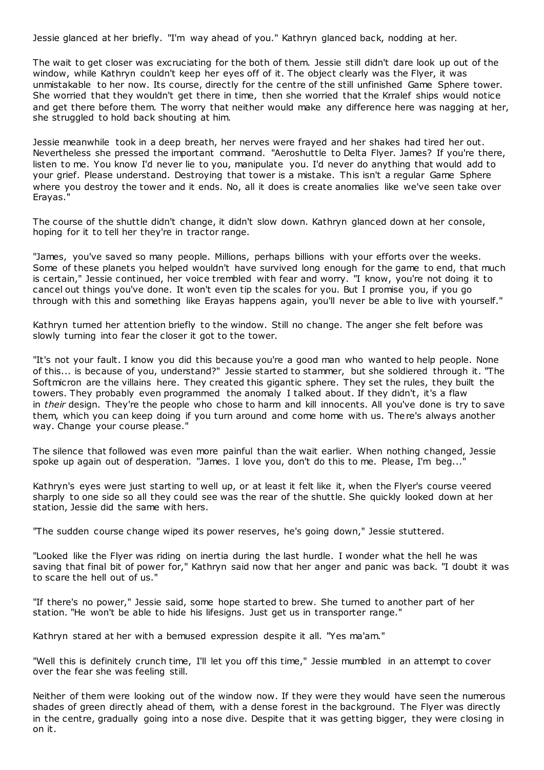Jessie glanced at her briefly. "I'm way ahead of you." Kathryn glanced back, nodding at her.

The wait to get closer was excruciating for the both of them. Jessie still didn't dare look up out of the window, while Kathryn couldn't keep her eyes off of it. The object clearly was the Flyer, it was unmistakable to her now. Its course, directly for the centre of the still unfinished Game Sphere tower. She worried that they wouldn't get there in time, then she worried that the Krralef ships would notice and get there before them. The worry that neither would make any difference here was nagging at her, she struggled to hold back shouting at him.

Jessie meanwhile took in a deep breath, her nerves were frayed and her shakes had tired her out. Nevertheless she pressed the important command. "Aeroshuttle to Delta Flyer. James? If you're there, listen to me. You know I'd never lie to you, manipulate you. I'd never do anything that would add to your grief. Please understand. Destroying that tower is a mistake. This isn't a regular Game Sphere where you destroy the tower and it ends. No, all it does is create anomalies like we've seen take over Erayas."

The course of the shuttle didn't change, it didn't slow down. Kathryn glanced down at her console, hoping for it to tell her they're in tractor range.

"James, you've saved so many people. Millions, perhaps billions with your efforts over the weeks. Some of these planets you helped wouldn't have survived long enough for the game to end, that much is certain," Jessie continued, her voice trembled with fear and worry. "I know, you're not doing it to cancel out things you've done. It won't even tip the scales for you. But I promise you, if you go through with this and something like Erayas happens again, you'll never be able to live with yourself."

Kathryn turned her attention briefly to the window. Still no change. The anger she felt before was slowly turning into fear the closer it got to the tower.

"It's not your fault. I know you did this because you're a good man who wanted to help people. None of this... is because of you, understand?" Jessie started to stammer, but she soldiered through it. "The Softmicron are the villains here. They created this gigantic sphere. They set the rules, they built the towers. They probably even programmed the anomaly I talked about. If they didn't, it's a flaw in *their* design. They're the people who chose to harm and kill innocents. All you've done is try to save them, which you can keep doing if you turn around and come home with us. There's always another way. Change your course please."

The silence that followed was even more painful than the wait earlier. When nothing changed, Jessie spoke up again out of desperation. "James. I love you, don't do this to me. Please, I'm beg..."

Kathryn's eyes were just starting to well up, or at least it felt like it, when the Flyer's course veered sharply to one side so all they could see was the rear of the shuttle. She quickly looked down at her station, Jessie did the same with hers.

"The sudden course change wiped its power reserves, he's going down," Jessie stuttered.

"Looked like the Flyer was riding on inertia during the last hurdle. I wonder what the hell he was saving that final bit of power for," Kathryn said now that her anger and panic was back. "I doubt it was to scare the hell out of us."

"If there's no power," Jessie said, some hope started to brew. She turned to another part of her station. "He won't be able to hide his lifesigns. Just get us in transporter range."

Kathryn stared at her with a bemused expression despite it all. "Yes ma'am."

"Well this is definitely crunch time, I'll let you off this time," Jessie mumbled in an attempt to cover over the fear she was feeling still.

Neither of them were looking out of the window now. If they were they would have seen the numerous shades of green directly ahead of them, with a dense forest in the background. The Flyer was directly in the centre, gradually going into a nose dive. Despite that it was getting bigger, they were closing in on it.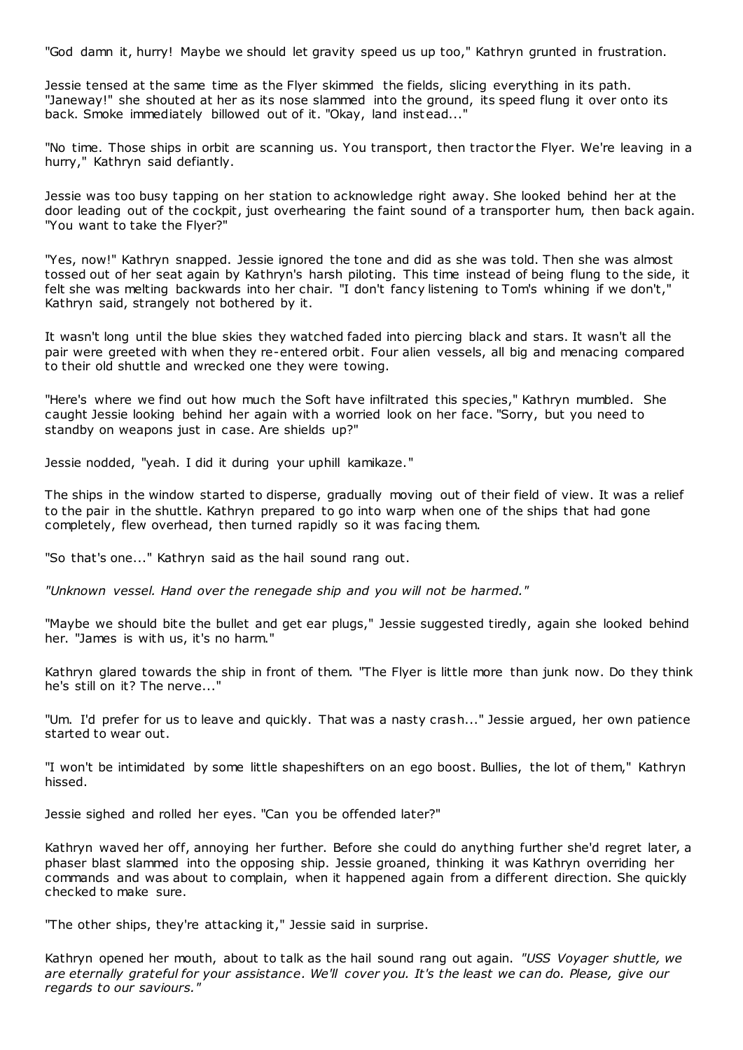"God damn it, hurry! Maybe we should let gravity speed us up too," Kathryn grunted in frustration.

Jessie tensed at the same time as the Flyer skimmed the fields, slicing everything in its path. "Janeway!" she shouted at her as its nose slammed into the ground, its speed flung it over onto its back. Smoke immediately billowed out of it. "Okay, land instead..."

"No time. Those ships in orbit are scanning us. You transport, then tractor the Flyer. We're leaving in a hurry," Kathryn said defiantly.

Jessie was too busy tapping on her station to acknowledge right away. She looked behind her at the door leading out of the cockpit, just overhearing the faint sound of a transporter hum, then back again. "You want to take the Flyer?"

"Yes, now!" Kathryn snapped. Jessie ignored the tone and did as she was told. Then she was almost tossed out of her seat again by Kathryn's harsh piloting. This time instead of being flung to the side, it felt she was melting backwards into her chair. "I don't fancy listening to Tom's whining if we don't," Kathryn said, strangely not bothered by it.

It wasn't long until the blue skies they watched faded into piercing black and stars. It wasn't all the pair were greeted with when they re-entered orbit. Four alien vessels, all big and menacing compared to their old shuttle and wrecked one they were towing.

"Here's where we find out how much the Soft have infiltrated this species," Kathryn mumbled. She caught Jessie looking behind her again with a worried look on her face. "Sorry, but you need to standby on weapons just in case. Are shields up?"

Jessie nodded, "yeah. I did it during your uphill kamikaze."

The ships in the window started to disperse, gradually moving out of their field of view. It was a relief to the pair in the shuttle. Kathryn prepared to go into warp when one of the ships that had gone completely, flew overhead, then turned rapidly so it was facing them.

"So that's one..." Kathryn said as the hail sound rang out.

*"Unknown vessel. Hand over the renegade ship and you will not be harmed."*

"Maybe we should bite the bullet and get ear plugs," Jessie suggested tiredly, again she looked behind her. "James is with us, it's no harm."

Kathryn glared towards the ship in front of them. "The Flyer is little more than junk now. Do they think he's still on it? The nerve..."

"Um. I'd prefer for us to leave and quickly. That was a nasty crash..." Jessie argued, her own patience started to wear out.

"I won't be intimidated by some little shapeshifters on an ego boost. Bullies, the lot of them," Kathryn hissed.

Jessie sighed and rolled her eyes. "Can you be offended later?"

Kathryn waved her off, annoying her further. Before she could do anything further she'd regret later, a phaser blast slammed into the opposing ship. Jessie groaned, thinking it was Kathryn overriding her commands and was about to complain, when it happened again from a different direction. She quickly checked to make sure.

"The other ships, they're attacking it," Jessie said in surprise.

Kathryn opened her mouth, about to talk as the hail sound rang out again. *"USS Voyager shuttle, we are eternally grateful for your assistance. We'll cover you. It's the least we can do. Please, give our regards to our saviours."*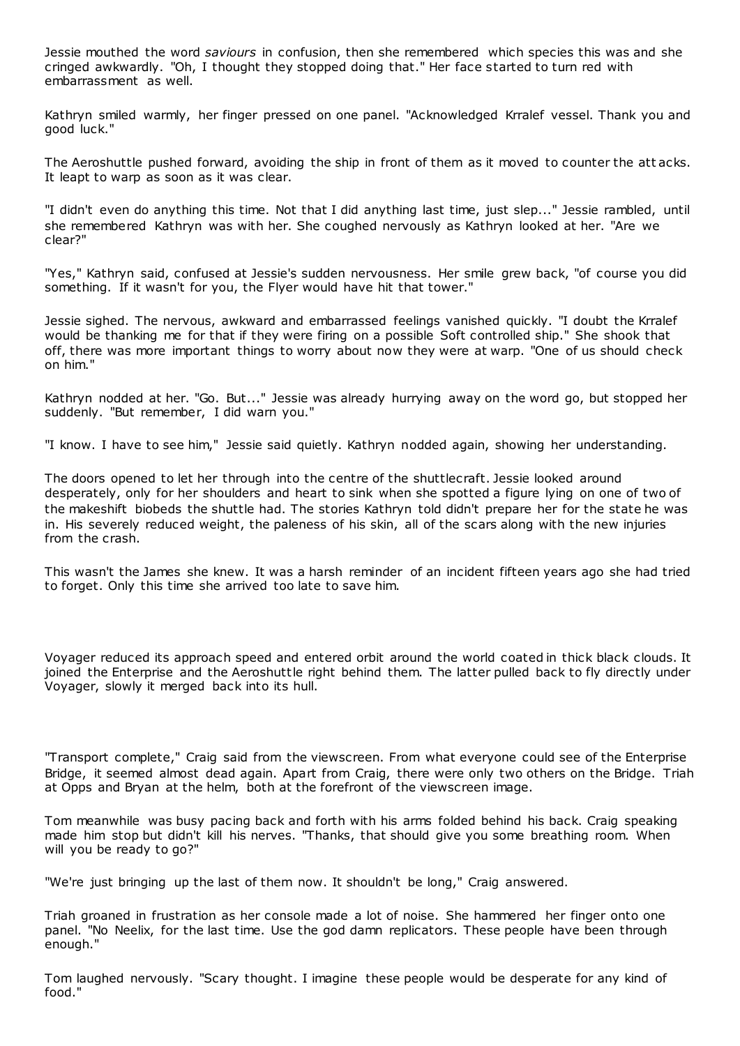Jessie mouthed the word *saviours* in confusion, then she remembered which species this was and she cringed awkwardly. "Oh, I thought they stopped doing that." Her face started to turn red with embarrassment as well.

Kathryn smiled warmly, her finger pressed on one panel. "Acknowledged Krralef vessel. Thank you and good luck."

The Aeroshuttle pushed forward, avoiding the ship in front of them as it moved to counter the attacks. It leapt to warp as soon as it was clear.

"I didn't even do anything this time. Not that I did anything last time, just slep..." Jessie rambled, until she remembered Kathryn was with her. She coughed nervously as Kathryn looked at her. "Are we clear?"

"Yes," Kathryn said, confused at Jessie's sudden nervousness. Her smile grew back, "of course you did something. If it wasn't for you, the Flyer would have hit that tower."

Jessie sighed. The nervous, awkward and embarrassed feelings vanished quickly. "I doubt the Krralef would be thanking me for that if they were firing on a possible Soft controlled ship." She shook that off, there was more important things to worry about now they were at warp. "One of us should check on him."

Kathryn nodded at her. "Go. But..." Jessie was already hurrying away on the word go, but stopped her suddenly. "But remember, I did warn you."

"I know. I have to see him," Jessie said quietly. Kathryn nodded again, showing her understanding.

The doors opened to let her through into the centre of the shuttlecraft. Jessie looked around desperately, only for her shoulders and heart to sink when she spotted a figure lying on one of two of the makeshift biobeds the shuttle had. The stories Kathryn told didn't prepare her for the state he was in. His severely reduced weight, the paleness of his skin, all of the scars along with the new injuries from the crash.

This wasn't the James she knew. It was a harsh reminder of an incident fifteen years ago she had tried to forget. Only this time she arrived too late to save him.

Voyager reduced its approach speed and entered orbit around the world coated in thick black clouds. It joined the Enterprise and the Aeroshuttle right behind them. The latter pulled back to fly directly under Voyager, slowly it merged back into its hull.

"Transport complete," Craig said from the viewscreen. From what everyone could see of the Enterprise Bridge, it seemed almost dead again. Apart from Craig, there were only two others on the Bridge. Triah at Opps and Bryan at the helm, both at the forefront of the viewscreen image.

Tom meanwhile was busy pacing back and forth with his arms folded behind his back. Craig speaking made him stop but didn't kill his nerves. "Thanks, that should give you some breathing room. When will you be ready to go?"

"We're just bringing up the last of them now. It shouldn't be long," Craig answered.

Triah groaned in frustration as her console made a lot of noise. She hammered her finger onto one panel. "No Neelix, for the last time. Use the god damn replicators. These people have been through enough."

Tom laughed nervously. "Scary thought. I imagine these people would be desperate for any kind of food."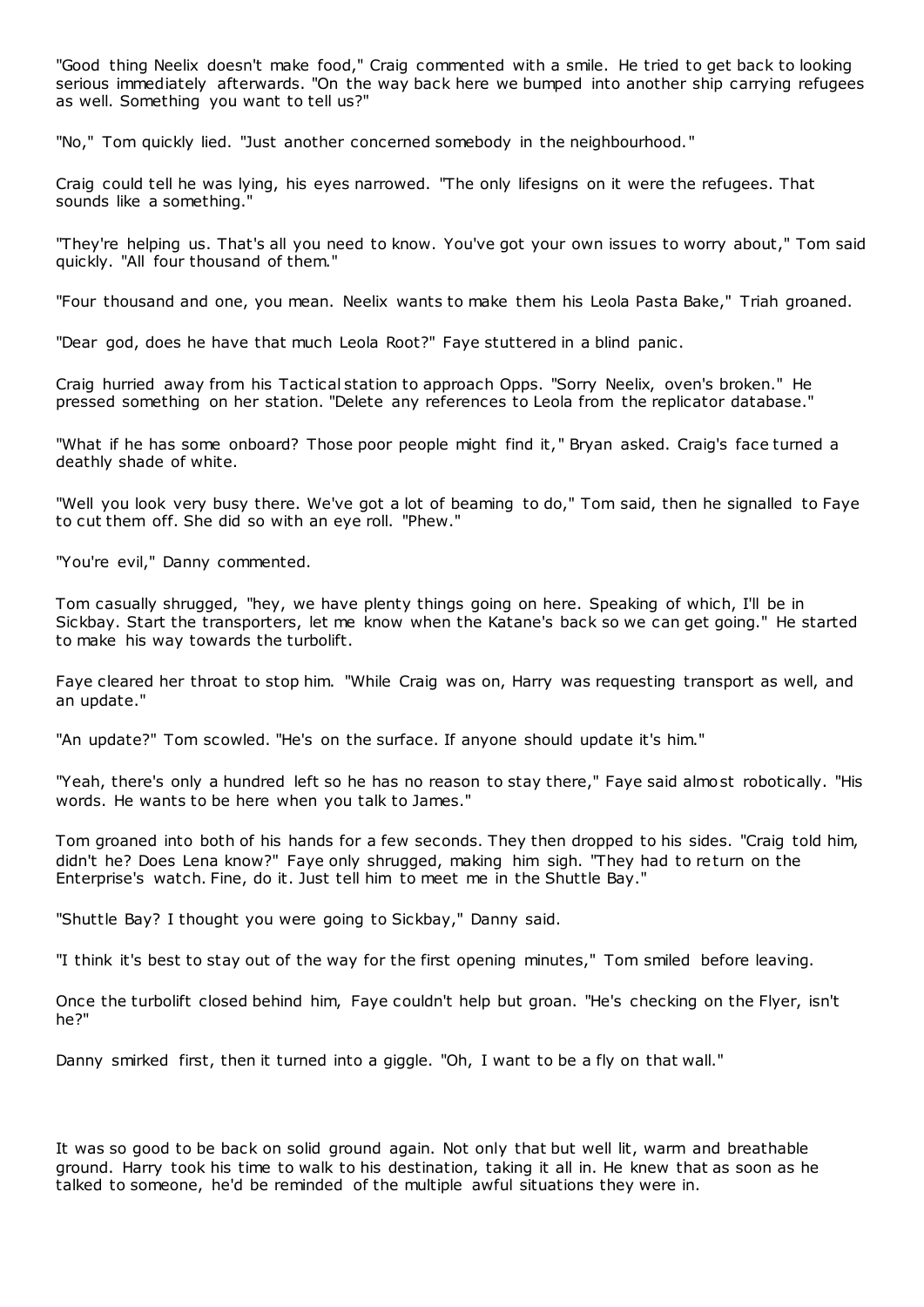"Good thing Neelix doesn't make food," Craig commented with a smile. He tried to get back to looking serious immediately afterwards. "On the way back here we bumped into another ship carrying refugees as well. Something you want to tell us?"

"No," Tom quickly lied. "Just another concerned somebody in the neighbourhood."

Craig could tell he was lying, his eyes narrowed. "The only lifesigns on it were the refugees. That sounds like a something."

"They're helping us. That's all you need to know. You've got your own issues to worry about," Tom said quickly. "All four thousand of them."

"Four thousand and one, you mean. Neelix wants to make them his Leola Pasta Bake," Triah groaned.

"Dear god, does he have that much Leola Root?" Faye stuttered in a blind panic.

Craig hurried away from his Tactical station to approach Opps. "Sorry Neelix, oven's broken." He pressed something on her station. "Delete any references to Leola from the replicator database."

"What if he has some onboard? Those poor people might find it," Bryan asked. Craig's face turned a deathly shade of white.

"Well you look very busy there. We've got a lot of beaming to do," Tom said, then he signalled to Faye to cut them off. She did so with an eye roll. "Phew."

"You're evil," Danny commented.

Tom casually shrugged, "hey, we have plenty things going on here. Speaking of which, I'll be in Sickbay. Start the transporters, let me know when the Katane's back so we can get going." He started to make his way towards the turbolift.

Faye cleared her throat to stop him. "While Craig was on, Harry was requesting transport as well, and an update."

"An update?" Tom scowled. "He's on the surface. If anyone should update it's him."

"Yeah, there's only a hundred left so he has no reason to stay there," Faye said almost robotically. "His words. He wants to be here when you talk to James."

Tom groaned into both of his hands for a few seconds. They then dropped to his sides. "Craig told him, didn't he? Does Lena know?" Faye only shrugged, making him sigh. "They had to return on the Enterprise's watch. Fine, do it. Just tell him to meet me in the Shuttle Bay."

"Shuttle Bay? I thought you were going to Sickbay," Danny said.

"I think it's best to stay out of the way for the first opening minutes," Tom smiled before leaving.

Once the turbolift closed behind him, Faye couldn't help but groan. "He's checking on the Flyer, isn't he?"

Danny smirked first, then it turned into a giggle. "Oh, I want to be a fly on that wall."

It was so good to be back on solid ground again. Not only that but well lit, warm and breathable ground. Harry took his time to walk to his destination, taking it all in. He knew that as soon as he talked to someone, he'd be reminded of the multiple awful situations they were in.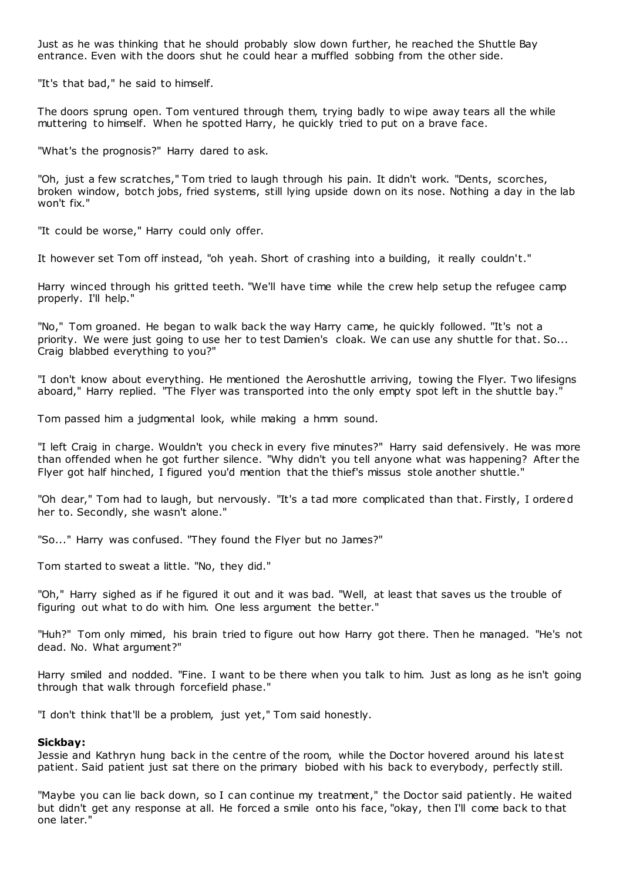Just as he was thinking that he should probably slow down further, he reached the Shuttle Bay entrance. Even with the doors shut he could hear a muffled sobbing from the other side.

"It's that bad," he said to himself.

The doors sprung open. Tom ventured through them, trying badly to wipe away tears all the while muttering to himself. When he spotted Harry, he quickly tried to put on a brave face.

"What's the prognosis?" Harry dared to ask.

"Oh, just a few scratches," Tom tried to laugh through his pain. It didn't work. "Dents, scorches, broken window, botch jobs, fried systems, still lying upside down on its nose. Nothing a day in the lab won't fix."

"It could be worse," Harry could only offer.

It however set Tom off instead, "oh yeah. Short of crashing into a building, it really couldn't."

Harry winced through his gritted teeth. "We'll have time while the crew help setup the refugee camp properly. I'll help."

"No," Tom groaned. He began to walk back the way Harry came, he quickly followed. "It's not a priority. We were just going to use her to test Damien's cloak. We can use any shuttle for that. So... Craig blabbed everything to you?"

"I don't know about everything. He mentioned the Aeroshuttle arriving, towing the Flyer. Two lifesigns aboard," Harry replied. "The Flyer was transported into the only empty spot left in the shuttle bay."

Tom passed him a judgmental look, while making a hmm sound.

"I left Craig in charge. Wouldn't you check in every five minutes?" Harry said defensively. He was more than offended when he got further silence. "Why didn't you tell anyone what was happening? After the Flyer got half hinched, I figured you'd mention that the thief's missus stole another shuttle."

"Oh dear," Tom had to laugh, but nervously. "It's a tad more complicated than that. Firstly, I ordered her to. Secondly, she wasn't alone."

"So..." Harry was confused. "They found the Flyer but no James?"

Tom started to sweat a little. "No, they did."

"Oh," Harry sighed as if he figured it out and it was bad. "Well, at least that saves us the trouble of figuring out what to do with him. One less argument the better."

"Huh?" Tom only mimed, his brain tried to figure out how Harry got there. Then he managed. "He's not dead. No. What argument?"

Harry smiled and nodded. "Fine. I want to be there when you talk to him. Just as long as he isn't going through that walk through forcefield phase."

"I don't think that'll be a problem, just yet," Tom said honestly.

**Sickbay:**
Jessie and Kathryn hung back in the centre of the room, while the Doctor hovered around his latest patient. Said patient just sat there on the primary biobed with his back to everybody, perfectly still.

"Maybe you can lie back down, so I can continue my treatment," the Doctor said patiently. He waited but didn't get any response at all. He forced a smile onto his face, "okay, then I'll come back to that one later."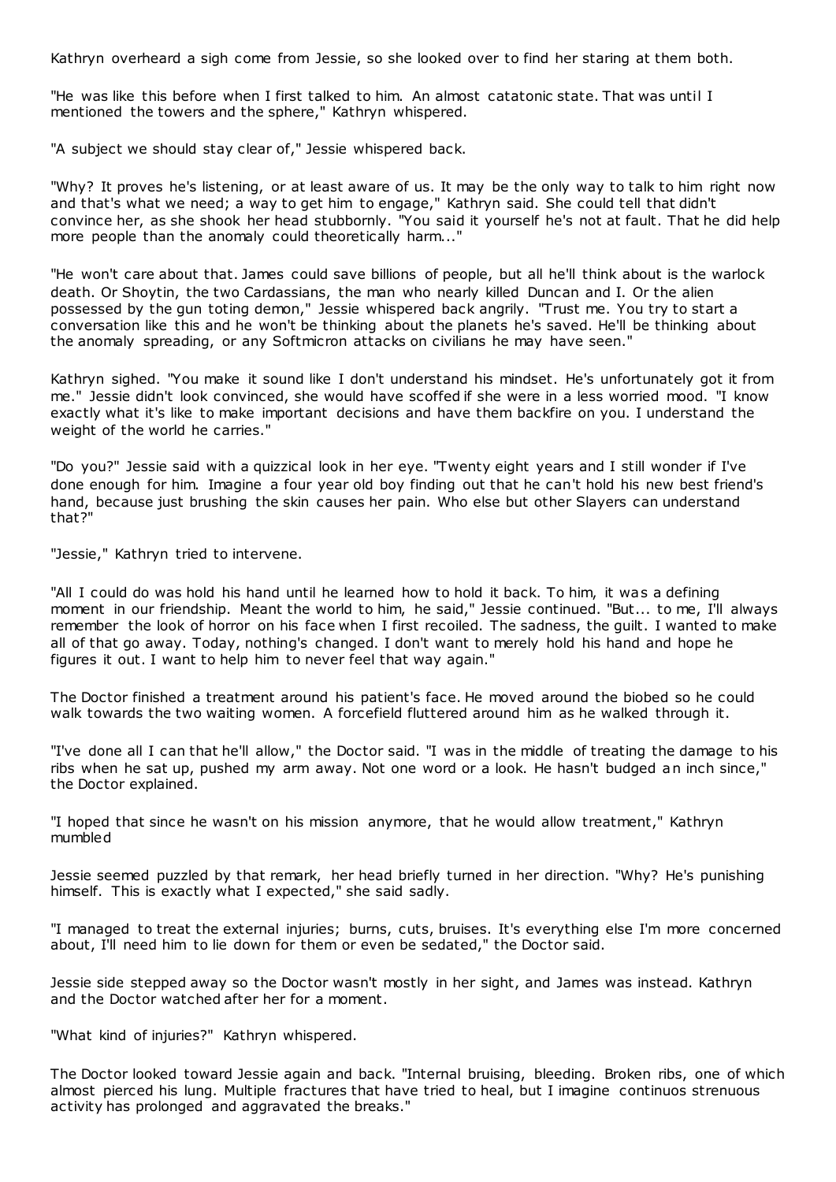Kathryn overheard a sigh come from Jessie, so she looked over to find her staring at them both.

"He was like this before when I first talked to him. An almost catatonic state. That was until I mentioned the towers and the sphere," Kathryn whispered.

"A subject we should stay clear of," Jessie whispered back.

"Why? It proves he's listening, or at least aware of us. It may be the only way to talk to him right now and that's what we need; a way to get him to engage," Kathryn said. She could tell that didn't convince her, as she shook her head stubbornly. "You said it yourself he's not at fault. That he did help more people than the anomaly could theoretically harm..."

"He won't care about that. James could save billions of people, but all he'll think about is the warlock death. Or Shoytin, the two Cardassians, the man who nearly killed Duncan and I. Or the alien possessed by the gun toting demon," Jessie whispered back angrily. "Trust me. You try to start a conversation like this and he won't be thinking about the planets he's saved. He'll be thinking about the anomaly spreading, or any Softmicron attacks on civilians he may have seen."

Kathryn sighed. "You make it sound like I don't understand his mindset. He's unfortunately got it from me." Jessie didn't look convinced, she would have scoffed if she were in a less worried mood. "I know exactly what it's like to make important decisions and have them backfire on you. I understand the weight of the world he carries."

"Do you?" Jessie said with a quizzical look in her eye. "Twenty eight years and I still wonder if I've done enough for him. Imagine a four year old boy finding out that he can't hold his new best friend's hand, because just brushing the skin causes her pain. Who else but other Slayers can understand that?"

"Jessie," Kathryn tried to intervene.

"All I could do was hold his hand until he learned how to hold it back. To him, it was a defining moment in our friendship. Meant the world to him, he said," Jessie continued. "But... to me, I'll always remember the look of horror on his face when I first recoiled. The sadness, the guilt. I wanted to make all of that go away. Today, nothing's changed. I don't want to merely hold his hand and hope he figures it out. I want to help him to never feel that way again."

The Doctor finished a treatment around his patient's face. He moved around the biobed so he could walk towards the two waiting women. A forcefield fluttered around him as he walked through it.

"I've done all I can that he'll allow," the Doctor said. "I was in the middle of treating the damage to his ribs when he sat up, pushed my arm away. Not one word or a look. He hasn't budged an inch since," the Doctor explained.

"I hoped that since he wasn't on his mission anymore, that he would allow treatment," Kathryn mumbled

Jessie seemed puzzled by that remark, her head briefly turned in her direction. "Why? He's punishing himself. This is exactly what I expected," she said sadly.

"I managed to treat the external injuries; burns, cuts, bruises. It's everything else I'm more concerned about, I'll need him to lie down for them or even be sedated," the Doctor said.

Jessie side stepped away so the Doctor wasn't mostly in her sight, and James was instead. Kathryn and the Doctor watched after her for a moment.

"What kind of injuries?" Kathryn whispered.

The Doctor looked toward Jessie again and back. "Internal bruising, bleeding. Broken ribs, one of which almost pierced his lung. Multiple fractures that have tried to heal, but I imagine continuos strenuous activity has prolonged and aggravated the breaks."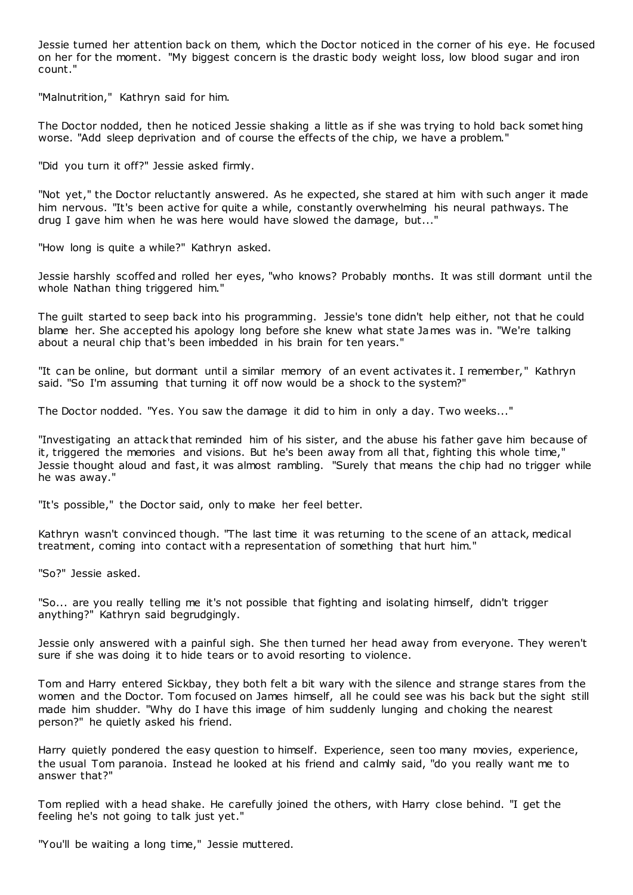Jessie turned her attention back on them, which the Doctor noticed in the corner of his eye. He focused on her for the moment. "My biggest concern is the drastic body weight loss, low blood sugar and iron count."

"Malnutrition," Kathryn said for him.

The Doctor nodded, then he noticed Jessie shaking a little as if she was trying to hold back something worse. "Add sleep deprivation and of course the effects of the chip, we have a problem."

"Did you turn it off?" Jessie asked firmly.

"Not yet," the Doctor reluctantly answered. As he expected, she stared at him with such anger it made him nervous. "It's been active for quite a while, constantly overwhelming his neural pathways. The drug I gave him when he was here would have slowed the damage, but..."

"How long is quite a while?" Kathryn asked.

Jessie harshly scoffed and rolled her eyes, "who knows? Probably months. It was still dormant until the whole Nathan thing triggered him."

The guilt started to seep back into his programming. Jessie's tone didn't help either, not that he could blame her. She accepted his apology long before she knew what state James was in. "We're talking about a neural chip that's been imbedded in his brain for ten years."

"It can be online, but dormant until a similar memory of an event activates it. I remember," Kathryn said. "So I'm assuming that turning it off now would be a shock to the system?"

The Doctor nodded. "Yes. You saw the damage it did to him in only a day. Two weeks..."

"Investigating an attack that reminded him of his sister, and the abuse his father gave him because of it, triggered the memories and visions. But he's been away from all that, fighting this whole time," Jessie thought aloud and fast, it was almost rambling. "Surely that means the chip had no trigger while he was away."

"It's possible," the Doctor said, only to make her feel better.

Kathryn wasn't convinced though. "The last time it was returning to the scene of an attack, medical treatment, coming into contact with a representation of something that hurt him."

"So?" Jessie asked.

"So... are you really telling me it's not possible that fighting and isolating himself, didn't trigger anything?" Kathryn said begrudgingly.

Jessie only answered with a painful sigh. She then turned her head away from everyone. They weren't sure if she was doing it to hide tears or to avoid resorting to violence.

Tom and Harry entered Sickbay, they both felt a bit wary with the silence and strange stares from the women and the Doctor. Tom focused on James himself, all he could see was his back but the sight still made him shudder. "Why do I have this image of him suddenly lunging and choking the nearest person?" he quietly asked his friend.

Harry quietly pondered the easy question to himself. Experience, seen too many movies, experience, the usual Tom paranoia. Instead he looked at his friend and calmly said, "do you really want me to answer that?"

Tom replied with a head shake. He carefully joined the others, with Harry close behind. "I get the feeling he's not going to talk just yet."

"You'll be waiting a long time," Jessie muttered.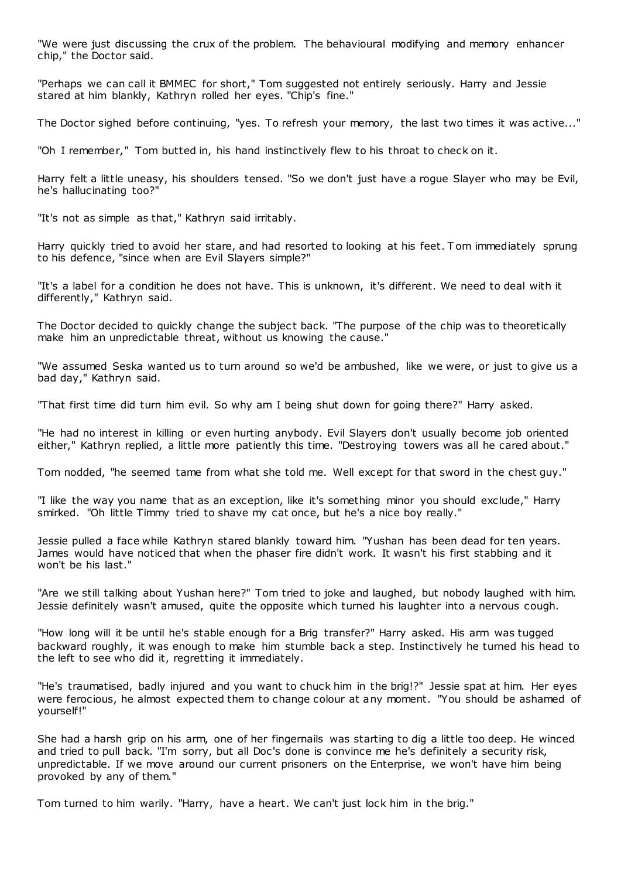"We were just discussing the crux of the problem. The behavioural modifying and memory enhancer chip," the Doctor said.

"Perhaps we can call it BMMEC for short," Tom suggested not entirely seriously. Harry and Jessie stared at him blankly, Kathryn rolled her eyes. "Chip's fine."

The Doctor sighed before continuing, "yes. To refresh your memory, the last two times it was active..."

"Oh I remember," Tom butted in, his hand instinctively flew to his throat to check on it.

Harry felt a little uneasy, his shoulders tensed. "So we don't just have a rogue Slayer who may be Evil, he's hallucinating too?"

"It's not as simple as that," Kathryn said irritably.

Harry quickly tried to avoid her stare, and had resorted to looking at his feet. Tom immediately sprung to his defence, "since when are Evil Slayers simple?"

"It's a label for a condition he does not have. This is unknown, it's different. We need to deal with it differently," Kathryn said.

The Doctor decided to quickly change the subject back. "The purpose of the chip was to theoretically make him an unpredictable threat, without us knowing the cause."

"We assumed Seska wanted us to turn around so we'd be ambushed, like we were, or just to give us a bad day," Kathryn said.

"That first time did turn him evil. So why am I being shut down for going there?" Harry asked.

"He had no interest in killing or even hurting anybody. Evil Slayers don't usually become job oriented either," Kathryn replied, a little more patiently this time. "Destroying towers was all he cared about."

Tom nodded, "he seemed tame from what she told me. Well except for that sword in the chest guy."

"I like the way you name that as an exception, like it's something minor you should exclude," Harry smirked. "Oh little Timmy tried to shave my cat once, but he's a nice boy really."

Jessie pulled a face while Kathryn stared blankly toward him. "Yushan has been dead for ten years. James would have noticed that when the phaser fire didn't work. It wasn't his first stabbing and it won't be his last."

"Are we still talking about Yushan here?" Tom tried to joke and laughed, but nobody laughed with him. Jessie definitely wasn't amused, quite the opposite which turned his laughter into a nervous cough.

"How long will it be until he's stable enough for a Brig transfer?" Harry asked. His arm was tugged backward roughly, it was enough to make him stumble back a step. Instinctively he turned his head to the left to see who did it, regretting it immediately.

"He's traumatised, badly injured and you want to chuck him in the brig!?" Jessie spat at him. Her eyes were ferocious, he almost expected them to change colour at any moment. "You should be ashamed of yourself!"

She had a harsh grip on his arm, one of her fingernails was starting to dig a little too deep. He winced and tried to pull back. "I'm sorry, but all Doc's done is convince me he's definitely a security risk, unpredictable. If we move around our current prisoners on the Enterprise, we won't have him being provoked by any of them."

Tom turned to him warily. "Harry, have a heart. We can't just lock him in the brig."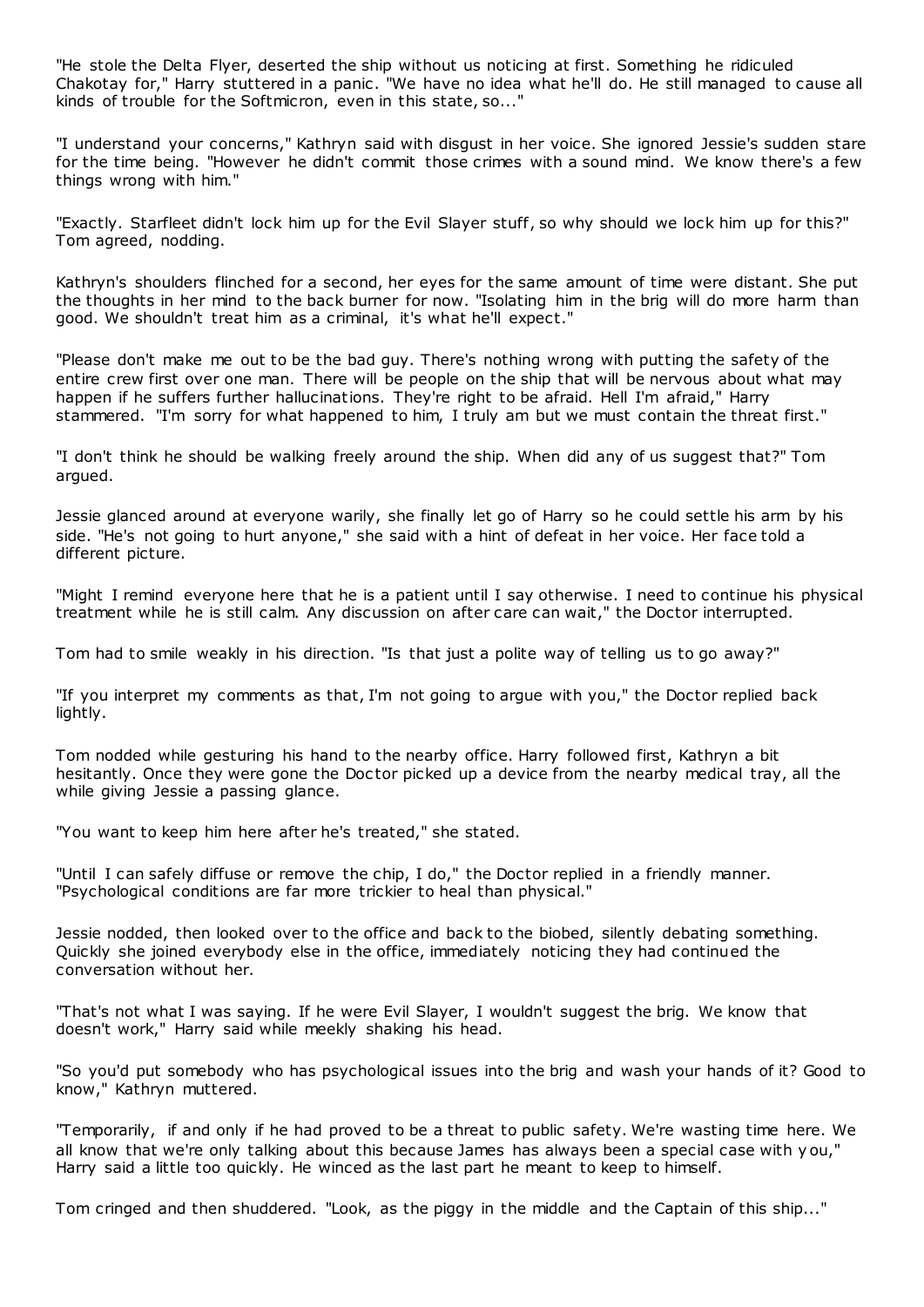"He stole the Delta Flyer, deserted the ship without us noticing at first. Something he ridiculed Chakotay for," Harry stuttered in a panic. "We have no idea what he'll do. He still managed to cause all kinds of trouble for the Softmicron, even in this state, so..."

"I understand your concerns," Kathryn said with disgust in her voice. She ignored Jessie's sudden stare for the time being. "However he didn't commit those crimes with a sound mind. We know there's a few things wrong with him."

"Exactly. Starfleet didn't lock him up for the Evil Slayer stuff, so why should we lock him up for this?" Tom agreed, nodding.

Kathryn's shoulders flinched for a second, her eyes for the same amount of time were distant. She put the thoughts in her mind to the back burner for now. "Isolating him in the brig will do more harm than good. We shouldn't treat him as a criminal, it's what he'll expect."

"Please don't make me out to be the bad guy. There's nothing wrong with putting the safety of the entire crew first over one man. There will be people on the ship that will be nervous about what may happen if he suffers further hallucinations. They're right to be afraid. Hell I'm afraid," Harry stammered. "I'm sorry for what happened to him, I truly am but we must contain the threat first."

"I don't think he should be walking freely around the ship. When did any of us suggest that?" Tom argued.

Jessie glanced around at everyone warily, she finally let go of Harry so he could settle his arm by his side. "He's not going to hurt anyone," she said with a hint of defeat in her voice. Her face told a different picture.

"Might I remind everyone here that he is a patient until I say otherwise. I need to continue his physical treatment while he is still calm. Any discussion on after care can wait," the Doctor interrupted.

Tom had to smile weakly in his direction. "Is that just a polite way of telling us to go away?"

"If you interpret my comments as that, I'm not going to argue with you," the Doctor replied back lightly.

Tom nodded while gesturing his hand to the nearby office. Harry followed first, Kathryn a bit hesitantly. Once they were gone the Doctor picked up a device from the nearby medical tray, all the while giving Jessie a passing glance.

"You want to keep him here after he's treated," she stated.

"Until I can safely diffuse or remove the chip, I do," the Doctor replied in a friendly manner. "Psychological conditions are far more trickier to heal than physical."

Jessie nodded, then looked over to the office and back to the biobed, silently debating something. Quickly she joined everybody else in the office, immediately noticing they had continued the conversation without her.

"That's not what I was saying. If he were Evil Slayer, I wouldn't suggest the brig. We know that doesn't work," Harry said while meekly shaking his head.

"So you'd put somebody who has psychological issues into the brig and wash your hands of it? Good to know," Kathryn muttered.

"Temporarily, if and only if he had proved to be a threat to public safety. We're wasting time here. We all know that we're only talking about this because James has always been a special case with you," Harry said a little too quickly. He winced as the last part he meant to keep to himself.

Tom cringed and then shuddered. "Look, as the piggy in the middle and the Captain of this ship..."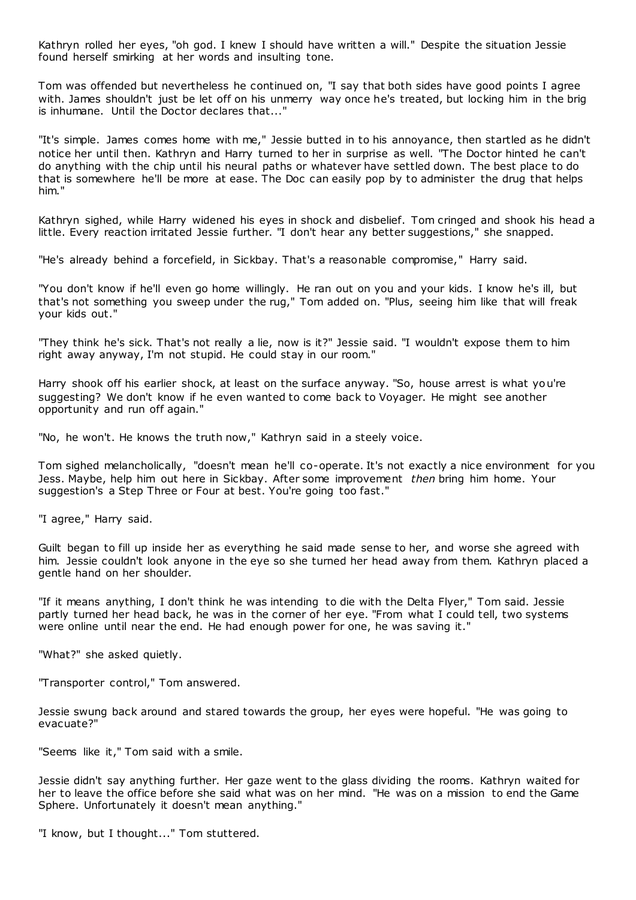Kathryn rolled her eyes, "oh god. I knew I should have written a will." Despite the situation Jessie found herself smirking at her words and insulting tone.

Tom was offended but nevertheless he continued on, "I say that both sides have good points I agree with. James shouldn't just be let off on his unmerry way once he's treated, but locking him in the brig is inhumane. Until the Doctor declares that..."

"It's simple. James comes home with me," Jessie butted in to his annoyance, then startled as he didn't notice her until then. Kathryn and Harry turned to her in surprise as well. "The Doctor hinted he can't do anything with the chip until his neural paths or whatever have settled down. The best place to do that is somewhere he'll be more at ease. The Doc can easily pop by to administer the drug that helps him."

Kathryn sighed, while Harry widened his eyes in shock and disbelief. Tom cringed and shook his head a little. Every reaction irritated Jessie further. "I don't hear any better suggestions," she snapped.

"He's already behind a forcefield, in Sickbay. That's a reasonable compromise," Harry said.

"You don't know if he'll even go home willingly. He ran out on you and your kids. I know he's ill, but that's not something you sweep under the rug," Tom added on. "Plus, seeing him like that will freak your kids out."

"They think he's sick. That's not really a lie, now is it?" Jessie said. "I wouldn't expose them to him right away anyway, I'm not stupid. He could stay in our room."

Harry shook off his earlier shock, at least on the surface anyway. "So, house arrest is what you're suggesting? We don't know if he even wanted to come back to Voyager. He might see another opportunity and run off again."

"No, he won't. He knows the truth now," Kathryn said in a steely voice.

Tom sighed melancholically, "doesn't mean he'll co-operate. It's not exactly a nice environment for you Jess. Maybe, help him out here in Sickbay. After some improvement *then* bring him home. Your suggestion's a Step Three or Four at best. You're going too fast."

"I agree," Harry said.

Guilt began to fill up inside her as everything he said made sense to her, and worse she agreed with him. Jessie couldn't look anyone in the eye so she turned her head away from them. Kathryn placed a gentle hand on her shoulder.

"If it means anything, I don't think he was intending to die with the Delta Flyer," Tom said. Jessie partly turned her head back, he was in the corner of her eye. "From what I could tell, two systems were online until near the end. He had enough power for one, he was saving it."

"What?" she asked quietly.

"Transporter control," Tom answered.

Jessie swung back around and stared towards the group, her eyes were hopeful. "He was going to evacuate?"

"Seems like it," Tom said with a smile.

Jessie didn't say anything further. Her gaze went to the glass dividing the rooms. Kathryn waited for her to leave the office before she said what was on her mind. "He was on a mission to end the Game Sphere. Unfortunately it doesn't mean anything."

"I know, but I thought..." Tom stuttered.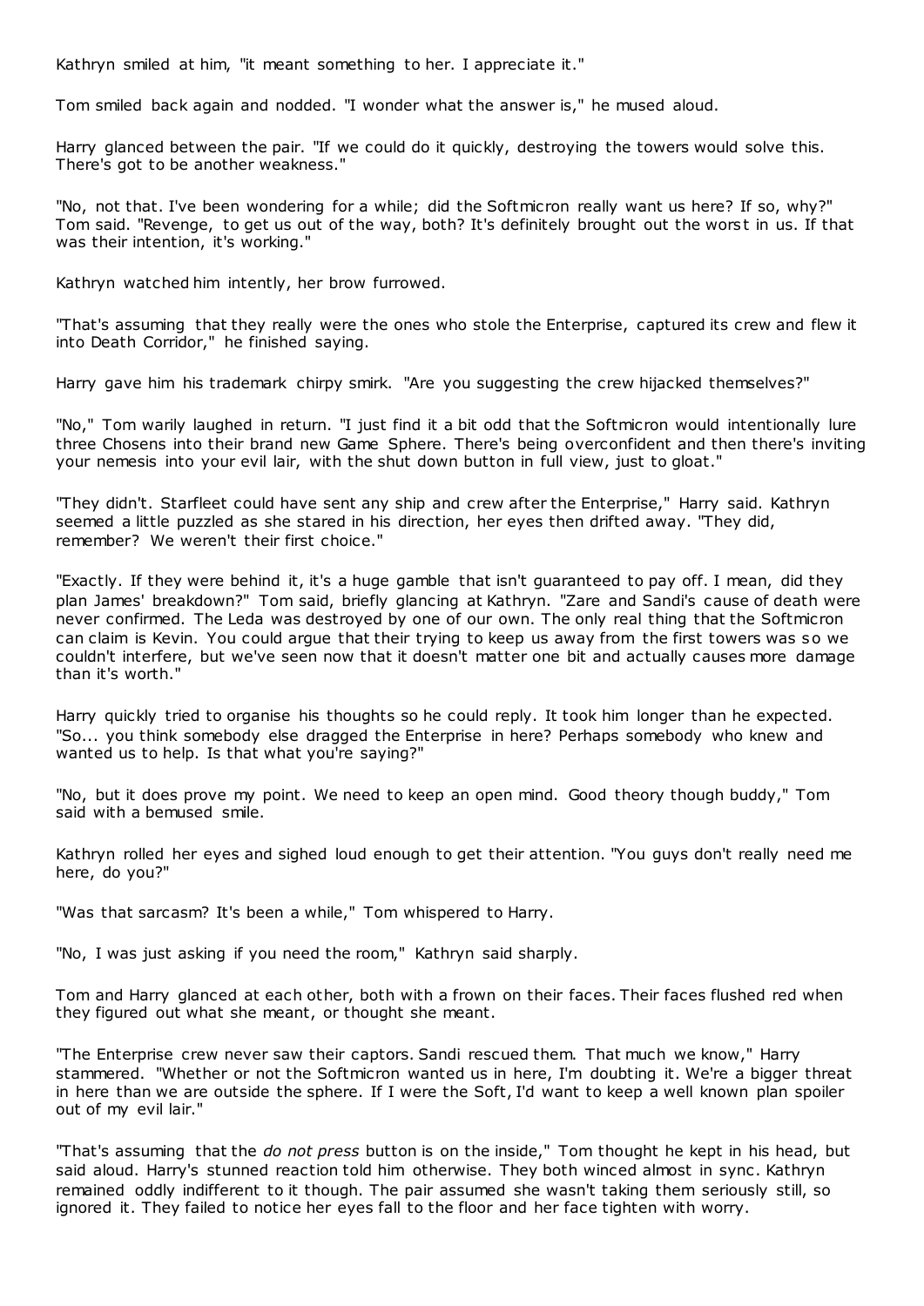Kathryn smiled at him, "it meant something to her. I appreciate it."

Tom smiled back again and nodded. "I wonder what the answer is," he mused aloud.

Harry glanced between the pair. "If we could do it quickly, destroying the towers would solve this. There's got to be another weakness."

"No, not that. I've been wondering for a while; did the Softmicron really want us here? If so, why?" Tom said. "Revenge, to get us out of the way, both? It's definitely brought out the worst in us. If that was their intention, it's working."

Kathryn watched him intently, her brow furrowed.

"That's assuming that they really were the ones who stole the Enterprise, captured its crew and flew it into Death Corridor," he finished saying.

Harry gave him his trademark chirpy smirk. "Are you suggesting the crew hijacked themselves?"

"No," Tom warily laughed in return. "I just find it a bit odd that the Softmicron would intentionally lure three Chosens into their brand new Game Sphere. There's being overconfident and then there's inviting your nemesis into your evil lair, with the shut down button in full view, just to gloat."

"They didn't. Starfleet could have sent any ship and crew after the Enterprise," Harry said. Kathryn seemed a little puzzled as she stared in his direction, her eyes then drifted away. "They did, remember? We weren't their first choice."

"Exactly. If they were behind it, it's a huge gamble that isn't guaranteed to pay off. I mean, did they plan James' breakdown?" Tom said, briefly glancing at Kathryn. "Zare and Sandi's cause of death were never confirmed. The Leda was destroyed by one of our own. The only real thing that the Softmicron can claim is Kevin. You could argue that their trying to keep us away from the first towers was so we couldn't interfere, but we've seen now that it doesn't matter one bit and actually causes more damage than it's worth."

Harry quickly tried to organise his thoughts so he could reply. It took him longer than he expected. "So... you think somebody else dragged the Enterprise in here? Perhaps somebody who knew and wanted us to help. Is that what you're saying?"

"No, but it does prove my point. We need to keep an open mind. Good theory though buddy," Tom said with a bemused smile.

Kathryn rolled her eyes and sighed loud enough to get their attention. "You guys don't really need me here, do you?"

"Was that sarcasm? It's been a while," Tom whispered to Harry.

"No, I was just asking if you need the room," Kathryn said sharply.

Tom and Harry glanced at each other, both with a frown on their faces. Their faces flushed red when they figured out what she meant, or thought she meant.

"The Enterprise crew never saw their captors. Sandi rescued them. That much we know," Harry stammered. "Whether or not the Softmicron wanted us in here, I'm doubting it. We're a bigger threat in here than we are outside the sphere. If I were the Soft, I'd want to keep a well known plan spoiler out of my evil lair."

"That's assuming that the *do not press* button is on the inside," Tom thought he kept in his head, but said aloud. Harry's stunned reaction told him otherwise. They both winced almost in sync. Kathryn remained oddly indifferent to it though. The pair assumed she wasn't taking them seriously still, so ignored it. They failed to notice her eyes fall to the floor and her face tighten with worry.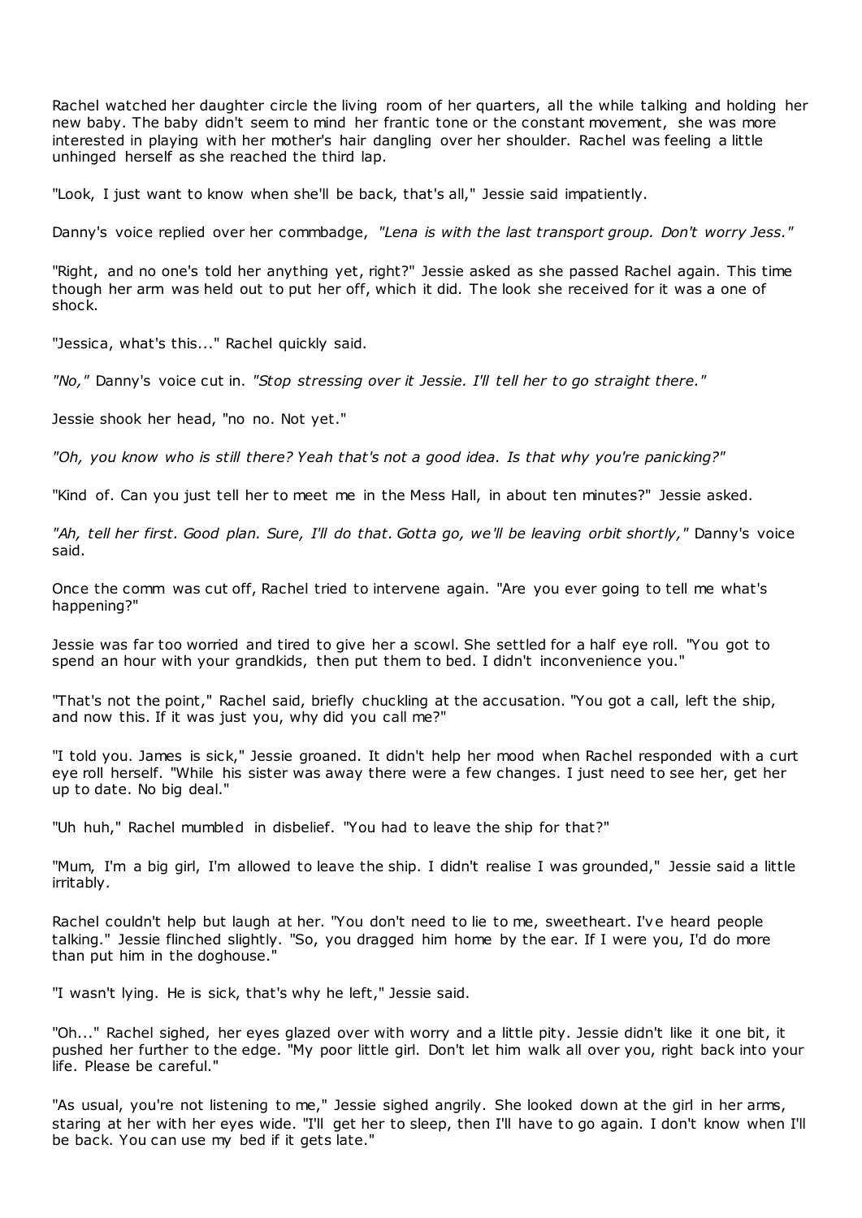Rachel watched her daughter circle the living room of her quarters, all the while talking and holding her new baby. The baby didn't seem to mind her frantic tone or the constant movement, she was more interested in playing with her mother's hair dangling over her shoulder. Rachel was feeling a little unhinged herself as she reached the third lap.

"Look, I just want to know when she'll be back, that's all," Jessie said impatiently.

Danny's voice replied over her commbadge, *"Lena is with the last transport group. Don't worry Jess."*

"Right, and no one's told her anything yet, right?" Jessie asked as she passed Rachel again. This time though her arm was held out to put her off, which it did. The look she received for it was a one of shock.

"Jessica, what's this..." Rachel quickly said.

*"No,"* Danny's voice cut in. *"Stop stressing over it Jessie. I'll tell her to go straight there."*

Jessie shook her head, "no no. Not yet."

*"Oh, you know who is still there? Yeah that's not a good idea. Is that why you're panicking?"*

"Kind of. Can you just tell her to meet me in the Mess Hall, in about ten minutes?" Jessie asked.

*"Ah, tell her first. Good plan. Sure, I'll do that. Gotta go, we'll be leaving orbit shortly,"* Danny's voice said.

Once the comm was cut off, Rachel tried to intervene again. "Are you ever going to tell me what's happening?"

Jessie was far too worried and tired to give her a scowl. She settled for a half eye roll. "You got to spend an hour with your grandkids, then put them to bed. I didn't inconvenience you."

"That's not the point," Rachel said, briefly chuckling at the accusation. "You got a call, left the ship, and now this. If it was just you, why did you call me?"

"I told you. James is sick," Jessie groaned. It didn't help her mood when Rachel responded with a curt eye roll herself. "While his sister was away there were a few changes. I just need to see her, get her up to date. No big deal."

"Uh huh," Rachel mumbled in disbelief. "You had to leave the ship for that?"

"Mum, I'm a big girl, I'm allowed to leave the ship. I didn't realise I was grounded," Jessie said a little irritably.

Rachel couldn't help but laugh at her. "You don't need to lie to me, sweetheart. I've heard people talking." Jessie flinched slightly. "So, you dragged him home by the ear. If I were you, I'd do more than put him in the doghouse."

"I wasn't lying. He is sick, that's why he left," Jessie said.

"Oh..." Rachel sighed, her eyes glazed over with worry and a little pity. Jessie didn't like it one bit, it pushed her further to the edge. "My poor little girl. Don't let him walk all over you, right back into your life. Please be careful."

"As usual, you're not listening to me," Jessie sighed angrily. She looked down at the girl in her arms, staring at her with her eyes wide. "I'll get her to sleep, then I'll have to go again. I don't know when I'll be back. You can use my bed if it gets late."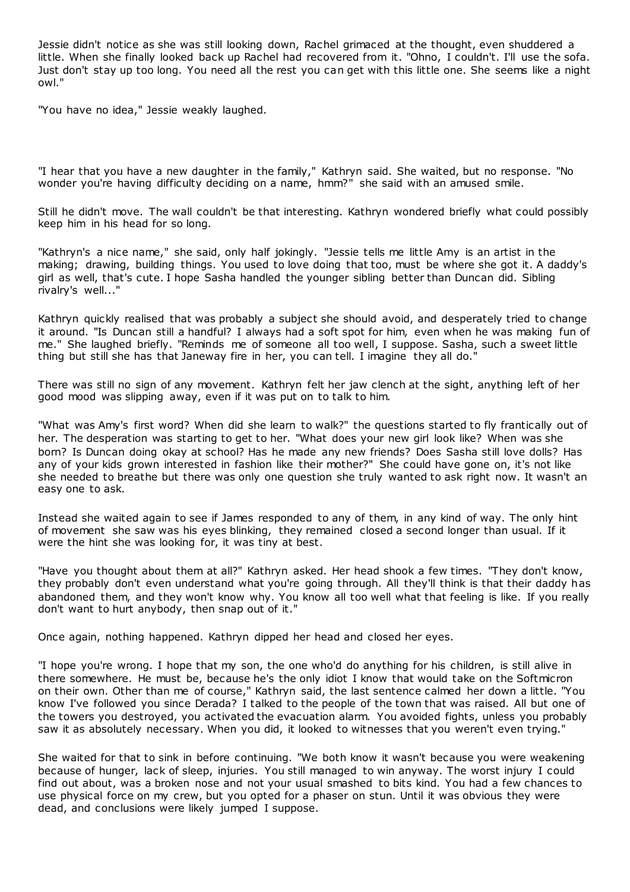Jessie didn't notice as she was still looking down, Rachel grimaced at the thought, even shuddered a little. When she finally looked back up Rachel had recovered from it. "Ohno, I couldn't. I'll use the sofa. Just don't stay up too long. You need all the rest you can get with this little one. She seems like a night owl."

"You have no idea," Jessie weakly laughed.

"I hear that you have a new daughter in the family," Kathryn said. She waited, but no response. "No wonder you're having difficulty deciding on a name, hmm?" she said with an amused smile.

Still he didn't move. The wall couldn't be that interesting. Kathryn wondered briefly what could possibly keep him in his head for so long.

"Kathryn's a nice name," she said, only half jokingly. "Jessie tells me little Amy is an artist in the making; drawing, building things. You used to love doing that too, must be where she got it. A daddy's girl as well, that's cute. I hope Sasha handled the younger sibling better than Duncan did. Sibling rivalry's well..."

Kathryn quickly realised that was probably a subject she should avoid, and desperately tried to change it around. "Is Duncan still a handful? I always had a soft spot for him, even when he was making fun of me." She laughed briefly. "Reminds me of someone all too well, I suppose. Sasha, such a sweet little thing but still she has that Janeway fire in her, you can tell. I imagine they all do."

There was still no sign of any movement. Kathryn felt her jaw clench at the sight, anything left of her good mood was slipping away, even if it was put on to talk to him.

"What was Amy's first word? When did she learn to walk?" the questions started to fly frantically out of her. The desperation was starting to get to her. "What does your new girl look like? When was she born? Is Duncan doing okay at school? Has he made any new friends? Does Sasha still love dolls? Has any of your kids grown interested in fashion like their mother?" She could have gone on, it's not like she needed to breathe but there was only one question she truly wanted to ask right now. It wasn't an easy one to ask.

Instead she waited again to see if James responded to any of them, in any kind of way. The only hint of movement she saw was his eyes blinking, they remained closed a second longer than usual. If it were the hint she was looking for, it was tiny at best.

"Have you thought about them at all?" Kathryn asked. Her head shook a few times. "They don't know, they probably don't even understand what you're going through. All they'll think is that their daddy has abandoned them, and they won't know why. You know all too well what that feeling is like. If you really don't want to hurt anybody, then snap out of it."

Once again, nothing happened. Kathryn dipped her head and closed her eyes.

"I hope you're wrong. I hope that my son, the one who'd do anything for his children, is still alive in there somewhere. He must be, because he's the only idiot I know that would take on the Softmicron on their own. Other than me of course," Kathryn said, the last sentence calmed her down a little. "You know I've followed you since Derada? I talked to the people of the town that was raised. All but one of the towers you destroyed, you activated the evacuation alarm. You avoided fights, unless you probably saw it as absolutely necessary. When you did, it looked to witnesses that you weren't even trying."

She waited for that to sink in before continuing. "We both know it wasn't because you were weakening because of hunger, lack of sleep, injuries. You still managed to win anyway. The worst injury I could find out about, was a broken nose and not your usual smashed to bits kind. You had a few chances to use physical force on my crew, but you opted for a phaser on stun. Until it was obvious they were dead, and conclusions were likely jumped I suppose.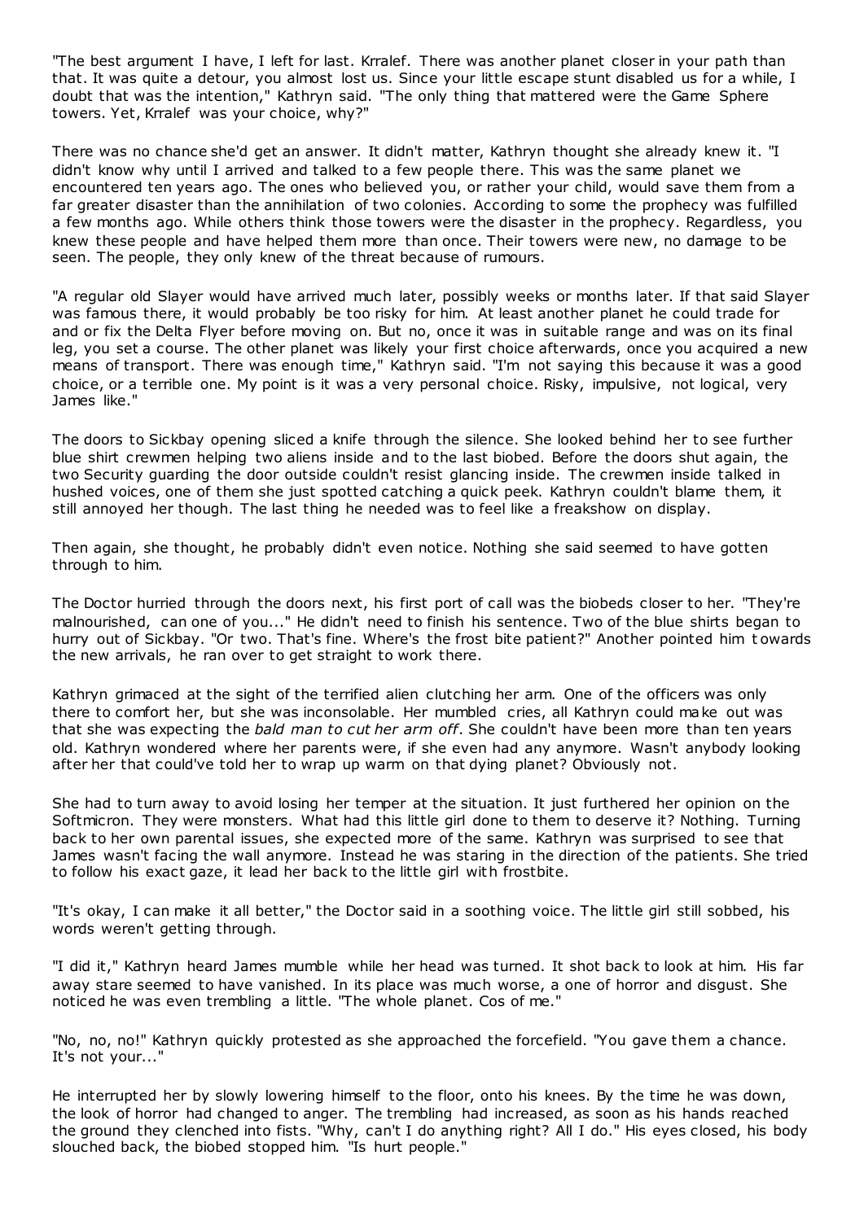"The best argument I have, I left for last. Krralef. There was another planet closer in your path than that. It was quite a detour, you almost lost us. Since your little escape stunt disabled us for a while, I doubt that was the intention," Kathryn said. "The only thing that mattered were the Game Sphere towers. Yet, Krralef was your choice, why?"

There was no chance she'd get an answer. It didn't matter, Kathryn thought she already knew it. "I didn't know why until I arrived and talked to a few people there. This was the same planet we encountered ten years ago. The ones who believed you, or rather your child, would save them from a far greater disaster than the annihilation of two colonies. According to some the prophecy was fulfilled a few months ago. While others think those towers were the disaster in the prophecy. Regardless, you knew these people and have helped them more than once. Their towers were new, no damage to be seen. The people, they only knew of the threat because of rumours.

"A regular old Slayer would have arrived much later, possibly weeks or months later. If that said Slayer was famous there, it would probably be too risky for him. At least another planet he could trade for and or fix the Delta Flyer before moving on. But no, once it was in suitable range and was on its final leg, you set a course. The other planet was likely your first choice afterwards, once you acquired a new means of transport. There was enough time," Kathryn said. "I'm not saying this because it was a good choice, or a terrible one. My point is it was a very personal choice. Risky, impulsive, not logical, very James like."

The doors to Sickbay opening sliced a knife through the silence. She looked behind her to see further blue shirt crewmen helping two aliens inside and to the last biobed. Before the doors shut again, the two Security guarding the door outside couldn't resist glancing inside. The crewmen inside talked in hushed voices, one of them she just spotted catching a quick peek. Kathryn couldn't blame them, it still annoyed her though. The last thing he needed was to feel like a freakshow on display.

Then again, she thought, he probably didn't even notice. Nothing she said seemed to have gotten through to him.

The Doctor hurried through the doors next, his first port of call was the biobeds closer to her. "They're malnourished, can one of you..." He didn't need to finish his sentence. Two of the blue shirts began to hurry out of Sickbay. "Or two. That's fine. Where's the frost bite patient?" Another pointed him towards the new arrivals, he ran over to get straight to work there.

Kathryn grimaced at the sight of the terrified alien clutching her arm. One of the officers was only there to comfort her, but she was inconsolable. Her mumbled cries, all Kathryn could make out was that she was expecting the *bald man to cut her arm off*. She couldn't have been more than ten years old. Kathryn wondered where her parents were, if she even had any anymore. Wasn't anybody looking after her that could've told her to wrap up warm on that dying planet? Obviously not.

She had to turn away to avoid losing her temper at the situation. It just furthered her opinion on the Softmicron. They were monsters. What had this little girl done to them to deserve it? Nothing. Turning back to her own parental issues, she expected more of the same. Kathryn was surprised to see that James wasn't facing the wall anymore. Instead he was staring in the direction of the patients. She tried to follow his exact gaze, it lead her back to the little girl with frostbite.

"It's okay, I can make it all better," the Doctor said in a soothing voice. The little girl still sobbed, his words weren't getting through.

"I did it," Kathryn heard James mumble while her head was turned. It shot back to look at him. His far away stare seemed to have vanished. In its place was much worse, a one of horror and disgust. She noticed he was even trembling a little. "The whole planet. Cos of me."

"No, no, no!" Kathryn quickly protested as she approached the forcefield. "You gave them a chance. It's not your..."

He interrupted her by slowly lowering himself to the floor, onto his knees. By the time he was down, the look of horror had changed to anger. The trembling had increased, as soon as his hands reached the ground they clenched into fists. "Why, can't I do anything right? All I do." His eyes closed, his body slouched back, the biobed stopped him. "Is hurt people."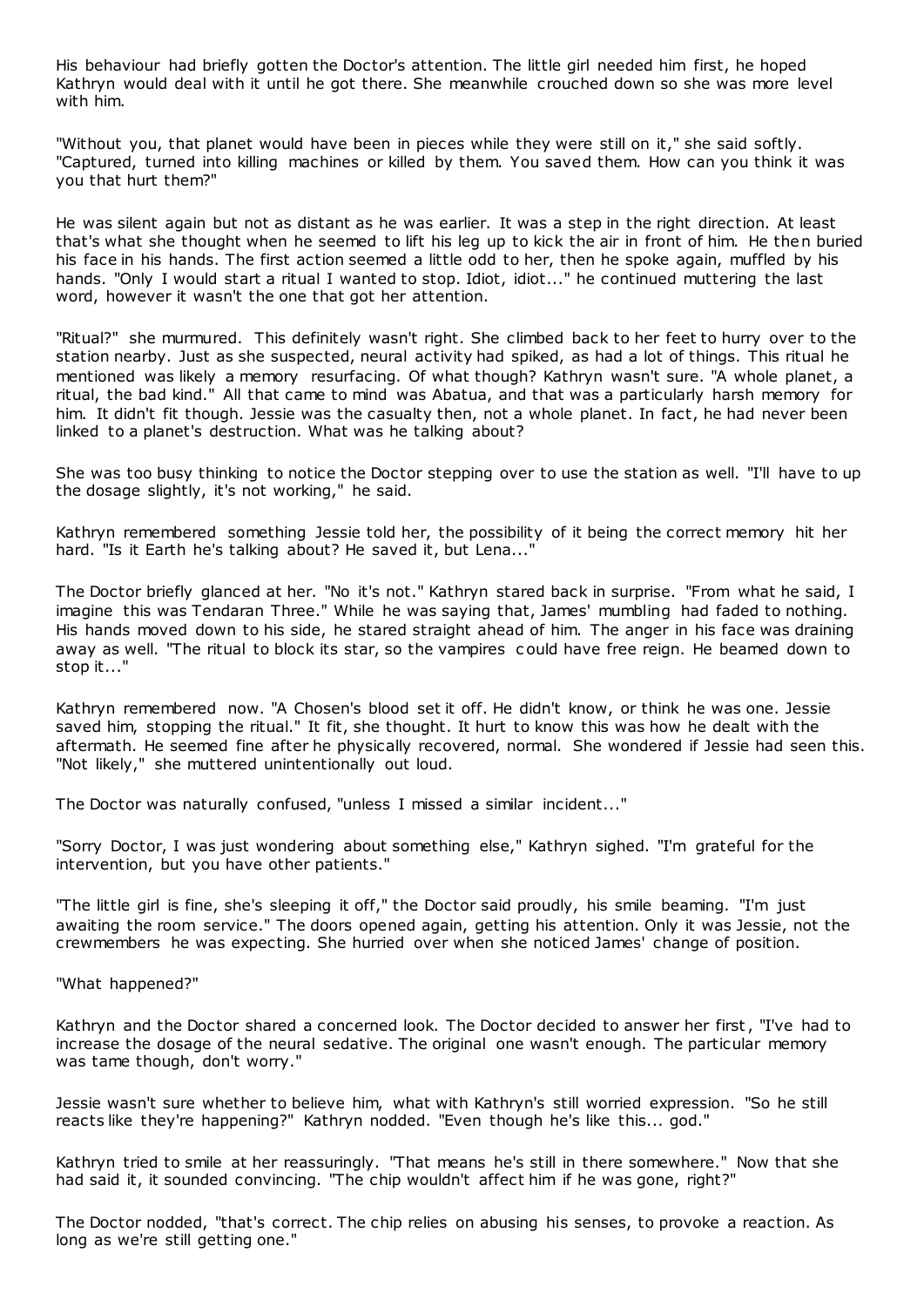His behaviour had briefly gotten the Doctor's attention. The little girl needed him first, he hoped Kathryn would deal with it until he got there. She meanwhile crouched down so she was more level with him.

"Without you, that planet would have been in pieces while they were still on it," she said softly. "Captured, turned into killing machines or killed by them. You saved them. How can you think it was you that hurt them?"

He was silent again but not as distant as he was earlier. It was a step in the right direction. At least that's what she thought when he seemed to lift his leg up to kick the air in front of him. He then buried his face in his hands. The first action seemed a little odd to her, then he spoke again, muffled by his hands. "Only I would start a ritual I wanted to stop. Idiot, idiot..." he continued muttering the last word, however it wasn't the one that got her attention.

"Ritual?" she murmured. This definitely wasn't right. She climbed back to her feet to hurry over to the station nearby. Just as she suspected, neural activity had spiked, as had a lot of things. This ritual he mentioned was likely a memory resurfacing. Of what though? Kathryn wasn't sure. "A whole planet, a ritual, the bad kind." All that came to mind was Abatua, and that was a particularly harsh memory for him. It didn't fit though. Jessie was the casualty then, not a whole planet. In fact, he had never been linked to a planet's destruction. What was he talking about?

She was too busy thinking to notice the Doctor stepping over to use the station as well. "I'll have to up the dosage slightly, it's not working," he said.

Kathryn remembered something Jessie told her, the possibility of it being the correct memory hit her hard. "Is it Earth he's talking about? He saved it, but Lena..."

The Doctor briefly glanced at her. "No it's not." Kathryn stared back in surprise. "From what he said, I imagine this was Tendaran Three." While he was saying that, James' mumbling had faded to nothing. His hands moved down to his side, he stared straight ahead of him. The anger in his face was draining away as well. "The ritual to block its star, so the vampires could have free reign. He beamed down to stop it..."

Kathryn remembered now. "A Chosen's blood set it off. He didn't know, or think he was one. Jessie saved him, stopping the ritual." It fit, she thought. It hurt to know this was how he dealt with the aftermath. He seemed fine after he physically recovered, normal. She wondered if Jessie had seen this. "Not likely," she muttered unintentionally out loud.

The Doctor was naturally confused, "unless I missed a similar incident..."

"Sorry Doctor, I was just wondering about something else," Kathryn sighed. "I'm grateful for the intervention, but you have other patients."

"The little girl is fine, she's sleeping it off," the Doctor said proudly, his smile beaming. "I'm just awaiting the room service." The doors opened again, getting his attention. Only it was Jessie, not the crewmembers he was expecting. She hurried over when she noticed James' change of position.

"What happened?"

Kathryn and the Doctor shared a concerned look. The Doctor decided to answer her first, "I've had to increase the dosage of the neural sedative. The original one wasn't enough. The particular memory was tame though, don't worry."

Jessie wasn't sure whether to believe him, what with Kathryn's still worried expression. "So he still reacts like they're happening?" Kathryn nodded. "Even though he's like this... god."

Kathryn tried to smile at her reassuringly. "That means he's still in there somewhere." Now that she had said it, it sounded convincing. "The chip wouldn't affect him if he was gone, right?"

The Doctor nodded, "that's correct. The chip relies on abusing his senses, to provoke a reaction. As long as we're still getting one."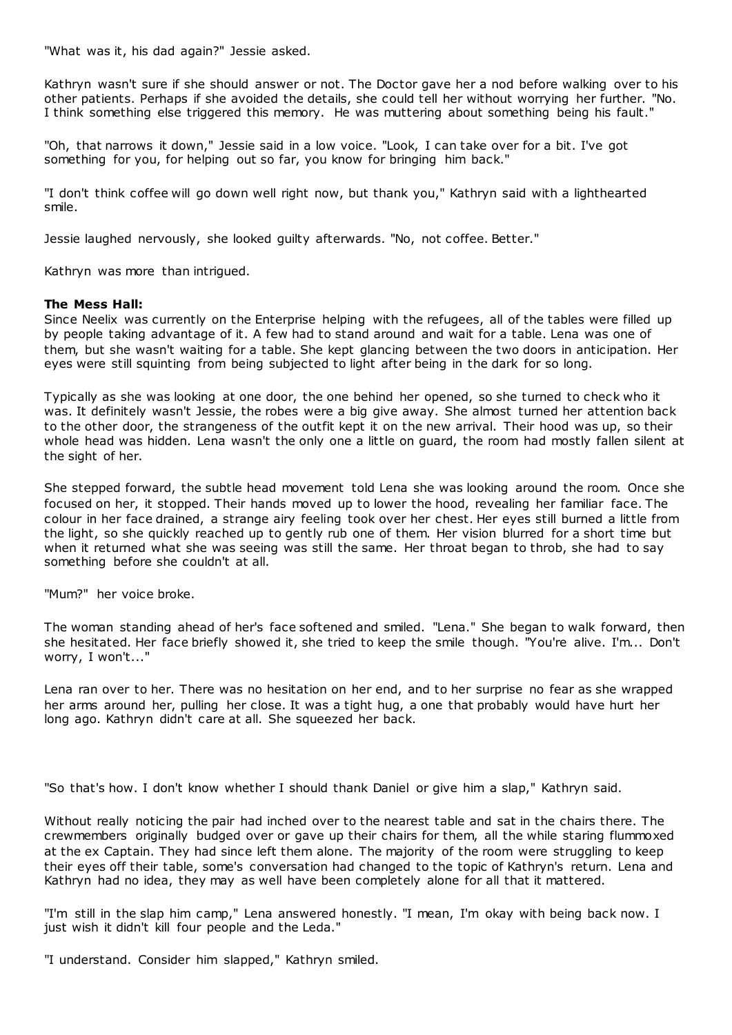"What was it, his dad again?" Jessie asked.

Kathryn wasn't sure if she should answer or not. The Doctor gave her a nod before walking over to his other patients. Perhaps if she avoided the details, she could tell her without worrying her further. "No. I think something else triggered this memory. He was muttering about something being his fault."

"Oh, that narrows it down," Jessie said in a low voice. "Look, I can take over for a bit. I've got something for you, for helping out so far, you know for bringing him back."

"I don't think coffee will go down well right now, but thank you," Kathryn said with a lighthearted smile.

Jessie laughed nervously, she looked guilty afterwards. "No, not coffee. Better."

Kathryn was more than intrigued.

**The Mess Hall:**
Since Neelix was currently on the Enterprise helping with the refugees, all of the tables were filled up by people taking advantage of it. A few had to stand around and wait for a table. Lena was one of them, but she wasn't waiting for a table. She kept glancing between the two doors in anticipation. Her eyes were still squinting from being subjected to light after being in the dark for so long.

Typically as she was looking at one door, the one behind her opened, so she turned to check who it was. It definitely wasn't Jessie, the robes were a big give away. She almost turned her attention back to the other door, the strangeness of the outfit kept it on the new arrival. Their hood was up, so their whole head was hidden. Lena wasn't the only one a little on guard, the room had mostly fallen silent at the sight of her.

She stepped forward, the subtle head movement told Lena she was looking around the room. Once she focused on her, it stopped. Their hands moved up to lower the hood, revealing her familiar face. The colour in her face drained, a strange airy feeling took over her chest. Her eyes still burned a little from the light, so she quickly reached up to gently rub one of them. Her vision blurred for a short time but when it returned what she was seeing was still the same. Her throat began to throb, she had to say something before she couldn't at all.

"Mum?" her voice broke.

The woman standing ahead of her's face softened and smiled. "Lena." She began to walk forward, then she hesitated. Her face briefly showed it, she tried to keep the smile though. "You're alive. I'm... Don't worry, I won't..."

Lena ran over to her. There was no hesitation on her end, and to her surprise no fear as she wrapped her arms around her, pulling her close. It was a tight hug, a one that probably would have hurt her long ago. Kathryn didn't care at all. She squeezed her back.

"So that's how. I don't know whether I should thank Daniel or give him a slap," Kathryn said.

Without really noticing the pair had inched over to the nearest table and sat in the chairs there. The crewmembers originally budged over or gave up their chairs for them, all the while staring flummoxed at the ex Captain. They had since left them alone. The majority of the room were struggling to keep their eyes off their table, some's conversation had changed to the topic of Kathryn's return. Lena and Kathryn had no idea, they may as well have been completely alone for all that it mattered.

"I'm still in the slap him camp," Lena answered honestly. "I mean, I'm okay with being back now. I just wish it didn't kill four people and the Leda."

"I understand. Consider him slapped," Kathryn smiled.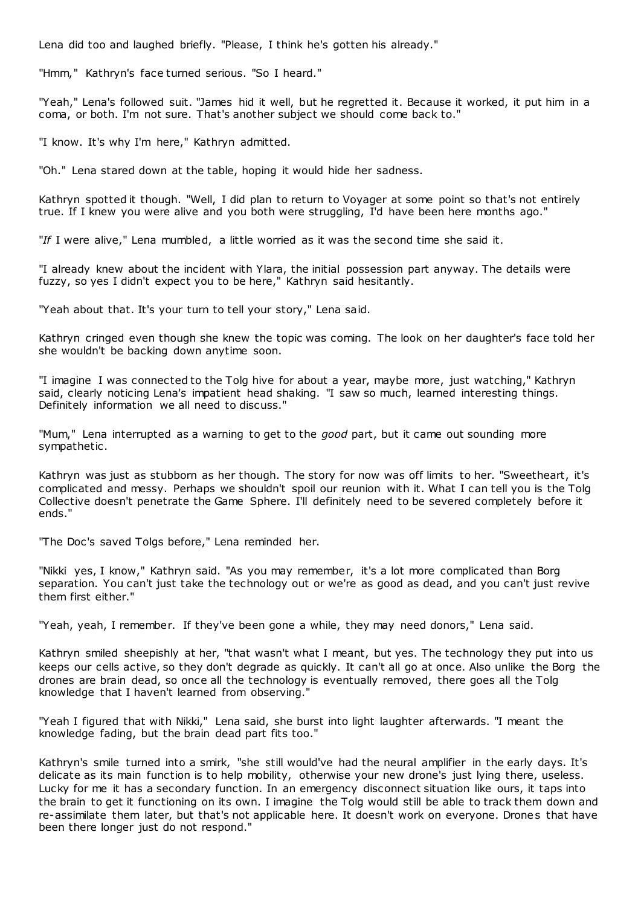Lena did too and laughed briefly. "Please, I think he's gotten his already."

"Hmm," Kathryn's face turned serious. "So I heard."

"Yeah," Lena's followed suit. "James hid it well, but he regretted it. Because it worked, it put him in a coma, or both. I'm not sure. That's another subject we should come back to."

"I know. It's why I'm here," Kathryn admitted.

"Oh." Lena stared down at the table, hoping it would hide her sadness.

Kathryn spotted it though. "Well, I did plan to return to Voyager at some point so that's not entirely true. If I knew you were alive and you both were struggling, I'd have been here months ago."

"*If* I were alive," Lena mumbled, a little worried as it was the second time she said it.

"I already knew about the incident with Ylara, the initial possession part anyway. The details were fuzzy, so yes I didn't expect you to be here," Kathryn said hesitantly.

"Yeah about that. It's your turn to tell your story," Lena said.

Kathryn cringed even though she knew the topic was coming. The look on her daughter's face told her she wouldn't be backing down anytime soon.

"I imagine I was connected to the Tolg hive for about a year, maybe more, just watching," Kathryn said, clearly noticing Lena's impatient head shaking. "I saw so much, learned interesting things. Definitely information we all need to discuss."

"Mum," Lena interrupted as a warning to get to the *good* part, but it came out sounding more sympathetic.

Kathryn was just as stubborn as her though. The story for now was off limits to her. "Sweetheart, it's complicated and messy. Perhaps we shouldn't spoil our reunion with it. What I can tell you is the Tolg Collective doesn't penetrate the Game Sphere. I'll definitely need to be severed completely before it ends."

"The Doc's saved Tolgs before," Lena reminded her.

"Nikki yes, I know," Kathryn said. "As you may remember, it's a lot more complicated than Borg separation. You can't just take the technology out or we're as good as dead, and you can't just revive them first either."

"Yeah, yeah, I remember. If they've been gone a while, they may need donors," Lena said.

Kathryn smiled sheepishly at her, "that wasn't what I meant, but yes. The technology they put into us keeps our cells active, so they don't degrade as quickly. It can't all go at once. Also unlike the Borg the drones are brain dead, so once all the technology is eventually removed, there goes all the Tolg knowledge that I haven't learned from observing."

"Yeah I figured that with Nikki," Lena said, she burst into light laughter afterwards. "I meant the knowledge fading, but the brain dead part fits too."

Kathryn's smile turned into a smirk, "she still would've had the neural amplifier in the early days. It's delicate as its main function is to help mobility, otherwise your new drone's just lying there, useless. Lucky for me it has a secondary function. In an emergency disconnect situation like ours, it taps into the brain to get it functioning on its own. I imagine the Tolg would still be able to track them down and re-assimilate them later, but that's not applicable here. It doesn't work on everyone. Drones that have been there longer just do not respond."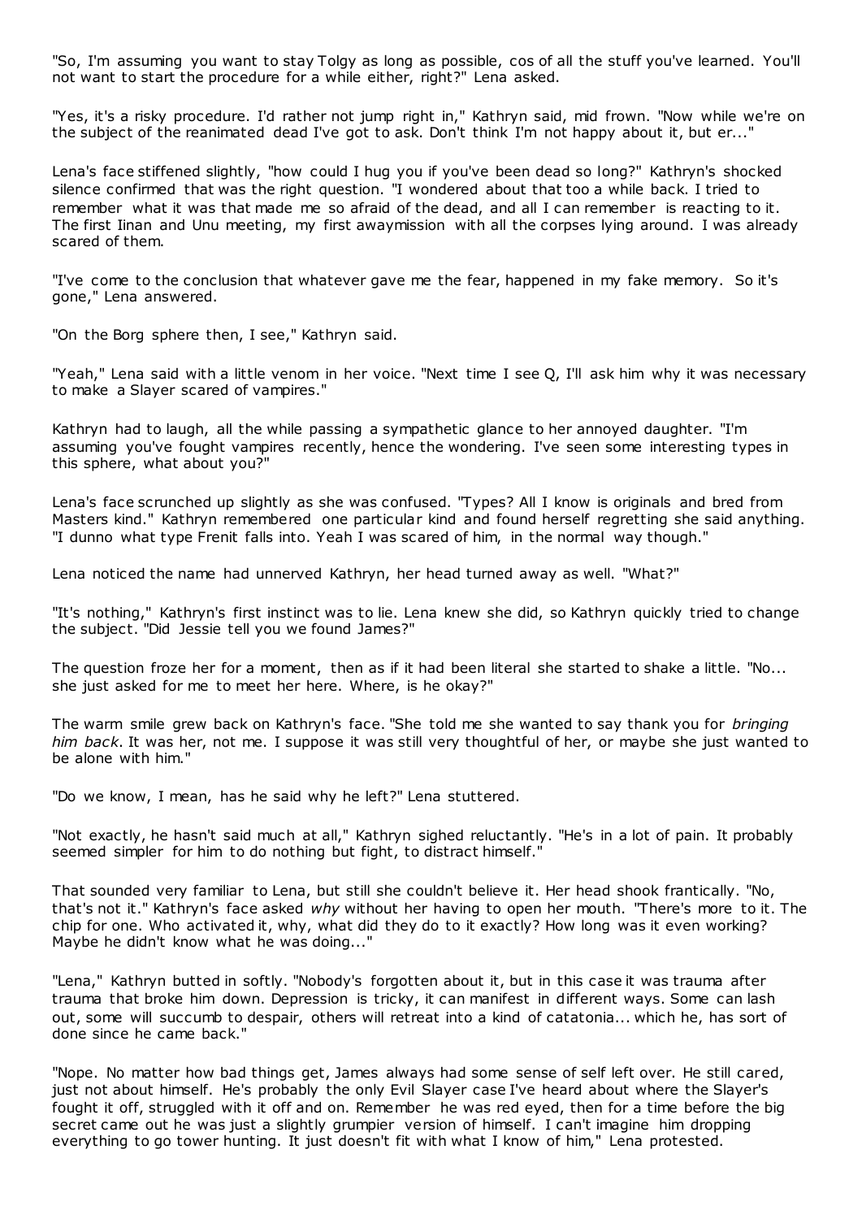"So, I'm assuming you want to stay Tolgy as long as possible, cos of all the stuff you've learned. You'll not want to start the procedure for a while either, right?" Lena asked.

"Yes, it's a risky procedure. I'd rather not jump right in," Kathryn said, mid frown. "Now while we're on the subject of the reanimated dead I've got to ask. Don't think I'm not happy about it, but er..."

Lena's face stiffened slightly, "how could I hug you if you've been dead so long?" Kathryn's shocked silence confirmed that was the right question. "I wondered about that too a while back. I tried to remember what it was that made me so afraid of the dead, and all I can remember is reacting to it. The first Iinan and Unu meeting, my first awaymission with all the corpses lying around. I was already scared of them.

"I've come to the conclusion that whatever gave me the fear, happened in my fake memory. So it's gone," Lena answered.

"On the Borg sphere then, I see," Kathryn said.

"Yeah," Lena said with a little venom in her voice. "Next time I see Q, I'll ask him why it was necessary to make a Slayer scared of vampires."

Kathryn had to laugh, all the while passing a sympathetic glance to her annoyed daughter. "I'm assuming you've fought vampires recently, hence the wondering. I've seen some interesting types in this sphere, what about you?"

Lena's face scrunched up slightly as she was confused. "Types? All I know is originals and bred from Masters kind." Kathryn remembered one particular kind and found herself regretting she said anything. "I dunno what type Frenit falls into. Yeah I was scared of him, in the normal way though."

Lena noticed the name had unnerved Kathryn, her head turned away as well. "What?"

"It's nothing," Kathryn's first instinct was to lie. Lena knew she did, so Kathryn quickly tried to change the subject. "Did Jessie tell you we found James?"

The question froze her for a moment, then as if it had been literal she started to shake a little. "No... she just asked for me to meet her here. Where, is he okay?"

The warm smile grew back on Kathryn's face. "She told me she wanted to say thank you for *bringing him back*. It was her, not me. I suppose it was still very thoughtful of her, or maybe she just wanted to be alone with him."

"Do we know, I mean, has he said why he left?" Lena stuttered.

"Not exactly, he hasn't said much at all," Kathryn sighed reluctantly. "He's in a lot of pain. It probably seemed simpler for him to do nothing but fight, to distract himself."

That sounded very familiar to Lena, but still she couldn't believe it. Her head shook frantically. "No, that's not it." Kathryn's face asked *why* without her having to open her mouth. "There's more to it. The chip for one. Who activated it, why, what did they do to it exactly? How long was it even working? Maybe he didn't know what he was doing..."

"Lena," Kathryn butted in softly. "Nobody's forgotten about it, but in this case it was trauma after trauma that broke him down. Depression is tricky, it can manifest in different ways. Some can lash out, some will succumb to despair, others will retreat into a kind of catatonia... which he, has sort of done since he came back."

"Nope. No matter how bad things get, James always had some sense of self left over. He still cared, just not about himself. He's probably the only Evil Slayer case I've heard about where the Slayer's fought it off, struggled with it off and on. Remember he was red eyed, then for a time before the big secret came out he was just a slightly grumpier version of himself. I can't imagine him dropping everything to go tower hunting. It just doesn't fit with what I know of him," Lena protested.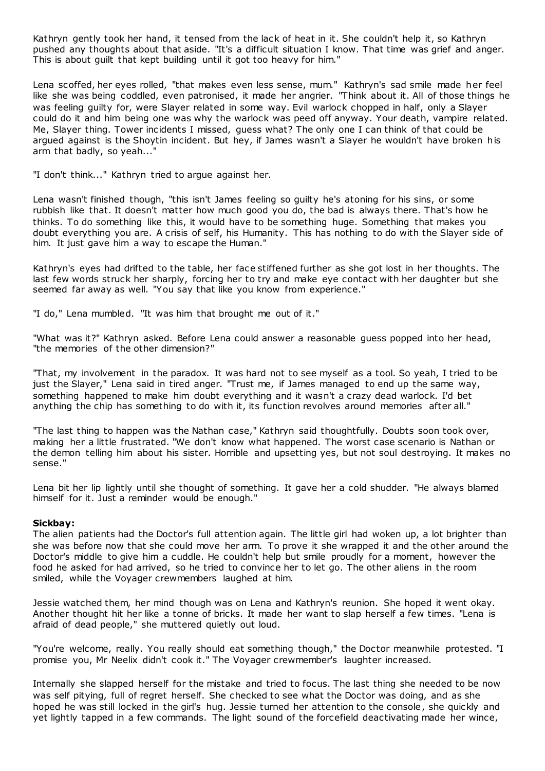Kathryn gently took her hand, it tensed from the lack of heat in it. She couldn't help it, so Kathryn pushed any thoughts about that aside. "It's a difficult situation I know. That time was grief and anger. This is about guilt that kept building until it got too heavy for him."

Lena scoffed, her eyes rolled, "that makes even less sense, mum." Kathryn's sad smile made her feel like she was being coddled, even patronised, it made her angrier. "Think about it. All of those things he was feeling guilty for, were Slayer related in some way. Evil warlock chopped in half, only a Slayer could do it and him being one was why the warlock was peed off anyway. Your death, vampire related. Me, Slayer thing. Tower incidents I missed, guess what? The only one I can think of that could be argued against is the Shoytin incident. But hey, if James wasn't a Slayer he wouldn't have broken his arm that badly, so yeah..."

"I don't think..." Kathryn tried to argue against her.

Lena wasn't finished though, "this isn't James feeling so guilty he's atoning for his sins, or some rubbish like that. It doesn't matter how much good you do, the bad is always there. That's how he thinks. To do something like this, it would have to be something huge. Something that makes you doubt everything you are. A crisis of self, his Humanity. This has nothing to do with the Slayer side of him. It just gave him a way to escape the Human."

Kathryn's eyes had drifted to the table, her face stiffened further as she got lost in her thoughts. The last few words struck her sharply, forcing her to try and make eye contact with her daughter but she seemed far away as well. "You say that like you know from experience."

"I do," Lena mumbled. "It was him that brought me out of it."

"What was it?" Kathryn asked. Before Lena could answer a reasonable guess popped into her head, "the memories of the other dimension?"

"That, my involvement in the paradox. It was hard not to see myself as a tool. So yeah, I tried to be just the Slayer," Lena said in tired anger. "Trust me, if James managed to end up the same way, something happened to make him doubt everything and it wasn't a crazy dead warlock. I'd bet anything the chip has something to do with it, its function revolves around memories after all."

"The last thing to happen was the Nathan case," Kathryn said thoughtfully. Doubts soon took over, making her a little frustrated. "We don't know what happened. The worst case scenario is Nathan or the demon telling him about his sister. Horrible and upsetting yes, but not soul destroying. It makes no sense."

Lena bit her lip lightly until she thought of something. It gave her a cold shudder. "He always blamed himself for it. Just a reminder would be enough."

**Sickbay:**

The alien patients had the Doctor's full attention again. The little girl had woken up, a lot brighter than she was before now that she could move her arm. To prove it she wrapped it and the other around the Doctor's middle to give him a cuddle. He couldn't help but smile proudly for a moment, however the food he asked for had arrived, so he tried to convince her to let go. The other aliens in the room smiled, while the Voyager crewmembers laughed at him.

Jessie watched them, her mind though was on Lena and Kathryn's reunion. She hoped it went okay. Another thought hit her like a tonne of bricks. It made her want to slap herself a few times. "Lena is afraid of dead people," she muttered quietly out loud.

"You're welcome, really. You really should eat something though," the Doctor meanwhile protested. "I promise you, Mr Neelix didn't cook it." The Voyager crewmember's laughter increased.

Internally she slapped herself for the mistake and tried to focus. The last thing she needed to be now was self pitying, full of regret herself. She checked to see what the Doctor was doing, and as she hoped he was still locked in the girl's hug. Jessie turned her attention to the console, she quickly and yet lightly tapped in a few commands. The light sound of the forcefield deactivating made her wince,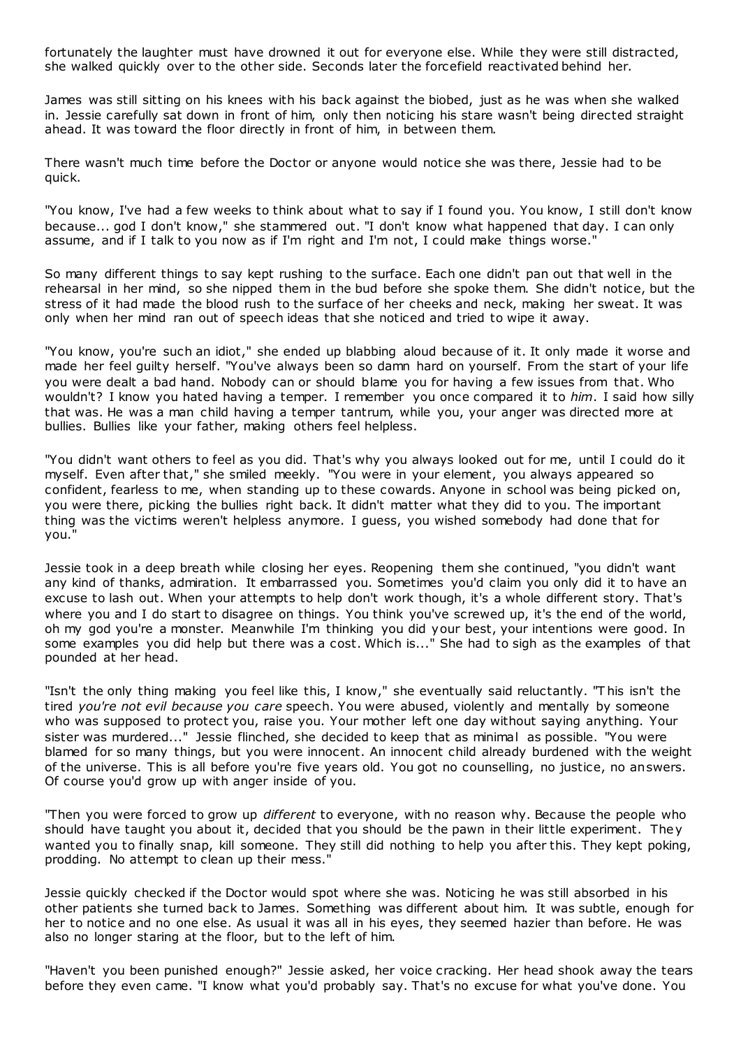fortunately the laughter must have drowned it out for everyone else. While they were still distracted, she walked quickly over to the other side. Seconds later the forcefield reactivated behind her.

James was still sitting on his knees with his back against the biobed, just as he was when she walked in. Jessie carefully sat down in front of him, only then noticing his stare wasn't being directed straight ahead. It was toward the floor directly in front of him, in between them.

There wasn't much time before the Doctor or anyone would notice she was there, Jessie had to be quick.

"You know, I've had a few weeks to think about what to say if I found you. You know, I still don't know because... god I don't know," she stammered out. "I don't know what happened that day. I can only assume, and if I talk to you now as if I'm right and I'm not, I could make things worse."

So many different things to say kept rushing to the surface. Each one didn't pan out that well in the rehearsal in her mind, so she nipped them in the bud before she spoke them. She didn't notice, but the stress of it had made the blood rush to the surface of her cheeks and neck, making her sweat. It was only when her mind ran out of speech ideas that she noticed and tried to wipe it away.

"You know, you're such an idiot," she ended up blabbing aloud because of it. It only made it worse and made her feel guilty herself. "You've always been so damn hard on yourself. From the start of your life you were dealt a bad hand. Nobody can or should blame you for having a few issues from that. Who wouldn't? I know you hated having a temper. I remember you once compared it to *him*. I said how silly that was. He was a man child having a temper tantrum, while you, your anger was directed more at bullies. Bullies like your father, making others feel helpless.

"You didn't want others to feel as you did. That's why you always looked out for me, until I could do it myself. Even after that," she smiled meekly. "You were in your element, you always appeared so confident, fearless to me, when standing up to these cowards. Anyone in school was being picked on, you were there, picking the bullies right back. It didn't matter what they did to you. The important thing was the victims weren't helpless anymore. I guess, you wished somebody had done that for you."

Jessie took in a deep breath while closing her eyes. Reopening them she continued, "you didn't want any kind of thanks, admiration. It embarrassed you. Sometimes you'd claim you only did it to have an excuse to lash out. When your attempts to help don't work though, it's a whole different story. That's where you and I do start to disagree on things. You think you've screwed up, it's the end of the world, oh my god you're a monster. Meanwhile I'm thinking you did your best, your intentions were good. In some examples you did help but there was a cost. Which is..." She had to sigh as the examples of that pounded at her head.

"Isn't the only thing making you feel like this, I know," she eventually said reluctantly. "This isn't the tired *you're not evil because you care* speech. You were abused, violently and mentally by someone who was supposed to protect you, raise you. Your mother left one day without saying anything. Your sister was murdered..." Jessie flinched, she decided to keep that as minimal as possible. "You were blamed for so many things, but you were innocent. An innocent child already burdened with the weight of the universe. This is all before you're five years old. You got no counselling, no justice, no answers. Of course you'd grow up with anger inside of you.

"Then you were forced to grow up *different* to everyone, with no reason why. Because the people who should have taught you about it, decided that you should be the pawn in their little experiment. They wanted you to finally snap, kill someone. They still did nothing to help you after this. They kept poking, prodding. No attempt to clean up their mess."

Jessie quickly checked if the Doctor would spot where she was. Noticing he was still absorbed in his other patients she turned back to James. Something was different about him. It was subtle, enough for her to notice and no one else. As usual it was all in his eyes, they seemed hazier than before. He was also no longer staring at the floor, but to the left of him.

"Haven't you been punished enough?" Jessie asked, her voice cracking. Her head shook away the tears before they even came. "I know what you'd probably say. That's no excuse for what you've done. You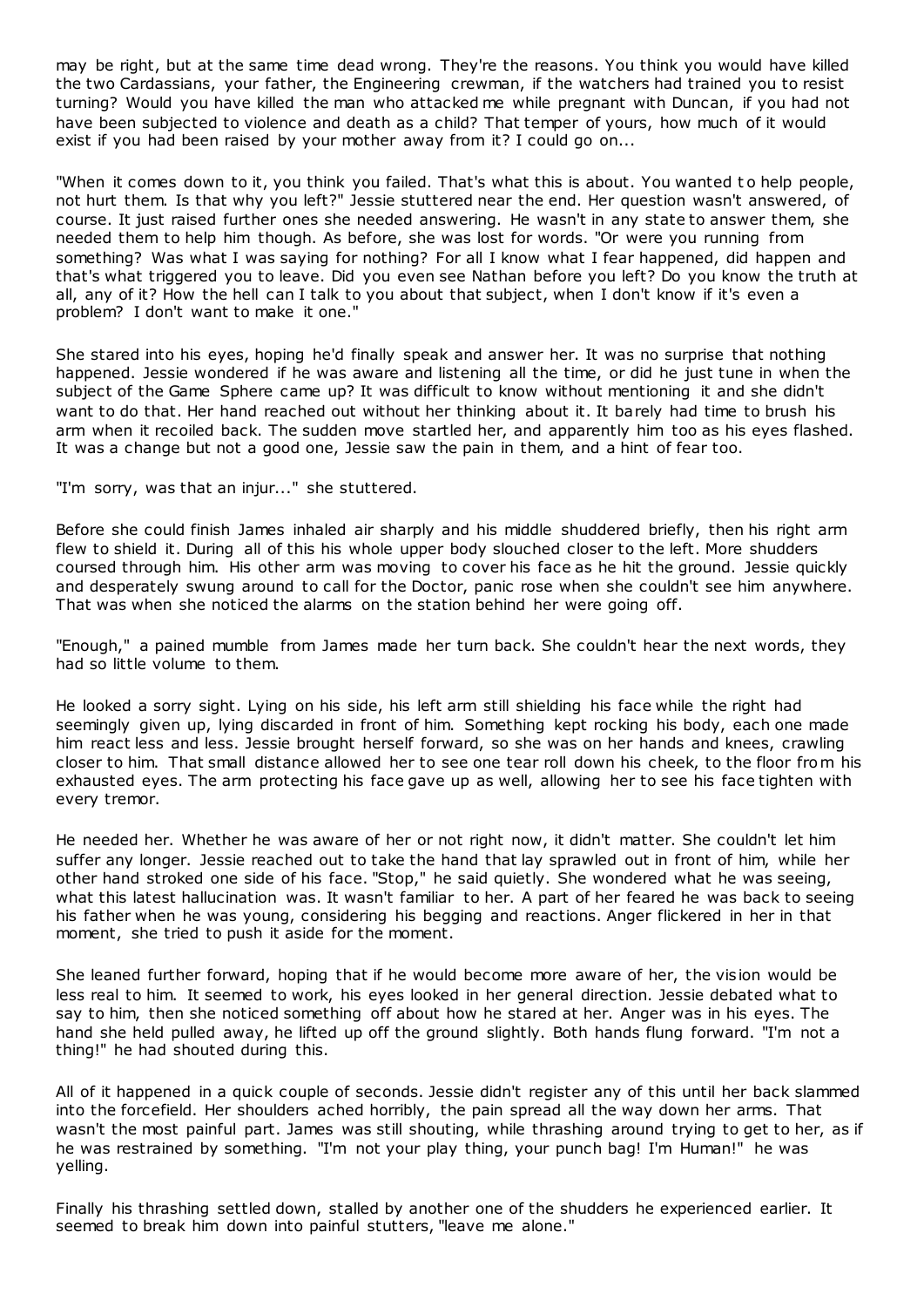may be right, but at the same time dead wrong. They're the reasons. You think you would have killed the two Cardassians, your father, the Engineering crewman, if the watchers had trained you to resist turning? Would you have killed the man who attacked me while pregnant with Duncan, if you had not have been subjected to violence and death as a child? That temper of yours, how much of it would exist if you had been raised by your mother away from it? I could go on...

"When it comes down to it, you think you failed. That's what this is about. You wanted to help people, not hurt them. Is that why you left?" Jessie stuttered near the end. Her question wasn't answered, of course. It just raised further ones she needed answering. He wasn't in any state to answer them, she needed them to help him though. As before, she was lost for words. "Or were you running from something? Was what I was saying for nothing? For all I know what I fear happened, did happen and that's what triggered you to leave. Did you even see Nathan before you left? Do you know the truth at all, any of it? How the hell can I talk to you about that subject, when I don't know if it's even a problem? I don't want to make it one."

She stared into his eyes, hoping he'd finally speak and answer her. It was no surprise that nothing happened. Jessie wondered if he was aware and listening all the time, or did he just tune in when the subject of the Game Sphere came up? It was difficult to know without mentioning it and she didn't want to do that. Her hand reached out without her thinking about it. It barely had time to brush his arm when it recoiled back. The sudden move startled her, and apparently him too as his eyes flashed. It was a change but not a good one, Jessie saw the pain in them, and a hint of fear too.

"I'm sorry, was that an injur..." she stuttered.

Before she could finish James inhaled air sharply and his middle shuddered briefly, then his right arm flew to shield it. During all of this his whole upper body slouched closer to the left. More shudders coursed through him. His other arm was moving to cover his face as he hit the ground. Jessie quickly and desperately swung around to call for the Doctor, panic rose when she couldn't see him anywhere. That was when she noticed the alarms on the station behind her were going off.

"Enough," a pained mumble from James made her turn back. She couldn't hear the next words, they had so little volume to them.

He looked a sorry sight. Lying on his side, his left arm still shielding his face while the right had seemingly given up, lying discarded in front of him. Something kept rocking his body, each one made him react less and less. Jessie brought herself forward, so she was on her hands and knees, crawling closer to him. That small distance allowed her to see one tear roll down his cheek, to the floor from his exhausted eyes. The arm protecting his face gave up as well, allowing her to see his face tighten with every tremor.

He needed her. Whether he was aware of her or not right now, it didn't matter. She couldn't let him suffer any longer. Jessie reached out to take the hand that lay sprawled out in front of him, while her other hand stroked one side of his face. "Stop," he said quietly. She wondered what he was seeing, what this latest hallucination was. It wasn't familiar to her. A part of her feared he was back to seeing his father when he was young, considering his begging and reactions. Anger flickered in her in that moment, she tried to push it aside for the moment.

She leaned further forward, hoping that if he would become more aware of her, the vision would be less real to him. It seemed to work, his eyes looked in her general direction. Jessie debated what to say to him, then she noticed something off about how he stared at her. Anger was in his eyes. The hand she held pulled away, he lifted up off the ground slightly. Both hands flung forward. "I'm not a thing!" he had shouted during this.

All of it happened in a quick couple of seconds. Jessie didn't register any of this until her back slammed into the forcefield. Her shoulders ached horribly, the pain spread all the way down her arms. That wasn't the most painful part. James was still shouting, while thrashing around trying to get to her, as if he was restrained by something. "I'm not your play thing, your punch bag! I'm Human!" he was yelling.

Finally his thrashing settled down, stalled by another one of the shudders he experienced earlier. It seemed to break him down into painful stutters, "leave me alone."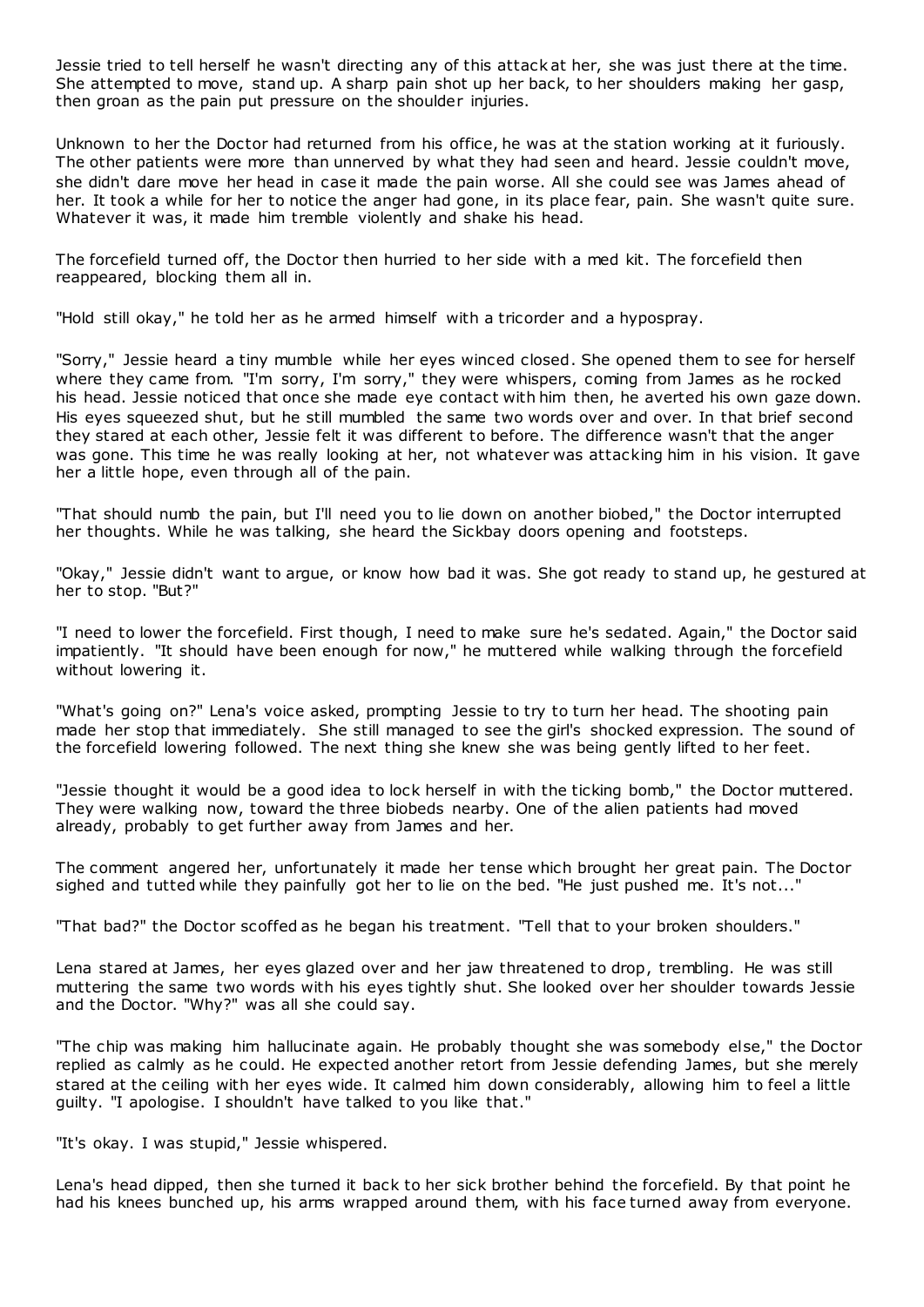Jessie tried to tell herself he wasn't directing any of this attack at her, she was just there at the time. She attempted to move, stand up. A sharp pain shot up her back, to her shoulders making her gasp, then groan as the pain put pressure on the shoulder injuries.

Unknown to her the Doctor had returned from his office, he was at the station working at it furiously. The other patients were more than unnerved by what they had seen and heard. Jessie couldn't move, she didn't dare move her head in case it made the pain worse. All she could see was James ahead of her. It took a while for her to notice the anger had gone, in its place fear, pain. She wasn't quite sure. Whatever it was, it made him tremble violently and shake his head.

The forcefield turned off, the Doctor then hurried to her side with a med kit. The forcefield then reappeared, blocking them all in.

"Hold still okay," he told her as he armed himself with a tricorder and a hypospray.

"Sorry," Jessie heard a tiny mumble while her eyes winced closed. She opened them to see for herself where they came from. "I'm sorry, I'm sorry," they were whispers, coming from James as he rocked his head. Jessie noticed that once she made eye contact with him then, he averted his own gaze down. His eyes squeezed shut, but he still mumbled the same two words over and over. In that brief second they stared at each other, Jessie felt it was different to before. The difference wasn't that the anger was gone. This time he was really looking at her, not whatever was attacking him in his vision. It gave her a little hope, even through all of the pain.

"That should numb the pain, but I'll need you to lie down on another biobed," the Doctor interrupted her thoughts. While he was talking, she heard the Sickbay doors opening and footsteps.

"Okay," Jessie didn't want to argue, or know how bad it was. She got ready to stand up, he gestured at her to stop. "But?"

"I need to lower the forcefield. First though, I need to make sure he's sedated. Again," the Doctor said impatiently. "It should have been enough for now," he muttered while walking through the forcefield without lowering it.

"What's going on?" Lena's voice asked, prompting Jessie to try to turn her head. The shooting pain made her stop that immediately. She still managed to see the girl's shocked expression. The sound of the forcefield lowering followed. The next thing she knew she was being gently lifted to her feet.

"Jessie thought it would be a good idea to lock herself in with the ticking bomb," the Doctor muttered. They were walking now, toward the three biobeds nearby. One of the alien patients had moved already, probably to get further away from James and her.

The comment angered her, unfortunately it made her tense which brought her great pain. The Doctor sighed and tutted while they painfully got her to lie on the bed. "He just pushed me. It's not..."

"That bad?" the Doctor scoffed as he began his treatment. "Tell that to your broken shoulders."

Lena stared at James, her eyes glazed over and her jaw threatened to drop, trembling. He was still muttering the same two words with his eyes tightly shut. She looked over her shoulder towards Jessie and the Doctor. "Why?" was all she could say.

"The chip was making him hallucinate again. He probably thought she was somebody else," the Doctor replied as calmly as he could. He expected another retort from Jessie defending James, but she merely stared at the ceiling with her eyes wide. It calmed him down considerably, allowing him to feel a little guilty. "I apologise. I shouldn't have talked to you like that."

"It's okay. I was stupid," Jessie whispered.

Lena's head dipped, then she turned it back to her sick brother behind the forcefield. By that point he had his knees bunched up, his arms wrapped around them, with his face turned away from everyone.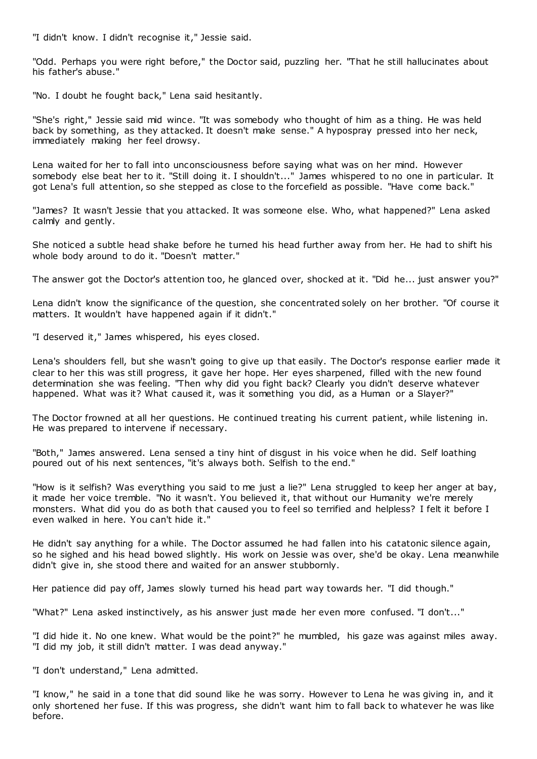"I didn't know. I didn't recognise it," Jessie said.

"Odd. Perhaps you were right before," the Doctor said, puzzling her. "That he still hallucinates about his father's abuse."

"No. I doubt he fought back," Lena said hesitantly.

"She's right," Jessie said mid wince. "It was somebody who thought of him as a thing. He was held back by something, as they attacked. It doesn't make sense." A hypospray pressed into her neck, immediately making her feel drowsy.

Lena waited for her to fall into unconsciousness before saying what was on her mind. However somebody else beat her to it. "Still doing it. I shouldn't..." James whispered to no one in particular. It got Lena's full attention, so she stepped as close to the forcefield as possible. "Have come back."

"James? It wasn't Jessie that you attacked. It was someone else. Who, what happened?" Lena asked calmly and gently.

She noticed a subtle head shake before he turned his head further away from her. He had to shift his whole body around to do it. "Doesn't matter."

The answer got the Doctor's attention too, he glanced over, shocked at it. "Did he... just answer you?"

Lena didn't know the significance of the question, she concentrated solely on her brother. "Of course it matters. It wouldn't have happened again if it didn't."

"I deserved it," James whispered, his eyes closed.

Lena's shoulders fell, but she wasn't going to give up that easily. The Doctor's response earlier made it clear to her this was still progress, it gave her hope. Her eyes sharpened, filled with the new found determination she was feeling. "Then why did you fight back? Clearly you didn't deserve whatever happened. What was it? What caused it, was it something you did, as a Human or a Slayer?"

The Doctor frowned at all her questions. He continued treating his current patient, while listening in. He was prepared to intervene if necessary.

"Both," James answered. Lena sensed a tiny hint of disgust in his voice when he did. Self loathing poured out of his next sentences, "it's always both. Selfish to the end."

"How is it selfish? Was everything you said to me just a lie?" Lena struggled to keep her anger at bay, it made her voice tremble. "No it wasn't. You believed it, that without our Humanity we're merely monsters. What did you do as both that caused you to feel so terrified and helpless? I felt it before I even walked in here. You can't hide it."

He didn't say anything for a while. The Doctor assumed he had fallen into his catatonic silence again, so he sighed and his head bowed slightly. His work on Jessie was over, she'd be okay. Lena meanwhile didn't give in, she stood there and waited for an answer stubbornly.

Her patience did pay off, James slowly turned his head part way towards her. "I did though."

"What?" Lena asked instinctively, as his answer just made her even more confused. "I don't..."

"I did hide it. No one knew. What would be the point?" he mumbled, his gaze was against miles away. "I did my job, it still didn't matter. I was dead anyway."

"I don't understand," Lena admitted.

"I know," he said in a tone that did sound like he was sorry. However to Lena he was giving in, and it only shortened her fuse. If this was progress, she didn't want him to fall back to whatever he was like before.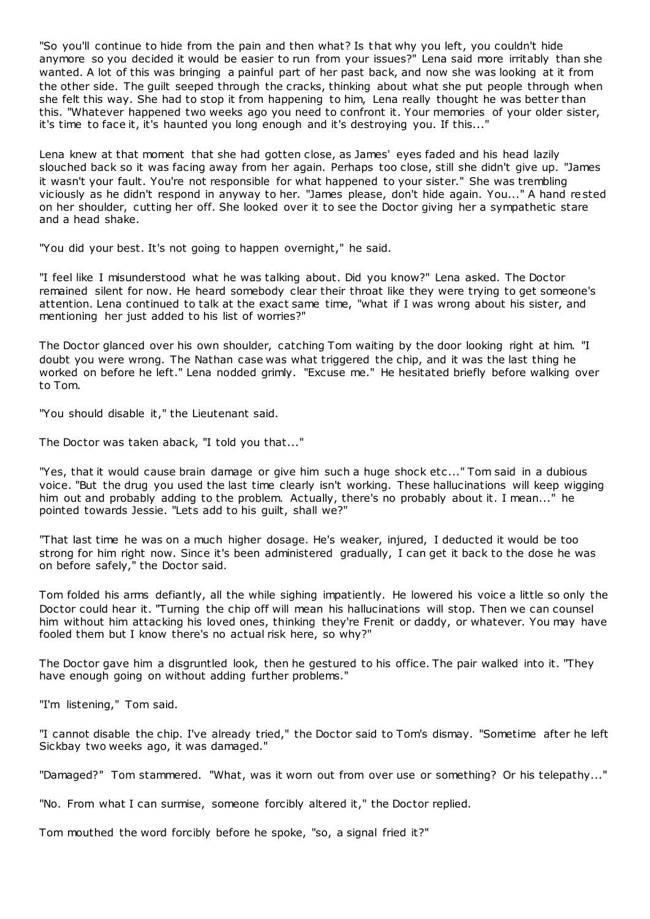"So you'll continue to hide from the pain and then what? Is that why you left, you couldn't hide anymore so you decided it would be easier to run from your issues?" Lena said more irritably than she wanted. A lot of this was bringing a painful part of her past back, and now she was looking at it from the other side. The guilt seeped through the cracks, thinking about what she put people through when she felt this way. She had to stop it from happening to him, Lena really thought he was better than this. "Whatever happened two weeks ago you need to confront it. Your memories of your older sister, it's time to face it, it's haunted you long enough and it's destroying you. If this..."

Lena knew at that moment that she had gotten close, as James' eyes faded and his head lazily slouched back so it was facing away from her again. Perhaps too close, still she didn't give up. "James it wasn't your fault. You're not responsible for what happened to your sister." She was trembling viciously as he didn't respond in anyway to her. "James please, don't hide again. You..." A hand rested on her shoulder, cutting her off. She looked over it to see the Doctor giving her a sympathetic stare and a head shake.

"You did your best. It's not going to happen overnight," he said.

"I feel like I misunderstood what he was talking about. Did you know?" Lena asked. The Doctor remained silent for now. He heard somebody clear their throat like they were trying to get someone's attention. Lena continued to talk at the exact same time, "what if I was wrong about his sister, and mentioning her just added to his list of worries?"

The Doctor glanced over his own shoulder, catching Tom waiting by the door looking right at him. "I doubt you were wrong. The Nathan case was what triggered the chip, and it was the last thing he worked on before he left." Lena nodded grimly. "Excuse me." He hesitated briefly before walking over to Tom.

"You should disable it," the Lieutenant said.

The Doctor was taken aback, "I told you that..."

"Yes, that it would cause brain damage or give him such a huge shock etc..." Tom said in a dubious voice. "But the drug you used the last time clearly isn't working. These hallucinations will keep wigging him out and probably adding to the problem. Actually, there's no probably about it. I mean..." he pointed towards Jessie. "Lets add to his guilt, shall we?"

"That last time he was on a much higher dosage. He's weaker, injured, I deducted it would be too strong for him right now. Since it's been administered gradually, I can get it back to the dose he was on before safely," the Doctor said.

Tom folded his arms defiantly, all the while sighing impatiently. He lowered his voice a little so only the Doctor could hear it. "Turning the chip off will mean his hallucinations will stop. Then we can counsel him without him attacking his loved ones, thinking they're Frenit or daddy, or whatever. You may have fooled them but I know there's no actual risk here, so why?"

The Doctor gave him a disgruntled look, then he gestured to his office. The pair walked into it. "They have enough going on without adding further problems."

"I'm listening," Tom said.

"I cannot disable the chip. I've already tried," the Doctor said to Tom's dismay. "Sometime after he left Sickbay two weeks ago, it was damaged."

"Damaged?" Tom stammered. "What, was it worn out from over use or something? Or his telepathy..."

"No. From what I can surmise, someone forcibly altered it," the Doctor replied.

Tom mouthed the word forcibly before he spoke, "so, a signal fried it?"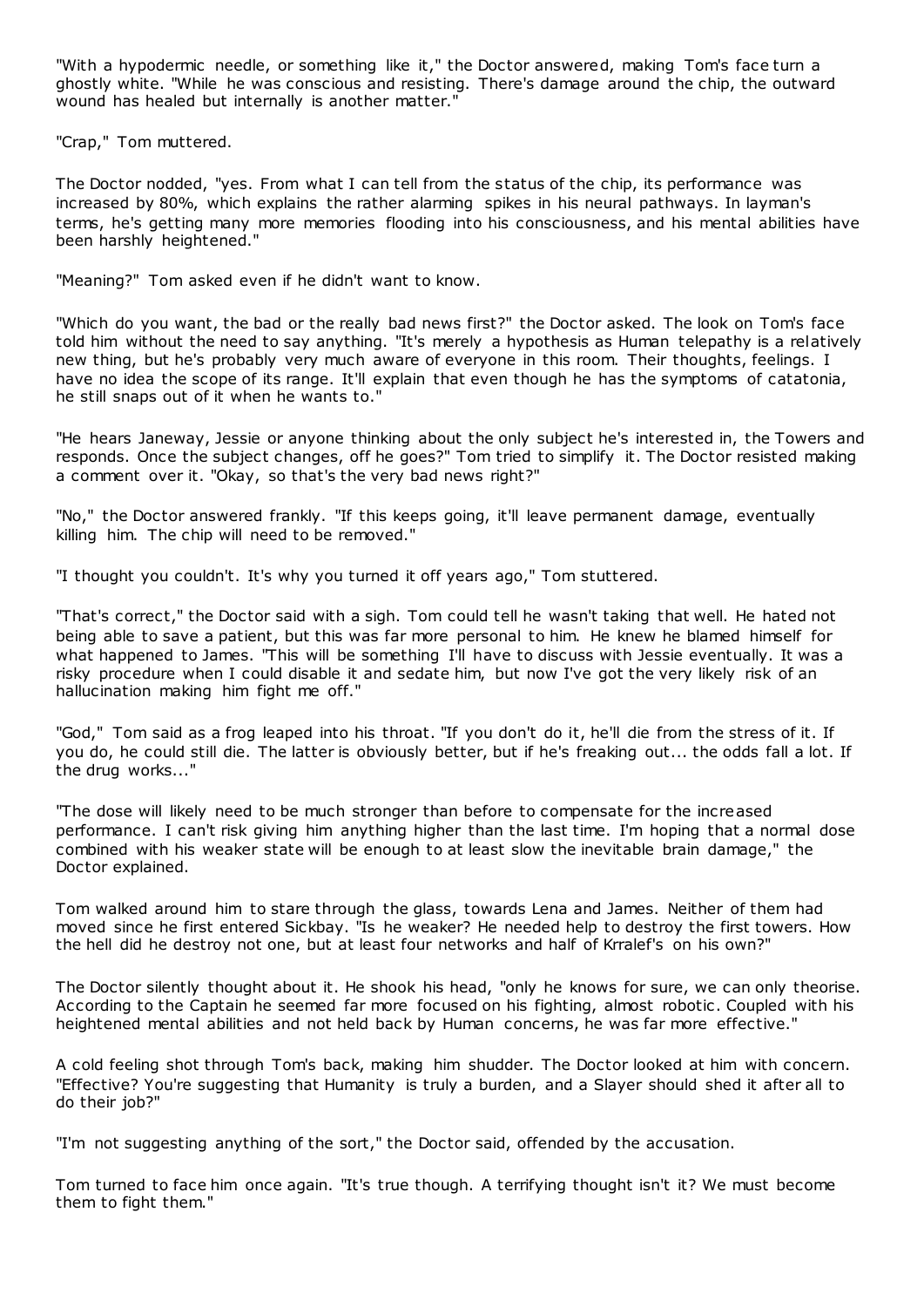"With a hypodermic needle, or something like it," the Doctor answered, making Tom's face turn a ghostly white. "While he was conscious and resisting. There's damage around the chip, the outward wound has healed but internally is another matter."

"Crap," Tom muttered.

The Doctor nodded, "yes. From what I can tell from the status of the chip, its performance was increased by 80%, which explains the rather alarming spikes in his neural pathways. In layman's terms, he's getting many more memories flooding into his consciousness, and his mental abilities have been harshly heightened."

"Meaning?" Tom asked even if he didn't want to know.

"Which do you want, the bad or the really bad news first?" the Doctor asked. The look on Tom's face told him without the need to say anything. "It's merely a hypothesis as Human telepathy is a relatively new thing, but he's probably very much aware of everyone in this room. Their thoughts, feelings. I have no idea the scope of its range. It'll explain that even though he has the symptoms of catatonia, he still snaps out of it when he wants to."

"He hears Janeway, Jessie or anyone thinking about the only subject he's interested in, the Towers and responds. Once the subject changes, off he goes?" Tom tried to simplify it. The Doctor resisted making a comment over it. "Okay, so that's the very bad news right?"

"No," the Doctor answered frankly. "If this keeps going, it'll leave permanent damage, eventually killing him. The chip will need to be removed."

"I thought you couldn't. It's why you turned it off years ago," Tom stuttered.

"That's correct," the Doctor said with a sigh. Tom could tell he wasn't taking that well. He hated not being able to save a patient, but this was far more personal to him. He knew he blamed himself for what happened to James. "This will be something I'll have to discuss with Jessie eventually. It was a risky procedure when I could disable it and sedate him, but now I've got the very likely risk of an hallucination making him fight me off."

"God," Tom said as a frog leaped into his throat. "If you don't do it, he'll die from the stress of it. If you do, he could still die. The latter is obviously better, but if he's freaking out... the odds fall a lot. If the drug works..."

"The dose will likely need to be much stronger than before to compensate for the increased performance. I can't risk giving him anything higher than the last time. I'm hoping that a normal dose combined with his weaker state will be enough to at least slow the inevitable brain damage," the Doctor explained.

Tom walked around him to stare through the glass, towards Lena and James. Neither of them had moved since he first entered Sickbay. "Is he weaker? He needed help to destroy the first towers. How the hell did he destroy not one, but at least four networks and half of Krralef's on his own?"

The Doctor silently thought about it. He shook his head, "only he knows for sure, we can only theorise. According to the Captain he seemed far more focused on his fighting, almost robotic. Coupled with his heightened mental abilities and not held back by Human concerns, he was far more effective."

A cold feeling shot through Tom's back, making him shudder. The Doctor looked at him with concern. "Effective? You're suggesting that Humanity is truly a burden, and a Slayer should shed it after all to do their job?"

"I'm not suggesting anything of the sort," the Doctor said, offended by the accusation.

Tom turned to face him once again. "It's true though. A terrifying thought isn't it? We must become them to fight them."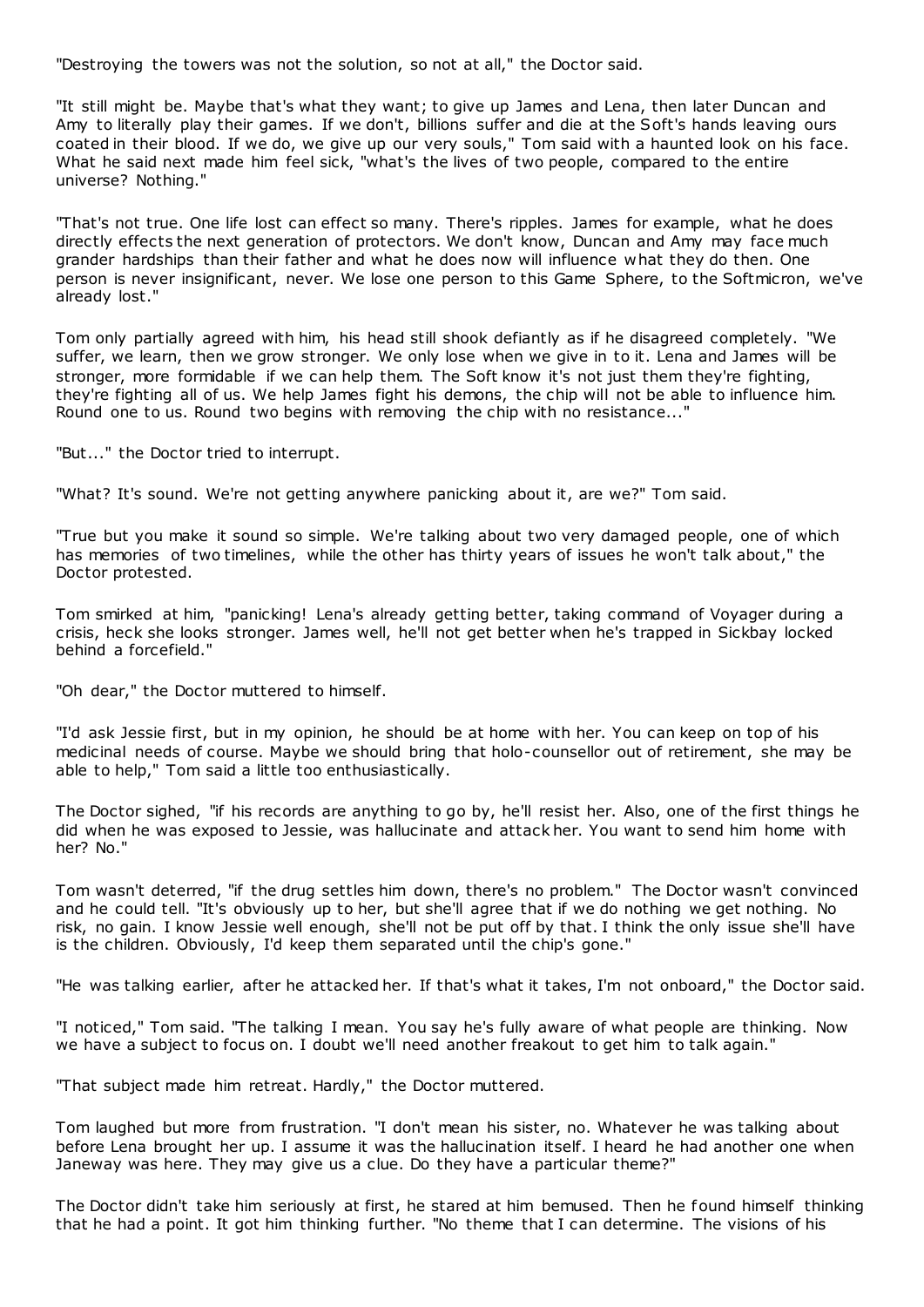"Destroying the towers was not the solution, so not at all," the Doctor said.

"It still might be. Maybe that's what they want; to give up James and Lena, then later Duncan and Amy to literally play their games. If we don't, billions suffer and die at the Soft's hands leaving ours coated in their blood. If we do, we give up our very souls," Tom said with a haunted look on his face. What he said next made him feel sick, "what's the lives of two people, compared to the entire universe? Nothing."

"That's not true. One life lost can effect so many. There's ripples. James for example, what he does directly effects the next generation of protectors. We don't know, Duncan and Amy may face much grander hardships than their father and what he does now will influence what they do then. One person is never insignificant, never. We lose one person to this Game Sphere, to the Softmicron, we've already lost."

Tom only partially agreed with him, his head still shook defiantly as if he disagreed completely. "We suffer, we learn, then we grow stronger. We only lose when we give in to it. Lena and James will be stronger, more formidable if we can help them. The Soft know it's not just them they're fighting, they're fighting all of us. We help James fight his demons, the chip will not be able to influence him. Round one to us. Round two begins with removing the chip with no resistance..."

"But..." the Doctor tried to interrupt.

"What? It's sound. We're not getting anywhere panicking about it, are we?" Tom said.

"True but you make it sound so simple. We're talking about two very damaged people, one of which has memories of two timelines, while the other has thirty years of issues he won't talk about," the Doctor protested.

Tom smirked at him, "panicking! Lena's already getting better, taking command of Voyager during a crisis, heck she looks stronger. James well, he'll not get better when he's trapped in Sickbay locked behind a forcefield."

"Oh dear," the Doctor muttered to himself.

"I'd ask Jessie first, but in my opinion, he should be at home with her. You can keep on top of his medicinal needs of course. Maybe we should bring that holo-counsellor out of retirement, she may be able to help," Tom said a little too enthusiastically.

The Doctor sighed, "if his records are anything to go by, he'll resist her. Also, one of the first things he did when he was exposed to Jessie, was hallucinate and attack her. You want to send him home with her? No."

Tom wasn't deterred, "if the drug settles him down, there's no problem." The Doctor wasn't convinced and he could tell. "It's obviously up to her, but she'll agree that if we do nothing we get nothing. No risk, no gain. I know Jessie well enough, she'll not be put off by that. I think the only issue she'll have is the children. Obviously, I'd keep them separated until the chip's gone."

"He was talking earlier, after he attacked her. If that's what it takes, I'm not onboard," the Doctor said.

"I noticed," Tom said. "The talking I mean. You say he's fully aware of what people are thinking. Now we have a subject to focus on. I doubt we'll need another freakout to get him to talk again."

"That subject made him retreat. Hardly," the Doctor muttered.

Tom laughed but more from frustration. "I don't mean his sister, no. Whatever he was talking about before Lena brought her up. I assume it was the hallucination itself. I heard he had another one when Janeway was here. They may give us a clue. Do they have a particular theme?"

The Doctor didn't take him seriously at first, he stared at him bemused. Then he found himself thinking that he had a point. It got him thinking further. "No theme that I can determine. The visions of his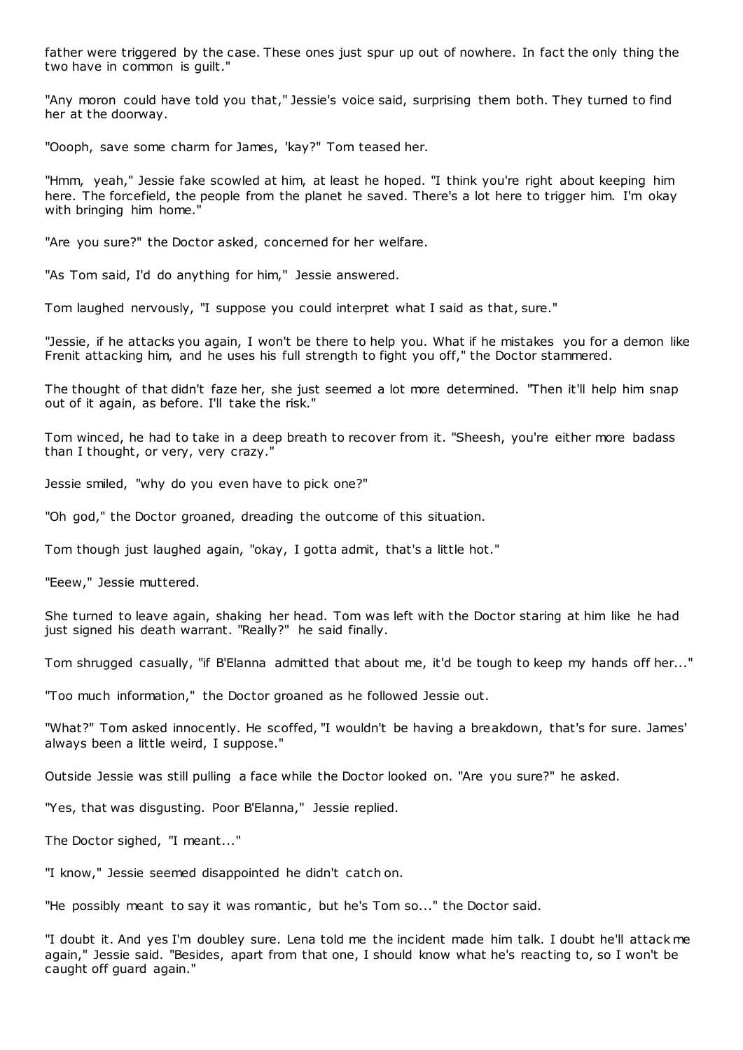father were triggered by the case. These ones just spur up out of nowhere. In fact the only thing the two have in common is guilt."

"Any moron could have told you that," Jessie's voice said, surprising them both. They turned to find her at the doorway.

"Oooph, save some charm for James, 'kay?" Tom teased her.

"Hmm, yeah," Jessie fake scowled at him, at least he hoped. "I think you're right about keeping him here. The forcefield, the people from the planet he saved. There's a lot here to trigger him. I'm okay with bringing him home."

"Are you sure?" the Doctor asked, concerned for her welfare.

"As Tom said, I'd do anything for him," Jessie answered.

Tom laughed nervously, "I suppose you could interpret what I said as that, sure."

"Jessie, if he attacks you again, I won't be there to help you. What if he mistakes you for a demon like Frenit attacking him, and he uses his full strength to fight you off," the Doctor stammered.

The thought of that didn't faze her, she just seemed a lot more determined. "Then it'll help him snap out of it again, as before. I'll take the risk."

Tom winced, he had to take in a deep breath to recover from it. "Sheesh, you're either more badass than I thought, or very, very crazy."

Jessie smiled, "why do you even have to pick one?"

"Oh god," the Doctor groaned, dreading the outcome of this situation.

Tom though just laughed again, "okay, I gotta admit, that's a little hot."

"Eeew," Jessie muttered.

She turned to leave again, shaking her head. Tom was left with the Doctor staring at him like he had just signed his death warrant. "Really?" he said finally.

Tom shrugged casually, "if B'Elanna admitted that about me, it'd be tough to keep my hands off her..."

"Too much information," the Doctor groaned as he followed Jessie out.

"What?" Tom asked innocently. He scoffed, "I wouldn't be having a breakdown, that's for sure. James' always been a little weird, I suppose."

Outside Jessie was still pulling a face while the Doctor looked on. "Are you sure?" he asked.

"Yes, that was disgusting. Poor B'Elanna," Jessie replied.

The Doctor sighed, "I meant..."

"I know," Jessie seemed disappointed he didn't catch on.

"He possibly meant to say it was romantic, but he's Tom so..." the Doctor said.

"I doubt it. And yes I'm doubley sure. Lena told me the incident made him talk. I doubt he'll attack me again," Jessie said. "Besides, apart from that one, I should know what he's reacting to, so I won't be caught off guard again."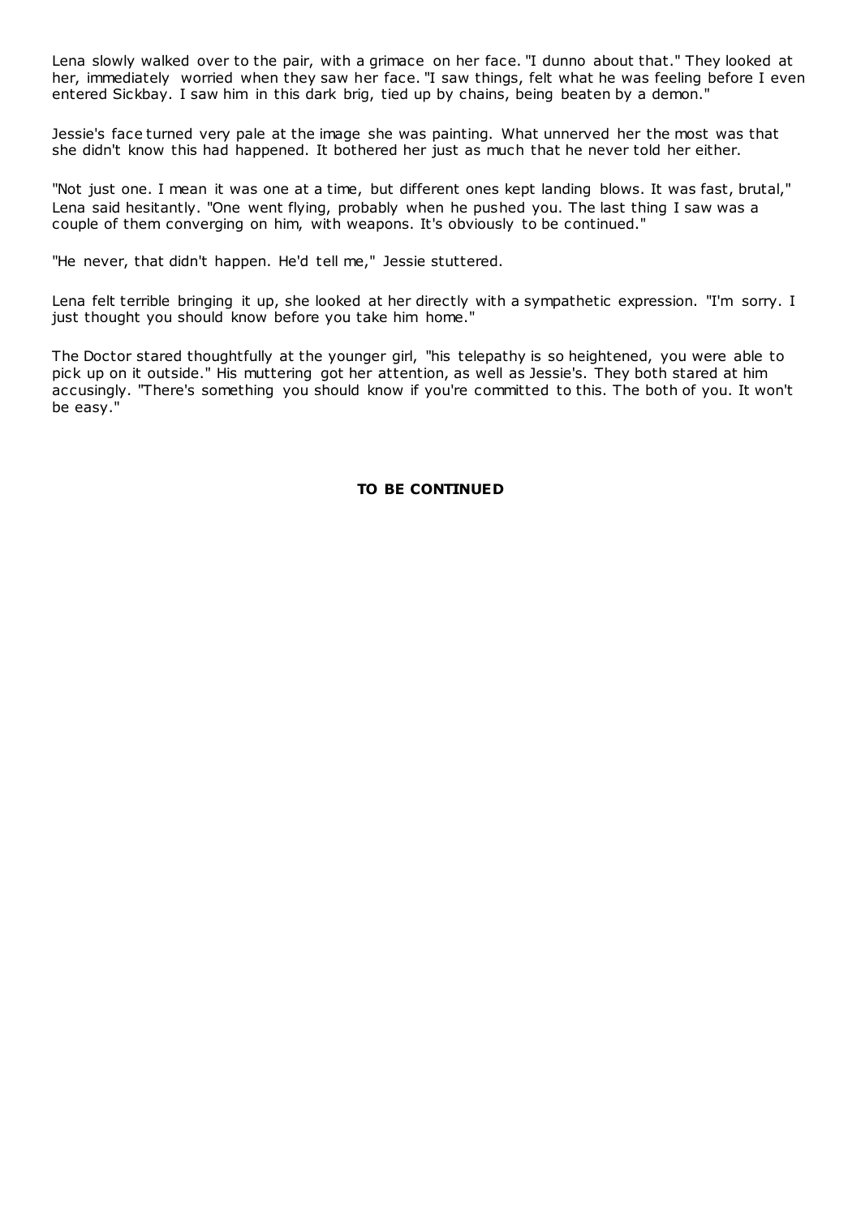Lena slowly walked over to the pair, with a grimace on her face. "I dunno about that." They looked at her, immediately worried when they saw her face. "I saw things, felt what he was feeling before I even entered Sickbay. I saw him in this dark brig, tied up by chains, being beaten by a demon."

Jessie's face turned very pale at the image she was painting. What unnerved her the most was that she didn't know this had happened. It bothered her just as much that he never told her either.

"Not just one. I mean it was one at a time, but different ones kept landing blows. It was fast, brutal," Lena said hesitantly. "One went flying, probably when he pushed you. The last thing I saw was a couple of them converging on him, with weapons. It's obviously to be continued."

"He never, that didn't happen. He'd tell me," Jessie stuttered.

Lena felt terrible bringing it up, she looked at her directly with a sympathetic expression. "I'm sorry. I just thought you should know before you take him home."

The Doctor stared thoughtfully at the younger girl, "his telepathy is so heightened, you were able to pick up on it outside." His muttering got her attention, as well as Jessie's. They both stared at him accusingly. "There's something you should know if you're committed to this. The both of you. It won't be easy."

**TO BE CONTINUED**